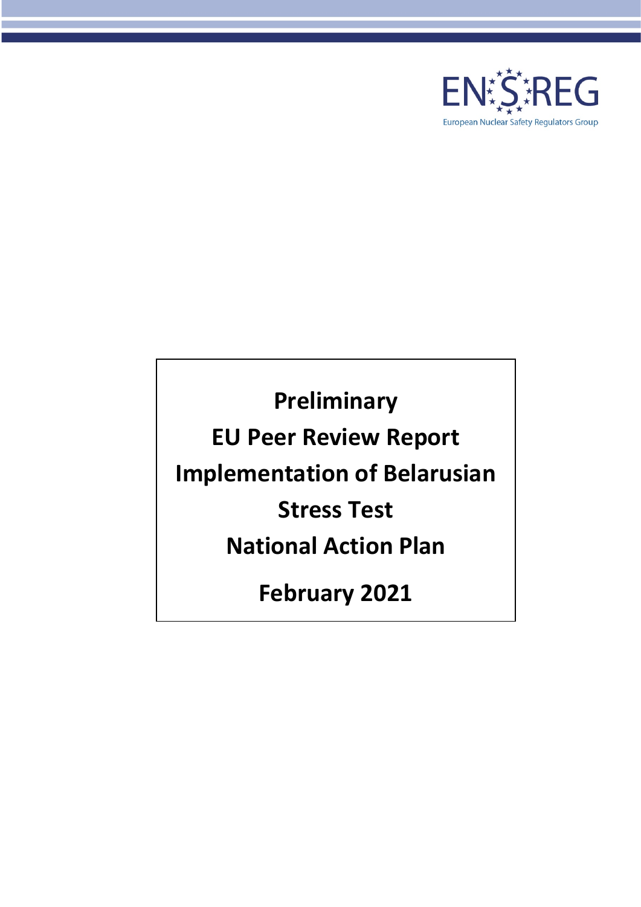ENSREG

European Nuclear Safety Regulators Group

# Preliminary EU Peer Review Report Implementation of Belarusian Stress Test National Action Plan

**February 2021**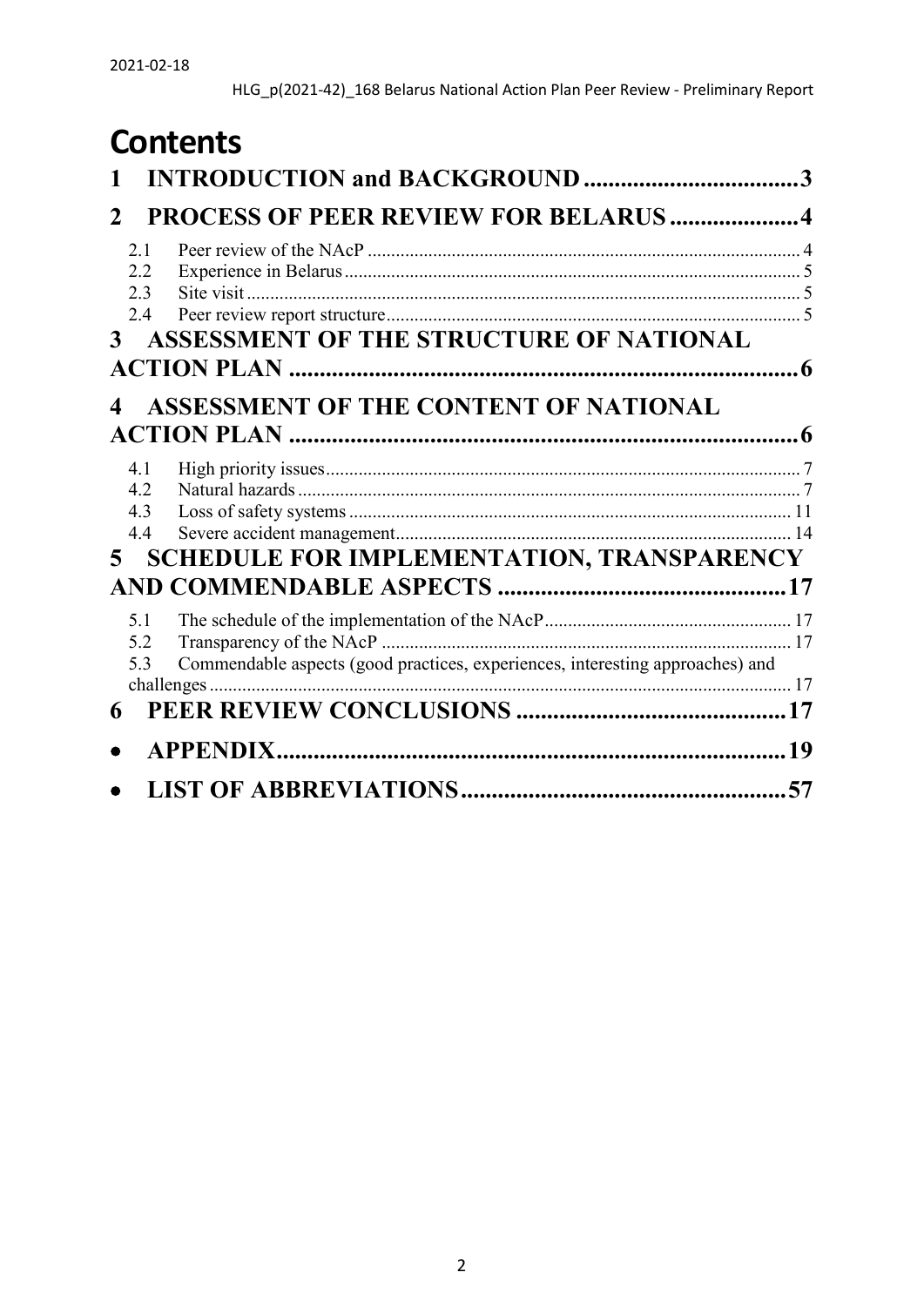# Contents

1 INTRODUCTION and BACKGROUND ....................................3

2 PROCESS OF PEER REVIEW FOR BELARUS .....................4

- 2.1 Peer review of the NAcP ....................................4
- 2.2 Experience in Belarus ....................................5
- 2.3 Site visit ....................................5
- 2.4 Peer review report structure ....................................5

3 ASSESSMENT OF THE STRUCTURE OF NATIONAL ACTION PLAN ....................................6

4 ASSESSMENT OF THE CONTENT OF NATIONAL ACTION PLAN ....................................6

- 4.1 High priority issues ....................................7
- 4.2 Natural hazards ....................................7
- 4.3 Loss of safety systems ....................................11
- 4.4 Severe accident management ....................................14

5 SCHEDULE FOR IMPLEMENTATION, TRANSPARENCY AND COMMENDABLE ASPECTS ....................................17

- 5.1 The schedule of the implementation of the NAcP ....................................17
- 5.2 Transparency of the NAcP ....................................17
- 5.3 Commendable aspects (good practices, experiences, interesting approaches) and challenges ....................................17

6 PEER REVIEW CONCLUSIONS ....................................17

- APPENDIX ....................................19
- LIST OF ABBREVIATIONS ....................................57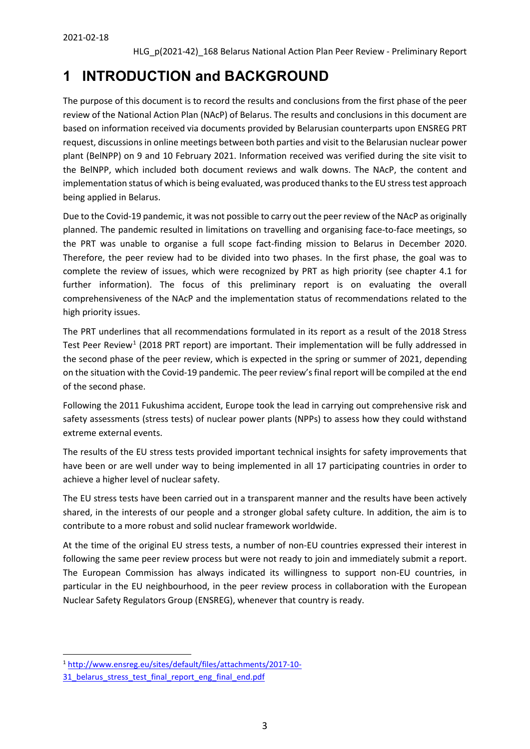# 1 INTRODUCTION and BACKGROUND

The purpose of this document is to record the results and conclusions from the first phase of the peer review of the National Action Plan (NAcP) of Belarus. The results and conclusions in this document are based on information received via documents provided by Belarusian counterparts upon ENSREG PRT request, discussions in online meetings between both parties and visit to the Belarusian nuclear power plant (BelNPP) on 9 and 10 February 2021. Information received was verified during the site visit to the BelNPP, which included both document reviews and walk downs. The NAcP, the content and implementation status of which is being evaluated, was produced thanks to the EU stress test approach being applied in Belarus.

Due to the Covid-19 pandemic, it was not possible to carry out the peer review of the NAcP as originally planned. The pandemic resulted in limitations on travelling and organising face-to-face meetings, so the PRT was unable to organise a full scope fact-finding mission to Belarus in December 2020. Therefore, the peer review had to be divided into two phases. In the first phase, the goal was to complete the review of issues, which were recognized by PRT as high priority (see chapter 4.1 for further information). The focus of this preliminary report is on evaluating the overall comprehensiveness of the NAcP and the implementation status of recommendations related to the high priority issues.

The PRT underlines that all recommendations formulated in its report as a result of the 2018 Stress Test Peer Review[1] (2018 PRT report) are important. Their implementation will be fully addressed in the second phase of the peer review, which is expected in the spring or summer of 2021, depending on the situation with the Covid-19 pandemic. The peer review's final report will be compiled at the end of the second phase.

Following the 2011 Fukushima accident, Europe took the lead in carrying out comprehensive risk and safety assessments (stress tests) of nuclear power plants (NPPs) to assess how they could withstand extreme external events.

The results of the EU stress tests provided important technical insights for safety improvements that have been or are well under way to being implemented in all 17 participating countries in order to achieve a higher level of nuclear safety.

The EU stress tests have been carried out in a transparent manner and the results have been actively shared, in the interests of our people and a stronger global safety culture. In addition, the aim is to contribute to a more robust and solid nuclear framework worldwide.

At the time of the original EU stress tests, a number of non-EU countries expressed their interest in following the same peer review process but were not ready to join and immediately submit a report. The European Commission has always indicated its willingness to support non-EU countries, in particular in the EU neighbourhood, in the peer review process in collaboration with the European Nuclear Safety Regulators Group (ENSREG), whenever that country is ready.

---

[1] http://www.ensreg.eu/sites/default/files/attachments/2017-10-31_belarus_stress_test_final_report_eng_final_end.pdf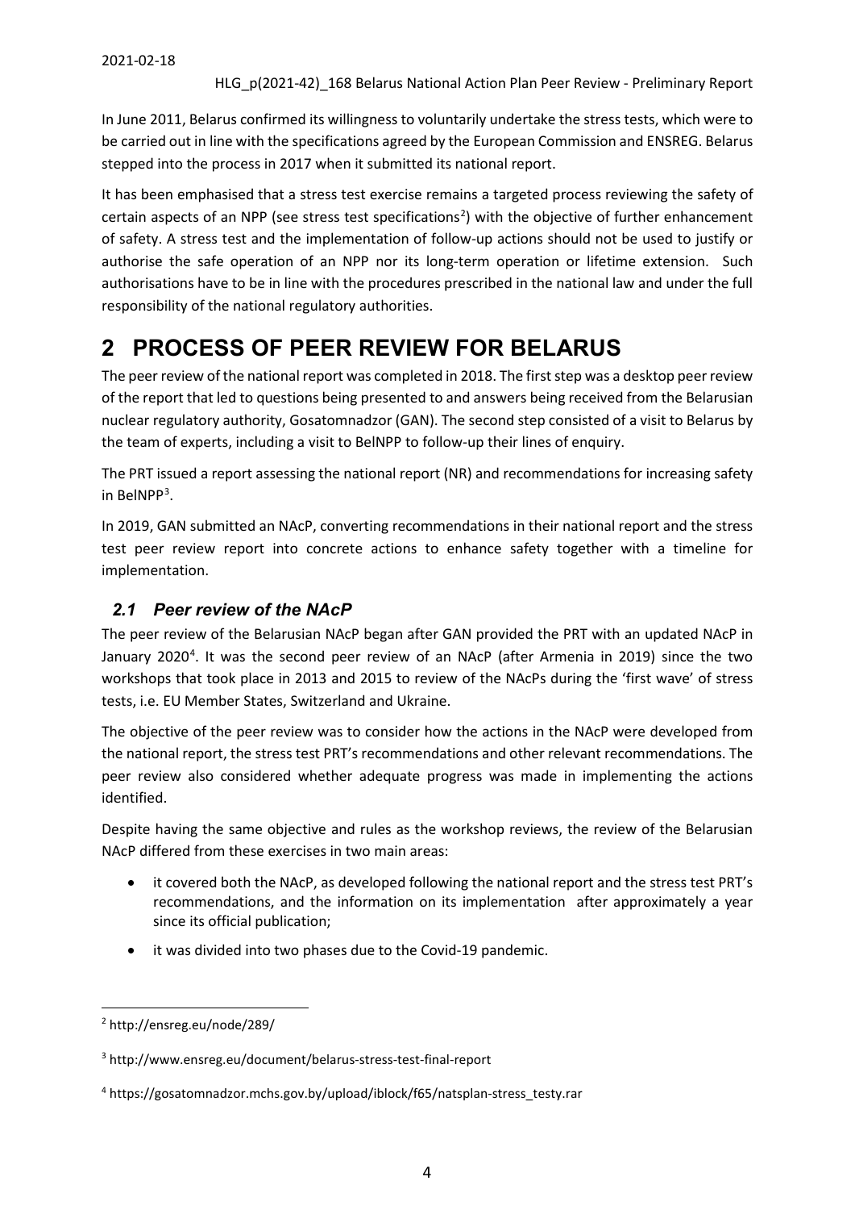In June 2011, Belarus confirmed its willingness to voluntarily undertake the stress tests, which were to be carried out in line with the specifications agreed by the European Commission and ENSREG. Belarus stepped into the process in 2017 when it submitted its national report.

It has been emphasised that a stress test exercise remains a targeted process reviewing the safety of certain aspects of an NPP (see stress test specifications[2]) with the objective of further enhancement of safety. A stress test and the implementation of follow-up actions should not be used to justify or authorise the safe operation of an NPP nor its long-term operation or lifetime extension. Such authorisations have to be in line with the procedures prescribed in the national law and under the full responsibility of the national regulatory authorities.

# 2 PROCESS OF PEER REVIEW FOR BELARUS

The peer review of the national report was completed in 2018. The first step was a desktop peer review of the report that led to questions being presented to and answers being received from the Belarusian nuclear regulatory authority, Gosatomnadzor (GAN). The second step consisted of a visit to Belarus by the team of experts, including a visit to BelNPP to follow-up their lines of enquiry.

The PRT issued a report assessing the national report (NR) and recommendations for increasing safety in BelNPP[3].

In 2019, GAN submitted an NAcP, converting recommendations in their national report and the stress test peer review report into concrete actions to enhance safety together with a timeline for implementation.

## *2.1 Peer review of the NAcP*

The peer review of the Belarusian NAcP began after GAN provided the PRT with an updated NAcP in January 2020[4]. It was the second peer review of an NAcP (after Armenia in 2019) since the two workshops that took place in 2013 and 2015 to review of the NAcPs during the 'first wave' of stress tests, i.e. EU Member States, Switzerland and Ukraine.

The objective of the peer review was to consider how the actions in the NAcP were developed from the national report, the stress test PRT's recommendations and other relevant recommendations. The peer review also considered whether adequate progress was made in implementing the actions identified.

Despite having the same objective and rules as the workshop reviews, the review of the Belarusian NAcP differed from these exercises in two main areas:

- it covered both the NAcP, as developed following the national report and the stress test PRT's recommendations, and the information on its implementation after approximately a year since its official publication;
- it was divided into two phases due to the Covid-19 pandemic.

---

[2] http://ensreg.eu/node/289/

[3] http://www.ensreg.eu/document/belarus-stress-test-final-report

[4] https://gosatomnadzor.mchs.gov.by/upload/iblock/f65/natsplan-stress_testy.rar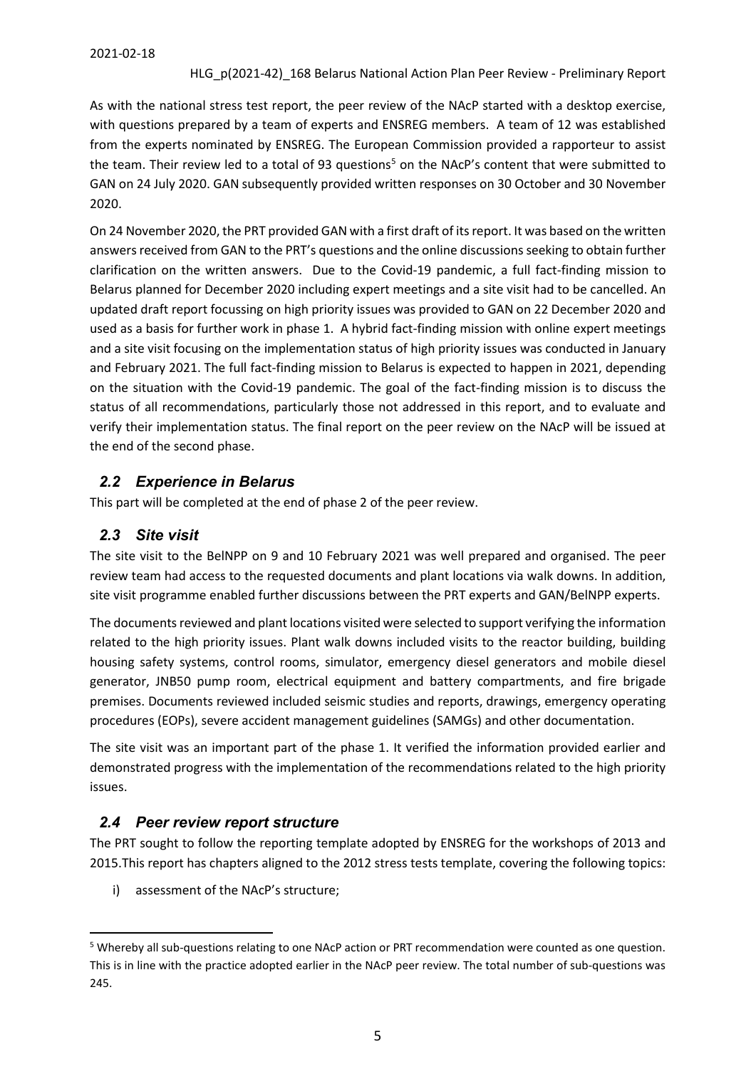As with the national stress test report, the peer review of the NAcP started with a desktop exercise, with questions prepared by a team of experts and ENSREG members. A team of 12 was established from the experts nominated by ENSREG. The European Commission provided a rapporteur to assist the team. Their review led to a total of 93 questions[5] on the NAcP's content that were submitted to GAN on 24 July 2020. GAN subsequently provided written responses on 30 October and 30 November 2020.

On 24 November 2020, the PRT provided GAN with a first draft of its report. It was based on the written answers received from GAN to the PRT's questions and the online discussions seeking to obtain further clarification on the written answers. Due to the Covid-19 pandemic, a full fact-finding mission to Belarus planned for December 2020 including expert meetings and a site visit had to be cancelled. An updated draft report focussing on high priority issues was provided to GAN on 22 December 2020 and used as a basis for further work in phase 1. A hybrid fact-finding mission with online expert meetings and a site visit focusing on the implementation status of high priority issues was conducted in January and February 2021. The full fact-finding mission to Belarus is expected to happen in 2021, depending on the situation with the Covid-19 pandemic. The goal of the fact-finding mission is to discuss the status of all recommendations, particularly those not addressed in this report, and to evaluate and verify their implementation status. The final report on the peer review on the NAcP will be issued at the end of the second phase.

## *2.2 Experience in Belarus*

This part will be completed at the end of phase 2 of the peer review.

## *2.3 Site visit*

The site visit to the BelNPP on 9 and 10 February 2021 was well prepared and organised. The peer review team had access to the requested documents and plant locations via walk downs. In addition, site visit programme enabled further discussions between the PRT experts and GAN/BelNPP experts.

The documents reviewed and plant locations visited were selected to support verifying the information related to the high priority issues. Plant walk downs included visits to the reactor building, building housing safety systems, control rooms, simulator, emergency diesel generators and mobile diesel generator, JNB50 pump room, electrical equipment and battery compartments, and fire brigade premises. Documents reviewed included seismic studies and reports, drawings, emergency operating procedures (EOPs), severe accident management guidelines (SAMGs) and other documentation.

The site visit was an important part of the phase 1. It verified the information provided earlier and demonstrated progress with the implementation of the recommendations related to the high priority issues.

## *2.4 Peer review report structure*

The PRT sought to follow the reporting template adopted by ENSREG for the workshops of 2013 and 2015.This report has chapters aligned to the 2012 stress tests template, covering the following topics:

i) assessment of the NAcP's structure;

[5] Whereby all sub-questions relating to one NAcP action or PRT recommendation were counted as one question. This is in line with the practice adopted earlier in the NAcP peer review. The total number of sub-questions was 245.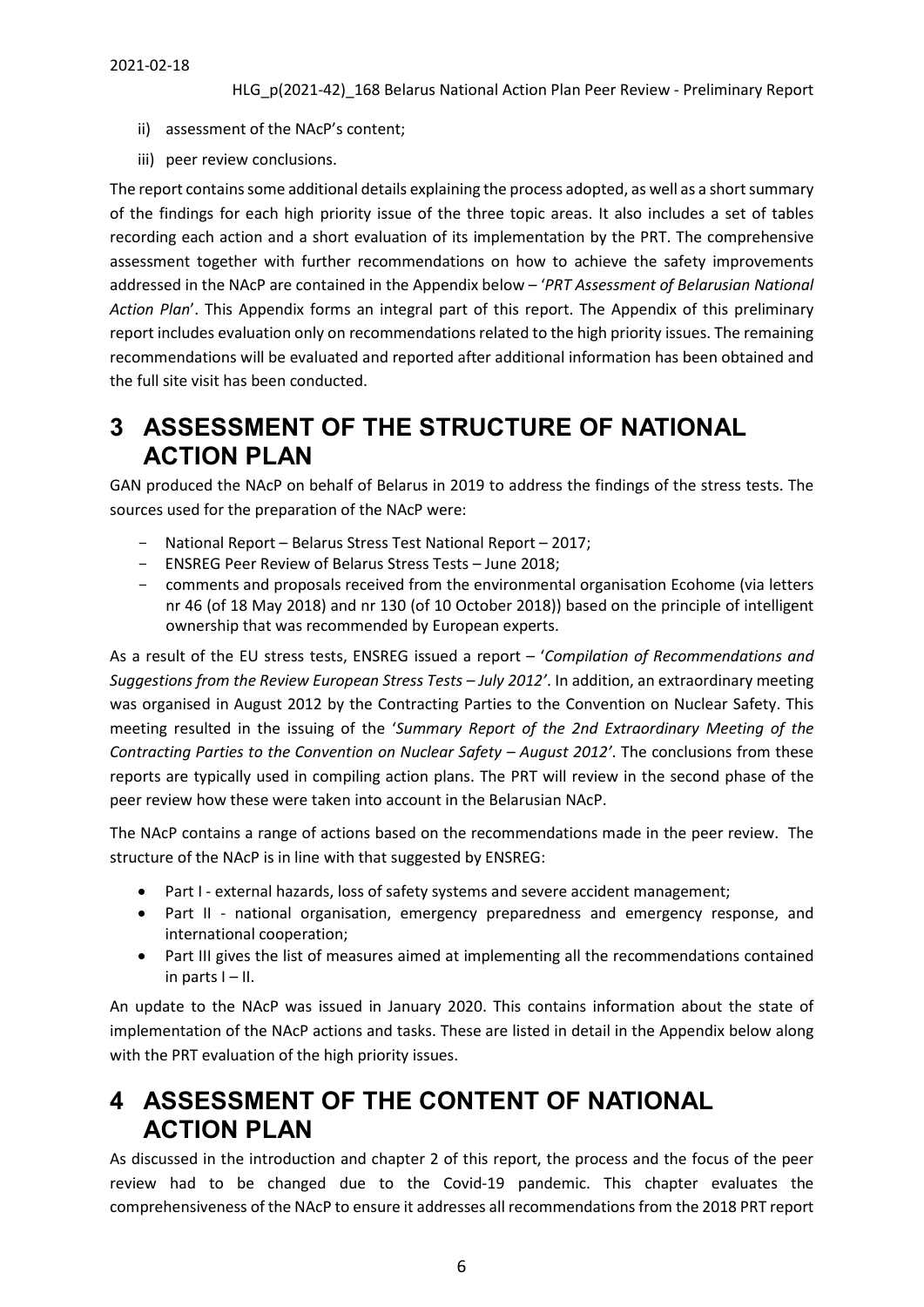ii) assessment of the NAcP's content;

iii) peer review conclusions.

The report contains some additional details explaining the process adopted, as well as a short summary of the findings for each high priority issue of the three topic areas. It also includes a set of tables recording each action and a short evaluation of its implementation by the PRT. The comprehensive assessment together with further recommendations on how to achieve the safety improvements addressed in the NAcP are contained in the Appendix below – '*PRT Assessment of Belarusian National Action Plan*'. This Appendix forms an integral part of this report. The Appendix of this preliminary report includes evaluation only on recommendations related to the high priority issues. The remaining recommendations will be evaluated and reported after additional information has been obtained and the full site visit has been conducted.

# 3 ASSESSMENT OF THE STRUCTURE OF NATIONAL ACTION PLAN

GAN produced the NAcP on behalf of Belarus in 2019 to address the findings of the stress tests. The sources used for the preparation of the NAcP were:

- National Report – Belarus Stress Test National Report – 2017;
- ENSREG Peer Review of Belarus Stress Tests – June 2018;
- comments and proposals received from the environmental organisation Ecohome (via letters nr 46 (of 18 May 2018) and nr 130 (of 10 October 2018)) based on the principle of intelligent ownership that was recommended by European experts.

As a result of the EU stress tests, ENSREG issued a report – '*Compilation of Recommendations and Suggestions from the Review European Stress Tests – July 2012'*. In addition, an extraordinary meeting was organised in August 2012 by the Contracting Parties to the Convention on Nuclear Safety. This meeting resulted in the issuing of the '*Summary Report of the 2nd Extraordinary Meeting of the Contracting Parties to the Convention on Nuclear Safety – August 2012'*. The conclusions from these reports are typically used in compiling action plans. The PRT will review in the second phase of the peer review how these were taken into account in the Belarusian NAcP.

The NAcP contains a range of actions based on the recommendations made in the peer review. The structure of the NAcP is in line with that suggested by ENSREG:

- Part I - external hazards, loss of safety systems and severe accident management;
- Part II - national organisation, emergency preparedness and emergency response, and international cooperation;
- Part III gives the list of measures aimed at implementing all the recommendations contained in parts I – II.

An update to the NAcP was issued in January 2020. This contains information about the state of implementation of the NAcP actions and tasks. These are listed in detail in the Appendix below along with the PRT evaluation of the high priority issues.

# 4 ASSESSMENT OF THE CONTENT OF NATIONAL ACTION PLAN

As discussed in the introduction and chapter 2 of this report, the process and the focus of the peer review had to be changed due to the Covid-19 pandemic. This chapter evaluates the comprehensiveness of the NAcP to ensure it addresses all recommendations from the 2018 PRT report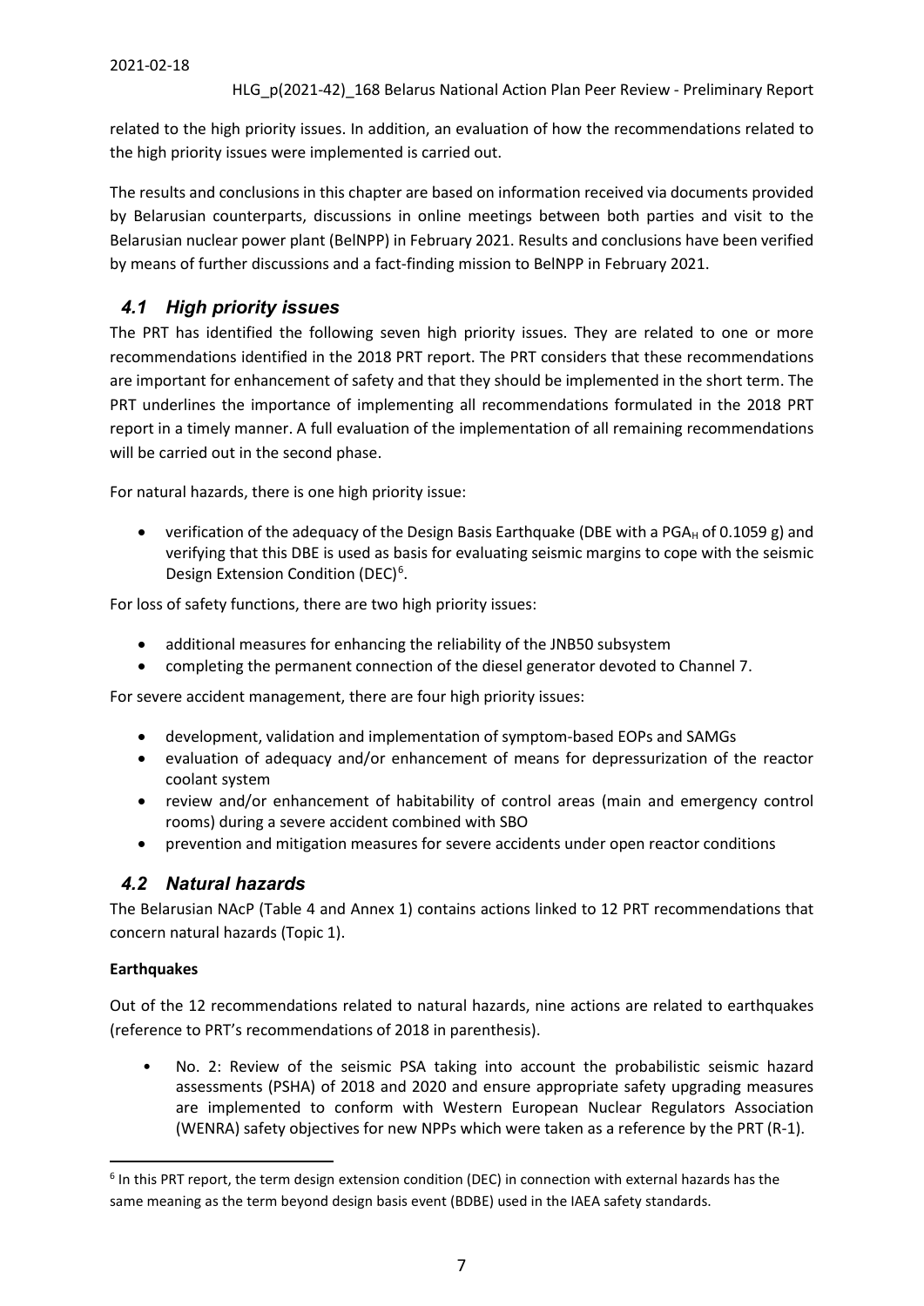related to the high priority issues. In addition, an evaluation of how the recommendations related to the high priority issues were implemented is carried out.

The results and conclusions in this chapter are based on information received via documents provided by Belarusian counterparts, discussions in online meetings between both parties and visit to the Belarusian nuclear power plant (BelNPP) in February 2021. Results and conclusions have been verified by means of further discussions and a fact-finding mission to BelNPP in February 2021.

## *4.1 High priority issues*

The PRT has identified the following seven high priority issues. They are related to one or more recommendations identified in the 2018 PRT report. The PRT considers that these recommendations are important for enhancement of safety and that they should be implemented in the short term. The PRT underlines the importance of implementing all recommendations formulated in the 2018 PRT report in a timely manner. A full evaluation of the implementation of all remaining recommendations will be carried out in the second phase.

For natural hazards, there is one high priority issue:

- verification of the adequacy of the Design Basis Earthquake (DBE with a $PGA_H$ of 0.1059 g) and verifying that this DBE is used as basis for evaluating seismic margins to cope with the seismic Design Extension Condition (DEC)[6].

For loss of safety functions, there are two high priority issues:

- additional measures for enhancing the reliability of the JNB50 subsystem
- completing the permanent connection of the diesel generator devoted to Channel 7.

For severe accident management, there are four high priority issues:

- development, validation and implementation of symptom-based EOPs and SAMGs
- evaluation of adequacy and/or enhancement of means for depressurization of the reactor coolant system
- review and/or enhancement of habitability of control areas (main and emergency control rooms) during a severe accident combined with SBO
- prevention and mitigation measures for severe accidents under open reactor conditions

## *4.2 Natural hazards*

The Belarusian NAcP (Table 4 and Annex 1) contains actions linked to 12 PRT recommendations that concern natural hazards (Topic 1).

**Earthquakes**

Out of the 12 recommendations related to natural hazards, nine actions are related to earthquakes (reference to PRT's recommendations of 2018 in parenthesis).

- No. 2: Review of the seismic PSA taking into account the probabilistic seismic hazard assessments (PSHA) of 2018 and 2020 and ensure appropriate safety upgrading measures are implemented to conform with Western European Nuclear Regulators Association (WENRA) safety objectives for new NPPs which were taken as a reference by the PRT (R-1).

[6] In this PRT report, the term design extension condition (DEC) in connection with external hazards has the same meaning as the term beyond design basis event (BDBE) used in the IAEA safety standards.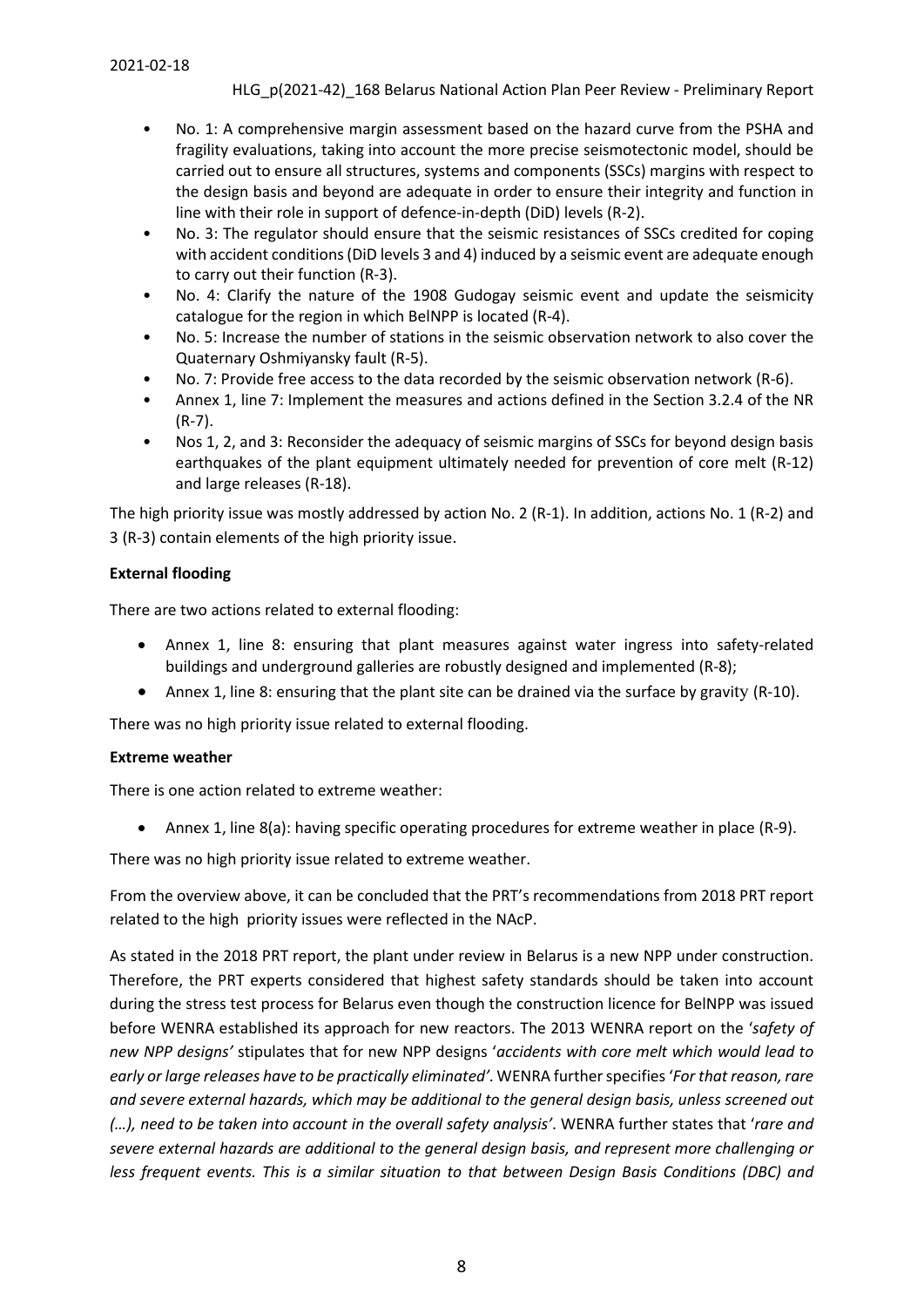- No. 1: A comprehensive margin assessment based on the hazard curve from the PSHA and fragility evaluations, taking into account the more precise seismotectonic model, should be carried out to ensure all structures, systems and components (SSCs) margins with respect to the design basis and beyond are adequate in order to ensure their integrity and function in line with their role in support of defence-in-depth (DiD) levels (R-2).
- No. 3: The regulator should ensure that the seismic resistances of SSCs credited for coping with accident conditions (DiD levels 3 and 4) induced by a seismic event are adequate enough to carry out their function (R-3).
- No. 4: Clarify the nature of the 1908 Gudogay seismic event and update the seismicity catalogue for the region in which BelNPP is located (R-4).
- No. 5: Increase the number of stations in the seismic observation network to also cover the Quaternary Oshmiyansky fault (R-5).
- No. 7: Provide free access to the data recorded by the seismic observation network (R-6).
- Annex 1, line 7: Implement the measures and actions defined in the Section 3.2.4 of the NR (R-7).
- Nos 1, 2, and 3: Reconsider the adequacy of seismic margins of SSCs for beyond design basis earthquakes of the plant equipment ultimately needed for prevention of core melt (R-12) and large releases (R-18).

The high priority issue was mostly addressed by action No. 2 (R-1). In addition, actions No. 1 (R-2) and 3 (R-3) contain elements of the high priority issue.

**External flooding**

There are two actions related to external flooding:

- Annex 1, line 8: ensuring that plant measures against water ingress into safety-related buildings and underground galleries are robustly designed and implemented (R-8);
- Annex 1, line 8: ensuring that the plant site can be drained via the surface by gravity (R-10).

There was no high priority issue related to external flooding.

**Extreme weather**

There is one action related to extreme weather:

- Annex 1, line 8(a): having specific operating procedures for extreme weather in place (R-9).

There was no high priority issue related to extreme weather.

From the overview above, it can be concluded that the PRT's recommendations from 2018 PRT report related to the high priority issues were reflected in the NAcP.

As stated in the 2018 PRT report, the plant under review in Belarus is a new NPP under construction. Therefore, the PRT experts considered that highest safety standards should be taken into account during the stress test process for Belarus even though the construction licence for BelNPP was issued before WENRA established its approach for new reactors. The 2013 WENRA report on the '*safety of new NPP designs*' stipulates that for new NPP designs '*accidents with core melt which would lead to early or large releases have to be practically eliminated'*. WENRA further specifies '*For that reason, rare and severe external hazards, which may be additional to the general design basis, unless screened out (…), need to be taken into account in the overall safety analysis'*. WENRA further states that '*rare and severe external hazards are additional to the general design basis, and represent more challenging or less frequent events. This is a similar situation to that between Design Basis Conditions (DBC) and*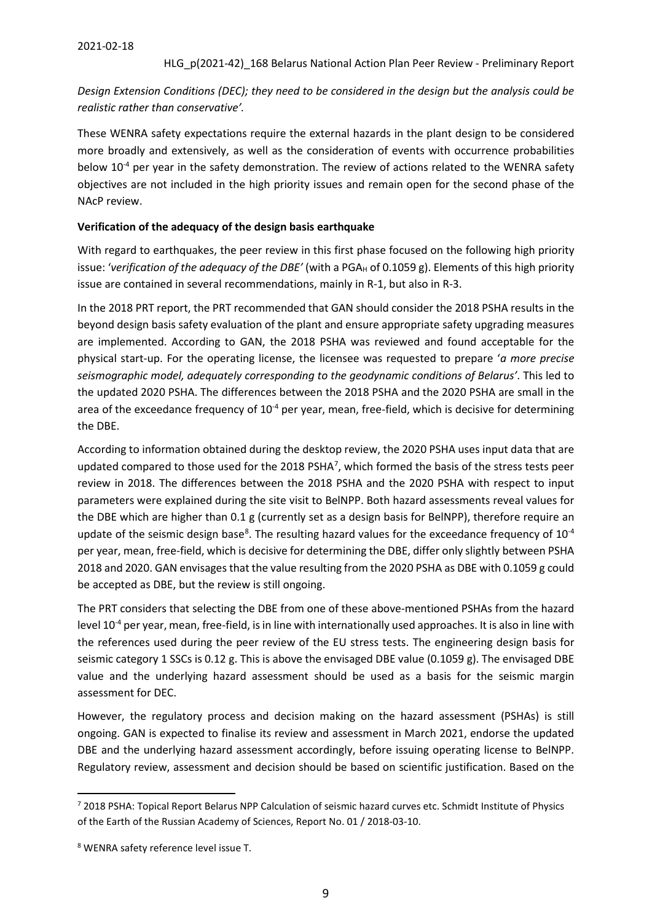*Design Extension Conditions (DEC); they need to be considered in the design but the analysis could be realistic rather than conservative'.*

These WENRA safety expectations require the external hazards in the plant design to be considered more broadly and extensively, as well as the consideration of events with occurrence probabilities below $10^{-4}$ per year in the safety demonstration. The review of actions related to the WENRA safety objectives are not included in the high priority issues and remain open for the second phase of the NAcP review.

**Verification of the adequacy of the design basis earthquake**

With regard to earthquakes, the peer review in this first phase focused on the following high priority issue: '*verification of the adequacy of the DBE'* (with a $PGA_H$ of 0.1059 g). Elements of this high priority issue are contained in several recommendations, mainly in R-1, but also in R-3.

In the 2018 PRT report, the PRT recommended that GAN should consider the 2018 PSHA results in the beyond design basis safety evaluation of the plant and ensure appropriate safety upgrading measures are implemented. According to GAN, the 2018 PSHA was reviewed and found acceptable for the physical start-up. For the operating license, the licensee was requested to prepare '*a more precise seismographic model, adequately corresponding to the geodynamic conditions of Belarus'*. This led to the updated 2020 PSHA. The differences between the 2018 PSHA and the 2020 PSHA are small in the area of the exceedance frequency of $10^{-4}$ per year, mean, free-field, which is decisive for determining the DBE.

According to information obtained during the desktop review, the 2020 PSHA uses input data that are updated compared to those used for the 2018 PSHA[7], which formed the basis of the stress tests peer review in 2018. The differences between the 2018 PSHA and the 2020 PSHA with respect to input parameters were explained during the site visit to BelNPP. Both hazard assessments reveal values for the DBE which are higher than 0.1 g (currently set as a design basis for BelNPP), therefore require an update of the seismic design base[8]. The resulting hazard values for the exceedance frequency of $10^{-4}$ per year, mean, free-field, which is decisive for determining the DBE, differ only slightly between PSHA 2018 and 2020. GAN envisages that the value resulting from the 2020 PSHA as DBE with 0.1059 g could be accepted as DBE, but the review is still ongoing.

The PRT considers that selecting the DBE from one of these above-mentioned PSHAs from the hazard level $10^{-4}$ per year, mean, free-field, is in line with internationally used approaches. It is also in line with the references used during the peer review of the EU stress tests. The engineering design basis for seismic category 1 SSCs is 0.12 g. This is above the envisaged DBE value (0.1059 g). The envisaged DBE value and the underlying hazard assessment should be used as a basis for the seismic margin assessment for DEC.

However, the regulatory process and decision making on the hazard assessment (PSHAs) is still ongoing. GAN is expected to finalise its review and assessment in March 2021, endorse the updated DBE and the underlying hazard assessment accordingly, before issuing operating license to BelNPP. Regulatory review, assessment and decision should be based on scientific justification. Based on the

[7] 2018 PSHA: Topical Report Belarus NPP Calculation of seismic hazard curves etc. Schmidt Institute of Physics of the Earth of the Russian Academy of Sciences, Report No. 01 / 2018-03-10.

[8] WENRA safety reference level issue T.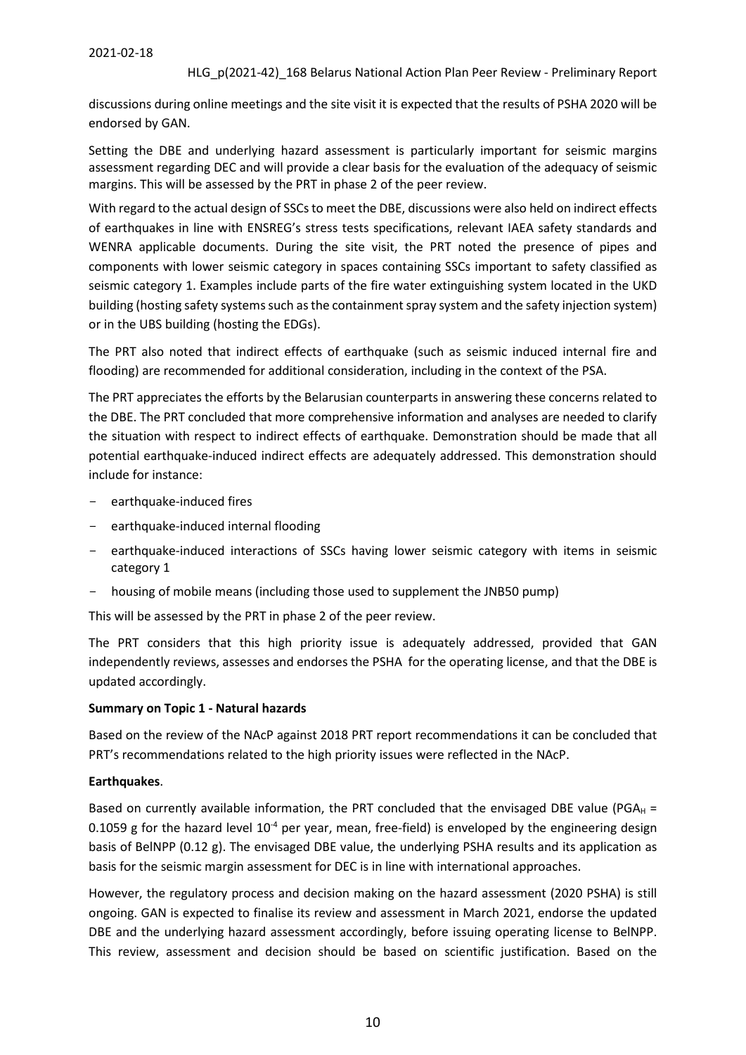discussions during online meetings and the site visit it is expected that the results of PSHA 2020 will be endorsed by GAN.

Setting the DBE and underlying hazard assessment is particularly important for seismic margins assessment regarding DEC and will provide a clear basis for the evaluation of the adequacy of seismic margins. This will be assessed by the PRT in phase 2 of the peer review.

With regard to the actual design of SSCs to meet the DBE, discussions were also held on indirect effects of earthquakes in line with ENSREG's stress tests specifications, relevant IAEA safety standards and WENRA applicable documents. During the site visit, the PRT noted the presence of pipes and components with lower seismic category in spaces containing SSCs important to safety classified as seismic category 1. Examples include parts of the fire water extinguishing system located in the UKD building (hosting safety systems such as the containment spray system and the safety injection system) or in the UBS building (hosting the EDGs).

The PRT also noted that indirect effects of earthquake (such as seismic induced internal fire and flooding) are recommended for additional consideration, including in the context of the PSA.

The PRT appreciates the efforts by the Belarusian counterparts in answering these concerns related to the DBE. The PRT concluded that more comprehensive information and analyses are needed to clarify the situation with respect to indirect effects of earthquake. Demonstration should be made that all potential earthquake-induced indirect effects are adequately addressed. This demonstration should include for instance:

- earthquake-induced fires
- earthquake-induced internal flooding
- earthquake-induced interactions of SSCs having lower seismic category with items in seismic category 1
- housing of mobile means (including those used to supplement the JNB50 pump)

This will be assessed by the PRT in phase 2 of the peer review.

The PRT considers that this high priority issue is adequately addressed, provided that GAN independently reviews, assesses and endorses the PSHA for the operating license, and that the DBE is updated accordingly.

**Summary on Topic 1 - Natural hazards**

Based on the review of the NAcP against 2018 PRT report recommendations it can be concluded that PRT's recommendations related to the high priority issues were reflected in the NAcP.

**Earthquakes**.

Based on currently available information, the PRT concluded that the envisaged DBE value ($PGA_H$ = 0.1059 g for the hazard level $10^{-4}$ per year, mean, free-field) is enveloped by the engineering design basis of BelNPP (0.12 g). The envisaged DBE value, the underlying PSHA results and its application as basis for the seismic margin assessment for DEC is in line with international approaches.

However, the regulatory process and decision making on the hazard assessment (2020 PSHA) is still ongoing. GAN is expected to finalise its review and assessment in March 2021, endorse the updated DBE and the underlying hazard assessment accordingly, before issuing operating license to BelNPP. This review, assessment and decision should be based on scientific justification. Based on the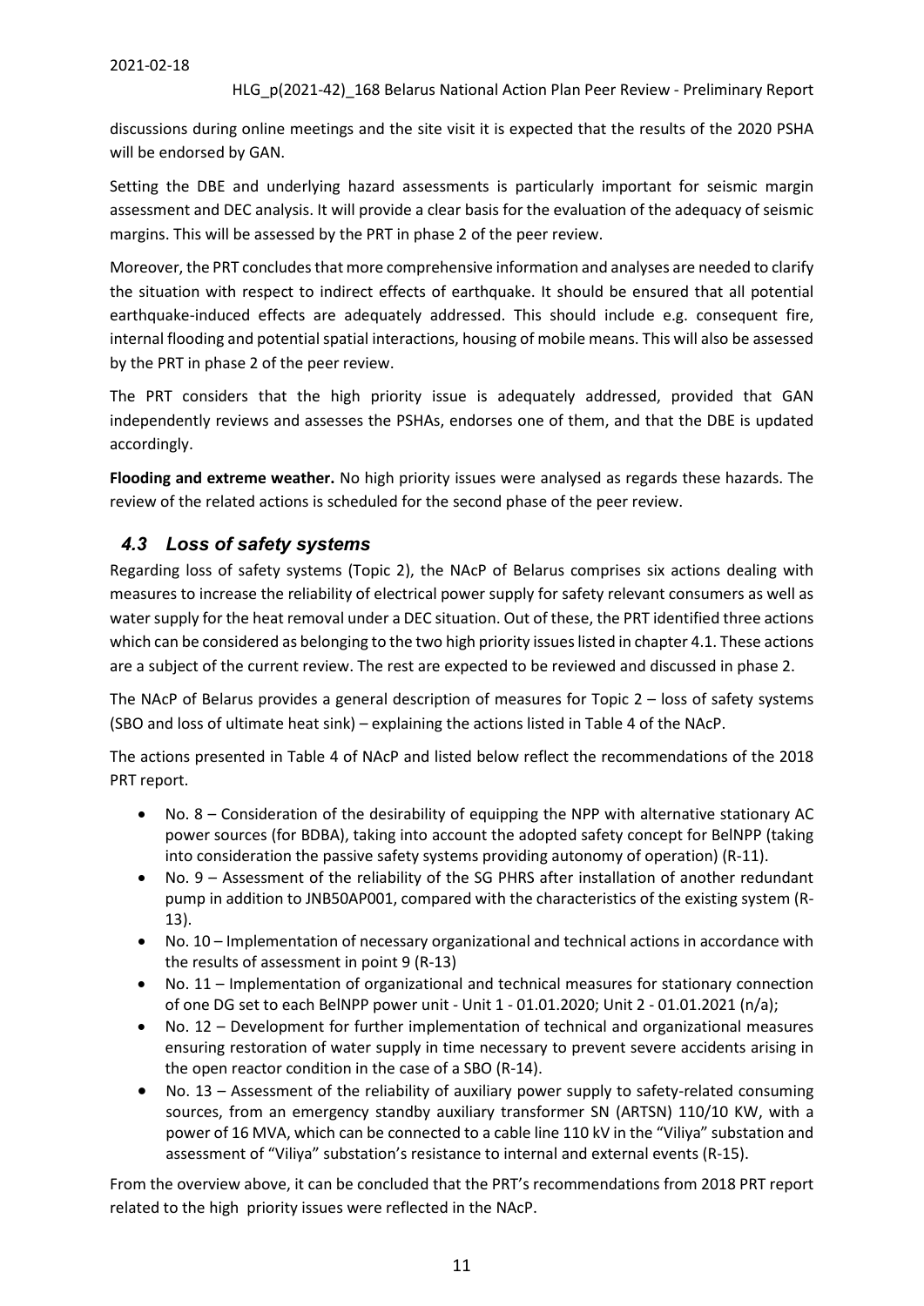discussions during online meetings and the site visit it is expected that the results of the 2020 PSHA will be endorsed by GAN.

Setting the DBE and underlying hazard assessments is particularly important for seismic margin assessment and DEC analysis. It will provide a clear basis for the evaluation of the adequacy of seismic margins. This will be assessed by the PRT in phase 2 of the peer review.

Moreover, the PRT concludes that more comprehensive information and analyses are needed to clarify the situation with respect to indirect effects of earthquake. It should be ensured that all potential earthquake-induced effects are adequately addressed. This should include e.g. consequent fire, internal flooding and potential spatial interactions, housing of mobile means. This will also be assessed by the PRT in phase 2 of the peer review.

The PRT considers that the high priority issue is adequately addressed, provided that GAN independently reviews and assesses the PSHAs, endorses one of them, and that the DBE is updated accordingly.

**Flooding and extreme weather.** No high priority issues were analysed as regards these hazards. The review of the related actions is scheduled for the second phase of the peer review.

## *4.3 Loss of safety systems*

Regarding loss of safety systems (Topic 2), the NAcP of Belarus comprises six actions dealing with measures to increase the reliability of electrical power supply for safety relevant consumers as well as water supply for the heat removal under a DEC situation. Out of these, the PRT identified three actions which can be considered as belonging to the two high priority issues listed in chapter 4.1. These actions are a subject of the current review. The rest are expected to be reviewed and discussed in phase 2.

The NAcP of Belarus provides a general description of measures for Topic 2 – loss of safety systems (SBO and loss of ultimate heat sink) – explaining the actions listed in Table 4 of the NAcP.

The actions presented in Table 4 of NAcP and listed below reflect the recommendations of the 2018 PRT report.

- No. 8 – Consideration of the desirability of equipping the NPP with alternative stationary AC power sources (for BDBA), taking into account the adopted safety concept for BelNPP (taking into consideration the passive safety systems providing autonomy of operation) (R-11).
- No. 9 – Assessment of the reliability of the SG PHRS after installation of another redundant pump in addition to JNB50AP001, compared with the characteristics of the existing system (R-13).
- No. 10 – Implementation of necessary organizational and technical actions in accordance with the results of assessment in point 9 (R-13)
- No. 11 – Implementation of organizational and technical measures for stationary connection of one DG set to each BelNPP power unit - Unit 1 - 01.01.2020; Unit 2 - 01.01.2021 (n/a);
- No. 12 – Development for further implementation of technical and organizational measures ensuring restoration of water supply in time necessary to prevent severe accidents arising in the open reactor condition in the case of a SBO (R-14).
- No. 13 – Assessment of the reliability of auxiliary power supply to safety-related consuming sources, from an emergency standby auxiliary transformer SN (ARTSN) 110/10 KW, with a power of 16 MVA, which can be connected to a cable line 110 kV in the "Viliya" substation and assessment of "Viliya" substation's resistance to internal and external events (R-15).

From the overview above, it can be concluded that the PRT's recommendations from 2018 PRT report related to the high priority issues were reflected in the NAcP.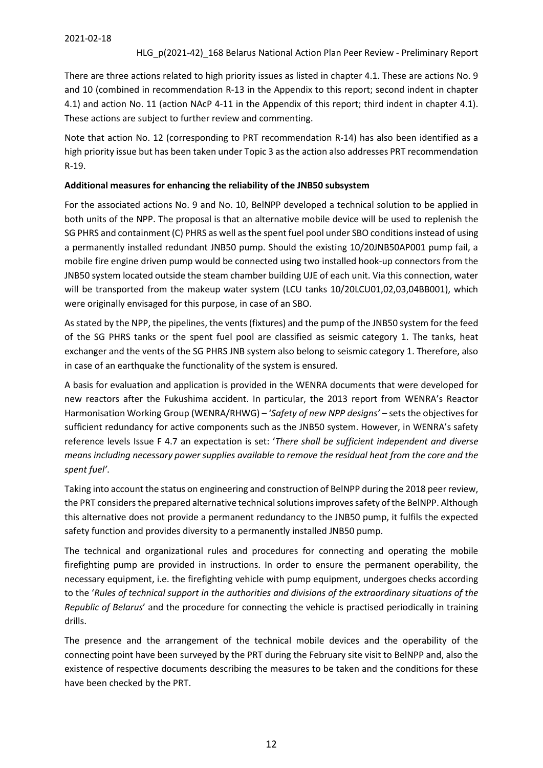There are three actions related to high priority issues as listed in chapter 4.1. These are actions No. 9 and 10 (combined in recommendation R-13 in the Appendix to this report; second indent in chapter 4.1) and action No. 11 (action NAcP 4-11 in the Appendix of this report; third indent in chapter 4.1). These actions are subject to further review and commenting.

Note that action No. 12 (corresponding to PRT recommendation R-14) has also been identified as a high priority issue but has been taken under Topic 3 as the action also addresses PRT recommendation R-19.

**Additional measures for enhancing the reliability of the JNB50 subsystem**

For the associated actions No. 9 and No. 10, BelNPP developed a technical solution to be applied in both units of the NPP. The proposal is that an alternative mobile device will be used to replenish the SG PHRS and containment (C) PHRS as well as the spent fuel pool under SBO conditions instead of using a permanently installed redundant JNB50 pump. Should the existing 10/20JNB50AP001 pump fail, a mobile fire engine driven pump would be connected using two installed hook-up connectors from the JNB50 system located outside the steam chamber building UJE of each unit. Via this connection, water will be transported from the makeup water system (LCU tanks 10/20LCU01,02,03,04BB001), which were originally envisaged for this purpose, in case of an SBO.

As stated by the NPP, the pipelines, the vents (fixtures) and the pump of the JNB50 system for the feed of the SG PHRS tanks or the spent fuel pool are classified as seismic category 1. The tanks, heat exchanger and the vents of the SG PHRS JNB system also belong to seismic category 1. Therefore, also in case of an earthquake the functionality of the system is ensured.

A basis for evaluation and application is provided in the WENRA documents that were developed for new reactors after the Fukushima accident. In particular, the 2013 report from WENRA's Reactor Harmonisation Working Group (WENRA/RHWG) – '*Safety of new NPP designs'* – sets the objectives for sufficient redundancy for active components such as the JNB50 system. However, in WENRA's safety reference levels Issue F 4.7 an expectation is set: '*There shall be sufficient independent and diverse means including necessary power supplies available to remove the residual heat from the core and the spent fuel'*.

Taking into account the status on engineering and construction of BelNPP during the 2018 peer review, the PRT considers the prepared alternative technical solutions improves safety of the BelNPP. Although this alternative does not provide a permanent redundancy to the JNB50 pump, it fulfils the expected safety function and provides diversity to a permanently installed JNB50 pump.

The technical and organizational rules and procedures for connecting and operating the mobile firefighting pump are provided in instructions. In order to ensure the permanent operability, the necessary equipment, i.e. the firefighting vehicle with pump equipment, undergoes checks according to the '*Rules of technical support in the authorities and divisions of the extraordinary situations of the Republic of Belarus*' and the procedure for connecting the vehicle is practised periodically in training drills.

The presence and the arrangement of the technical mobile devices and the operability of the connecting point have been surveyed by the PRT during the February site visit to BelNPP and, also the existence of respective documents describing the measures to be taken and the conditions for these have been checked by the PRT.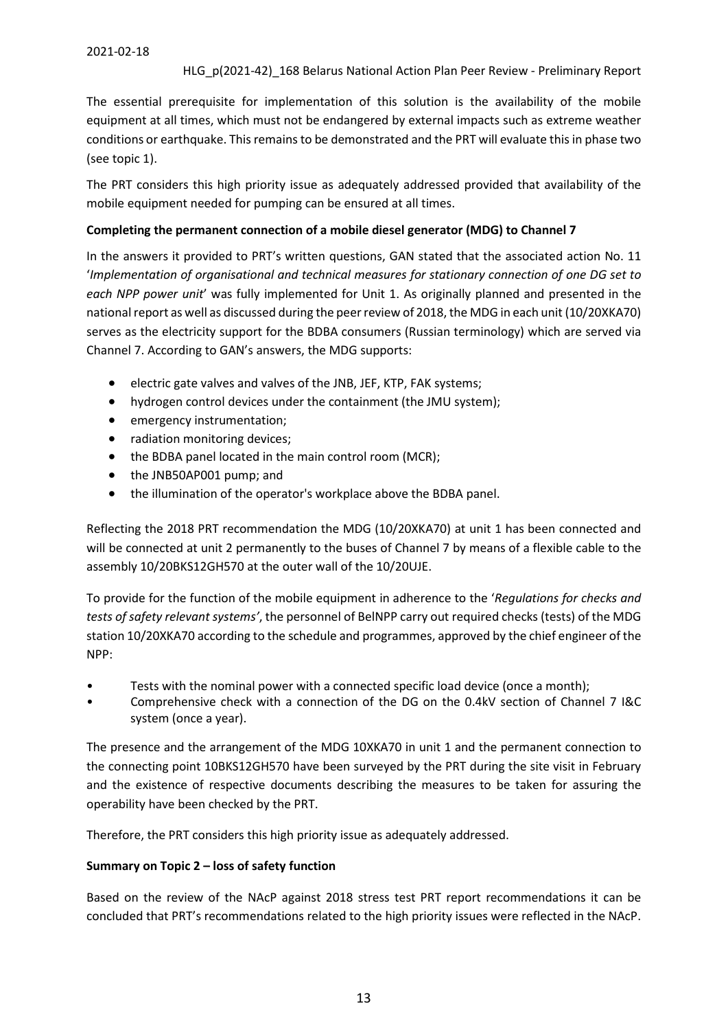The essential prerequisite for implementation of this solution is the availability of the mobile equipment at all times, which must not be endangered by external impacts such as extreme weather conditions or earthquake. This remains to be demonstrated and the PRT will evaluate this in phase two (see topic 1).

The PRT considers this high priority issue as adequately addressed provided that availability of the mobile equipment needed for pumping can be ensured at all times.

**Completing the permanent connection of a mobile diesel generator (MDG) to Channel 7**

In the answers it provided to PRT's written questions, GAN stated that the associated action No. 11 '*Implementation of organisational and technical measures for stationary connection of one DG set to each NPP power unit*' was fully implemented for Unit 1. As originally planned and presented in the national report as well as discussed during the peer review of 2018, the MDG in each unit (10/20XKA70) serves as the electricity support for the BDBA consumers (Russian terminology) which are served via Channel 7. According to GAN's answers, the MDG supports:

- electric gate valves and valves of the JNB, JEF, KTP, FAK systems;
- hydrogen control devices under the containment (the JMU system);
- emergency instrumentation;
- radiation monitoring devices;
- the BDBA panel located in the main control room (MCR);
- the JNB50AP001 pump; and
- the illumination of the operator's workplace above the BDBA panel.

Reflecting the 2018 PRT recommendation the MDG (10/20XKA70) at unit 1 has been connected and will be connected at unit 2 permanently to the buses of Channel 7 by means of a flexible cable to the assembly 10/20BKS12GH570 at the outer wall of the 10/20UJE.

To provide for the function of the mobile equipment in adherence to the '*Regulations for checks and tests of safety relevant systems'*, the personnel of BelNPP carry out required checks (tests) of the MDG station 10/20XKA70 according to the schedule and programmes, approved by the chief engineer of the NPP:

- Tests with the nominal power with a connected specific load device (once a month);
- Comprehensive check with a connection of the DG on the 0.4kV section of Channel 7 I&C system (once a year).

The presence and the arrangement of the MDG 10XKA70 in unit 1 and the permanent connection to the connecting point 10BKS12GH570 have been surveyed by the PRT during the site visit in February and the existence of respective documents describing the measures to be taken for assuring the operability have been checked by the PRT.

Therefore, the PRT considers this high priority issue as adequately addressed.

**Summary on Topic 2 – loss of safety function**

Based on the review of the NAcP against 2018 stress test PRT report recommendations it can be concluded that PRT's recommendations related to the high priority issues were reflected in the NAcP.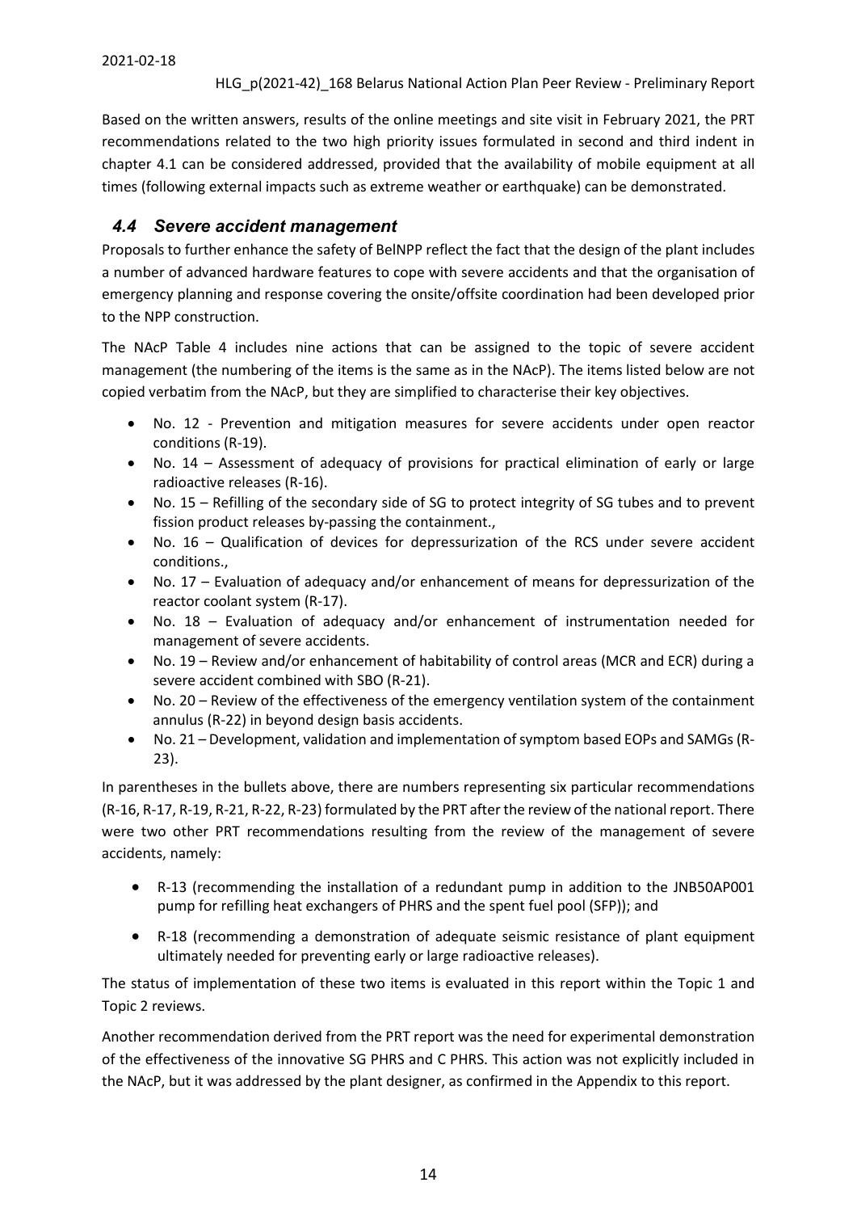Based on the written answers, results of the online meetings and site visit in February 2021, the PRT recommendations related to the two high priority issues formulated in second and third indent in chapter 4.1 can be considered addressed, provided that the availability of mobile equipment at all times (following external impacts such as extreme weather or earthquake) can be demonstrated.

### *4.4 Severe accident management*

Proposals to further enhance the safety of BelNPP reflect the fact that the design of the plant includes a number of advanced hardware features to cope with severe accidents and that the organisation of emergency planning and response covering the onsite/offsite coordination had been developed prior to the NPP construction.

The NAcP Table 4 includes nine actions that can be assigned to the topic of severe accident management (the numbering of the items is the same as in the NAcP). The items listed below are not copied verbatim from the NAcP, but they are simplified to characterise their key objectives.

- No. 12 - Prevention and mitigation measures for severe accidents under open reactor conditions (R-19).
- No. 14 – Assessment of adequacy of provisions for practical elimination of early or large radioactive releases (R-16).
- No. 15 – Refilling of the secondary side of SG to protect integrity of SG tubes and to prevent fission product releases by-passing the containment.,
- No. 16 – Qualification of devices for depressurization of the RCS under severe accident conditions.,
- No. 17 – Evaluation of adequacy and/or enhancement of means for depressurization of the reactor coolant system (R-17).
- No. 18 – Evaluation of adequacy and/or enhancement of instrumentation needed for management of severe accidents.
- No. 19 – Review and/or enhancement of habitability of control areas (MCR and ECR) during a severe accident combined with SBO (R-21).
- No. 20 – Review of the effectiveness of the emergency ventilation system of the containment annulus (R-22) in beyond design basis accidents.
- No. 21 – Development, validation and implementation of symptom based EOPs and SAMGs (R-23).

In parentheses in the bullets above, there are numbers representing six particular recommendations (R-16, R-17, R-19, R-21, R-22, R-23) formulated by the PRT after the review of the national report. There were two other PRT recommendations resulting from the review of the management of severe accidents, namely:

- R-13 (recommending the installation of a redundant pump in addition to the JNB50AP001 pump for refilling heat exchangers of PHRS and the spent fuel pool (SFP)); and
- R-18 (recommending a demonstration of adequate seismic resistance of plant equipment ultimately needed for preventing early or large radioactive releases).

The status of implementation of these two items is evaluated in this report within the Topic 1 and Topic 2 reviews.

Another recommendation derived from the PRT report was the need for experimental demonstration of the effectiveness of the innovative SG PHRS and C PHRS. This action was not explicitly included in the NAcP, but it was addressed by the plant designer, as confirmed in the Appendix to this report.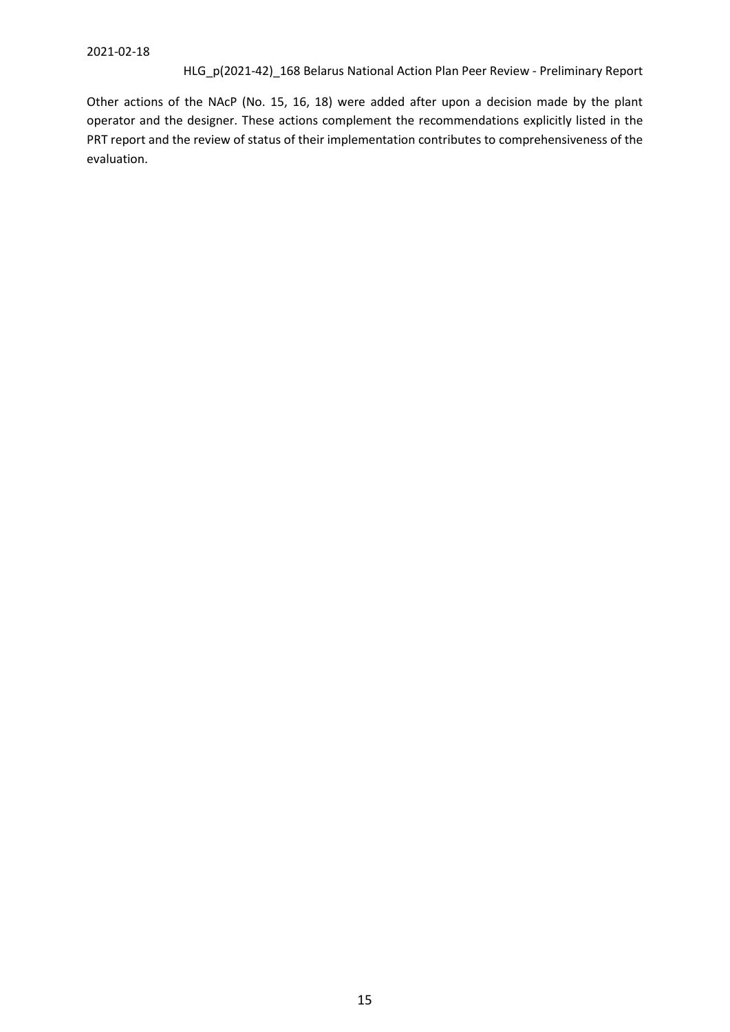Other actions of the NAcP (No. 15, 16, 18) were added after upon a decision made by the plant operator and the designer. These actions complement the recommendations explicitly listed in the PRT report and the review of status of their implementation contributes to comprehensiveness of the evaluation.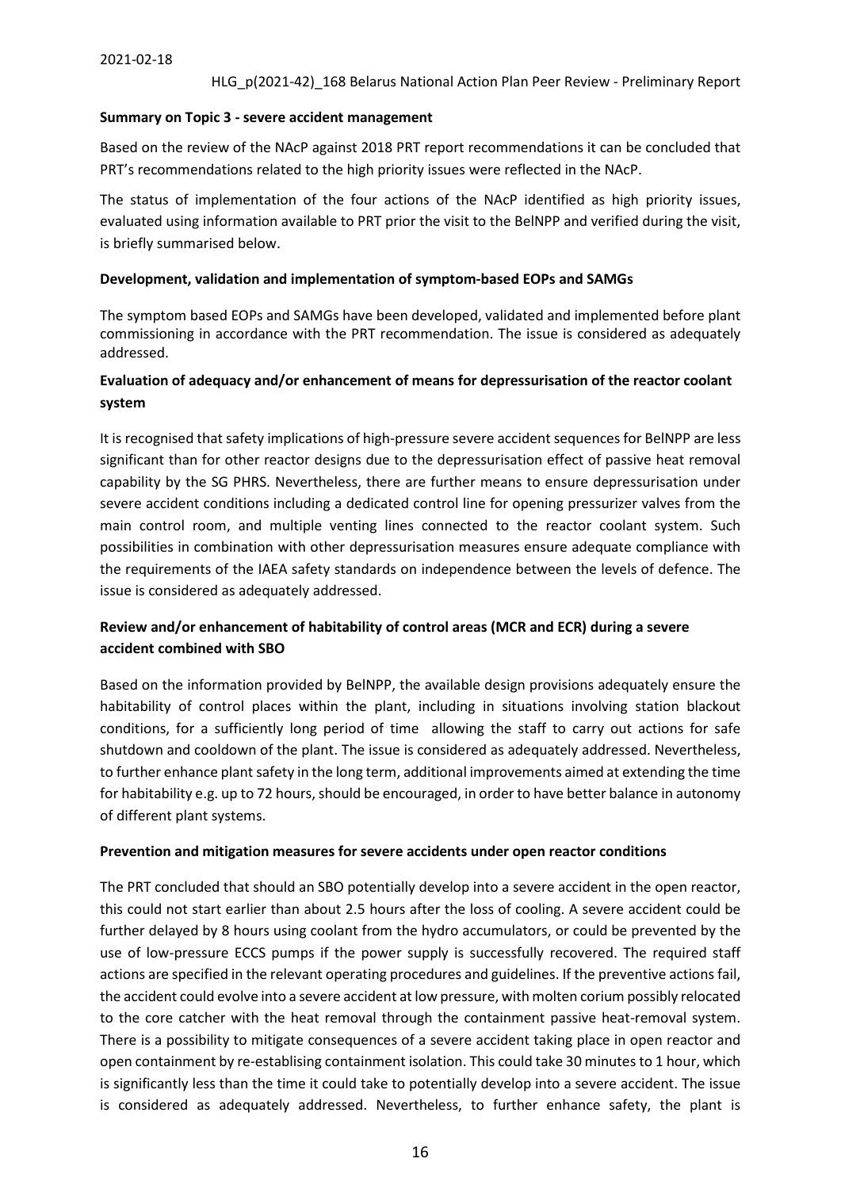**Summary on Topic 3 - severe accident management**

Based on the review of the NAcP against 2018 PRT report recommendations it can be concluded that PRT's recommendations related to the high priority issues were reflected in the NAcP.

The status of implementation of the four actions of the NAcP identified as high priority issues, evaluated using information available to PRT prior the visit to the BelNPP and verified during the visit, is briefly summarised below.

**Development, validation and implementation of symptom-based EOPs and SAMGs**

The symptom based EOPs and SAMGs have been developed, validated and implemented before plant commissioning in accordance with the PRT recommendation. The issue is considered as adequately addressed.

**Evaluation of adequacy and/or enhancement of means for depressurisation of the reactor coolant system**

It is recognised that safety implications of high-pressure severe accident sequences for BelNPP are less significant than for other reactor designs due to the depressurisation effect of passive heat removal capability by the SG PHRS. Nevertheless, there are further means to ensure depressurisation under severe accident conditions including a dedicated control line for opening pressurizer valves from the main control room, and multiple venting lines connected to the reactor coolant system. Such possibilities in combination with other depressurisation measures ensure adequate compliance with the requirements of the IAEA safety standards on independence between the levels of defence. The issue is considered as adequately addressed.

**Review and/or enhancement of habitability of control areas (MCR and ECR) during a severe accident combined with SBO**

Based on the information provided by BelNPP, the available design provisions adequately ensure the habitability of control places within the plant, including in situations involving station blackout conditions, for a sufficiently long period of time allowing the staff to carry out actions for safe shutdown and cooldown of the plant. The issue is considered as adequately addressed. Nevertheless, to further enhance plant safety in the long term, additional improvements aimed at extending the time for habitability e.g. up to 72 hours, should be encouraged, in order to have better balance in autonomy of different plant systems.

**Prevention and mitigation measures for severe accidents under open reactor conditions**

The PRT concluded that should an SBO potentially develop into a severe accident in the open reactor, this could not start earlier than about 2.5 hours after the loss of cooling. A severe accident could be further delayed by 8 hours using coolant from the hydro accumulators, or could be prevented by the use of low-pressure ECCS pumps if the power supply is successfully recovered. The required staff actions are specified in the relevant operating procedures and guidelines. If the preventive actions fail, the accident could evolve into a severe accident at low pressure, with molten corium possibly relocated to the core catcher with the heat removal through the containment passive heat-removal system. There is a possibility to mitigate consequences of a severe accident taking place in open reactor and open containment by re-establising containment isolation. This could take 30 minutes to 1 hour, which is significantly less than the time it could take to potentially develop into a severe accident. The issue is considered as adequately addressed. Nevertheless, to further enhance safety, the plant is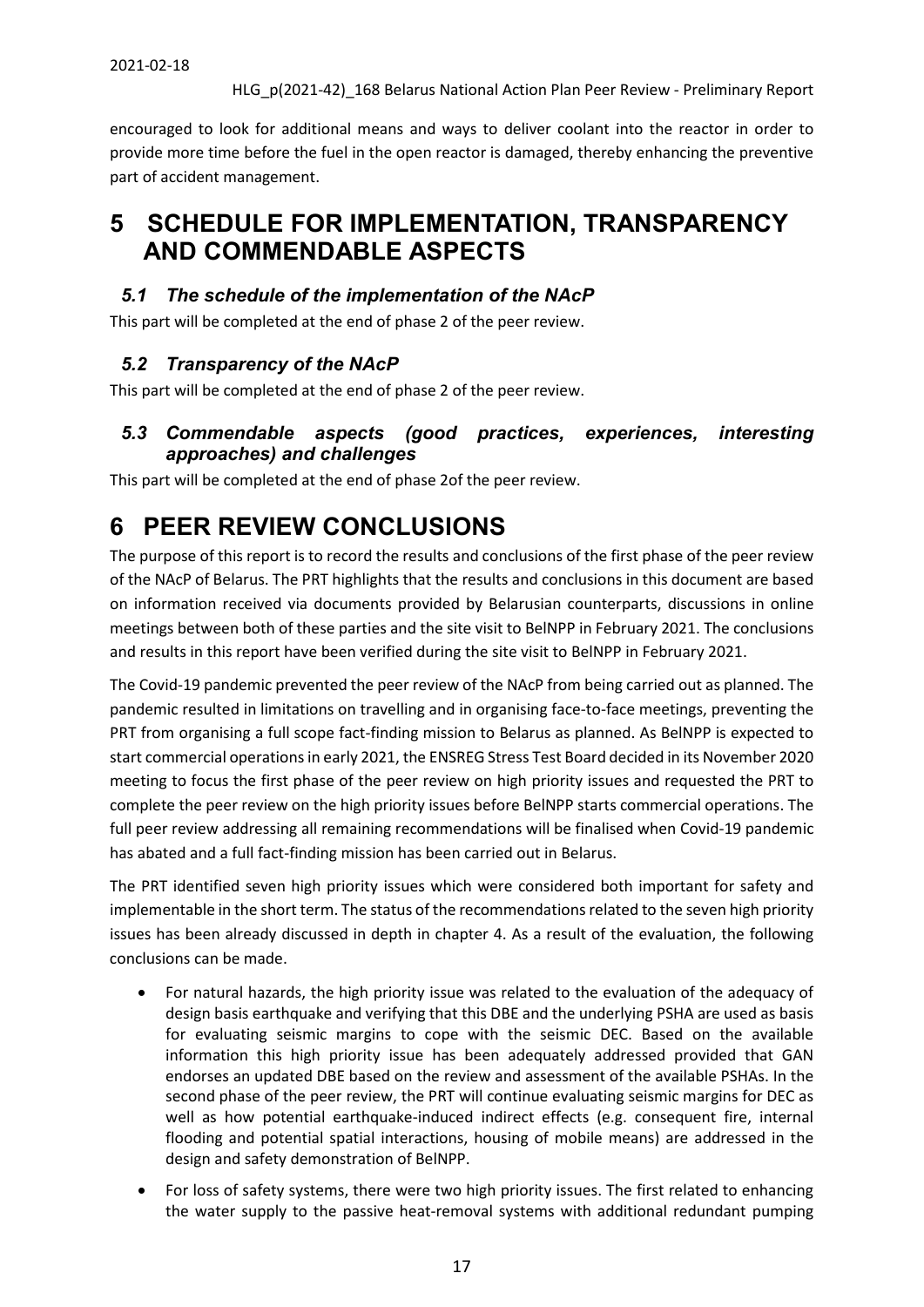encouraged to look for additional means and ways to deliver coolant into the reactor in order to provide more time before the fuel in the open reactor is damaged, thereby enhancing the preventive part of accident management.

# 5 SCHEDULE FOR IMPLEMENTATION, TRANSPARENCY AND COMMENDABLE ASPECTS

## *5.1 The schedule of the implementation of the NAcP*

This part will be completed at the end of phase 2 of the peer review.

## *5.2 Transparency of the NAcP*

This part will be completed at the end of phase 2 of the peer review.

## *5.3 Commendable aspects (good practices, experiences, interesting approaches) and challenges*

This part will be completed at the end of phase 2of the peer review.

# 6 PEER REVIEW CONCLUSIONS

The purpose of this report is to record the results and conclusions of the first phase of the peer review of the NAcP of Belarus. The PRT highlights that the results and conclusions in this document are based on information received via documents provided by Belarusian counterparts, discussions in online meetings between both of these parties and the site visit to BelNPP in February 2021. The conclusions and results in this report have been verified during the site visit to BelNPP in February 2021.

The Covid-19 pandemic prevented the peer review of the NAcP from being carried out as planned. The pandemic resulted in limitations on travelling and in organising face-to-face meetings, preventing the PRT from organising a full scope fact-finding mission to Belarus as planned. As BelNPP is expected to start commercial operations in early 2021, the ENSREG Stress Test Board decided in its November 2020 meeting to focus the first phase of the peer review on high priority issues and requested the PRT to complete the peer review on the high priority issues before BelNPP starts commercial operations. The full peer review addressing all remaining recommendations will be finalised when Covid-19 pandemic has abated and a full fact-finding mission has been carried out in Belarus.

The PRT identified seven high priority issues which were considered both important for safety and implementable in the short term. The status of the recommendations related to the seven high priority issues has been already discussed in depth in chapter 4. As a result of the evaluation, the following conclusions can be made.

- For natural hazards, the high priority issue was related to the evaluation of the adequacy of design basis earthquake and verifying that this DBE and the underlying PSHA are used as basis for evaluating seismic margins to cope with the seismic DEC. Based on the available information this high priority issue has been adequately addressed provided that GAN endorses an updated DBE based on the review and assessment of the available PSHAs. In the second phase of the peer review, the PRT will continue evaluating seismic margins for DEC as well as how potential earthquake-induced indirect effects (e.g. consequent fire, internal flooding and potential spatial interactions, housing of mobile means) are addressed in the design and safety demonstration of BelNPP.
- For loss of safety systems, there were two high priority issues. The first related to enhancing the water supply to the passive heat-removal systems with additional redundant pumping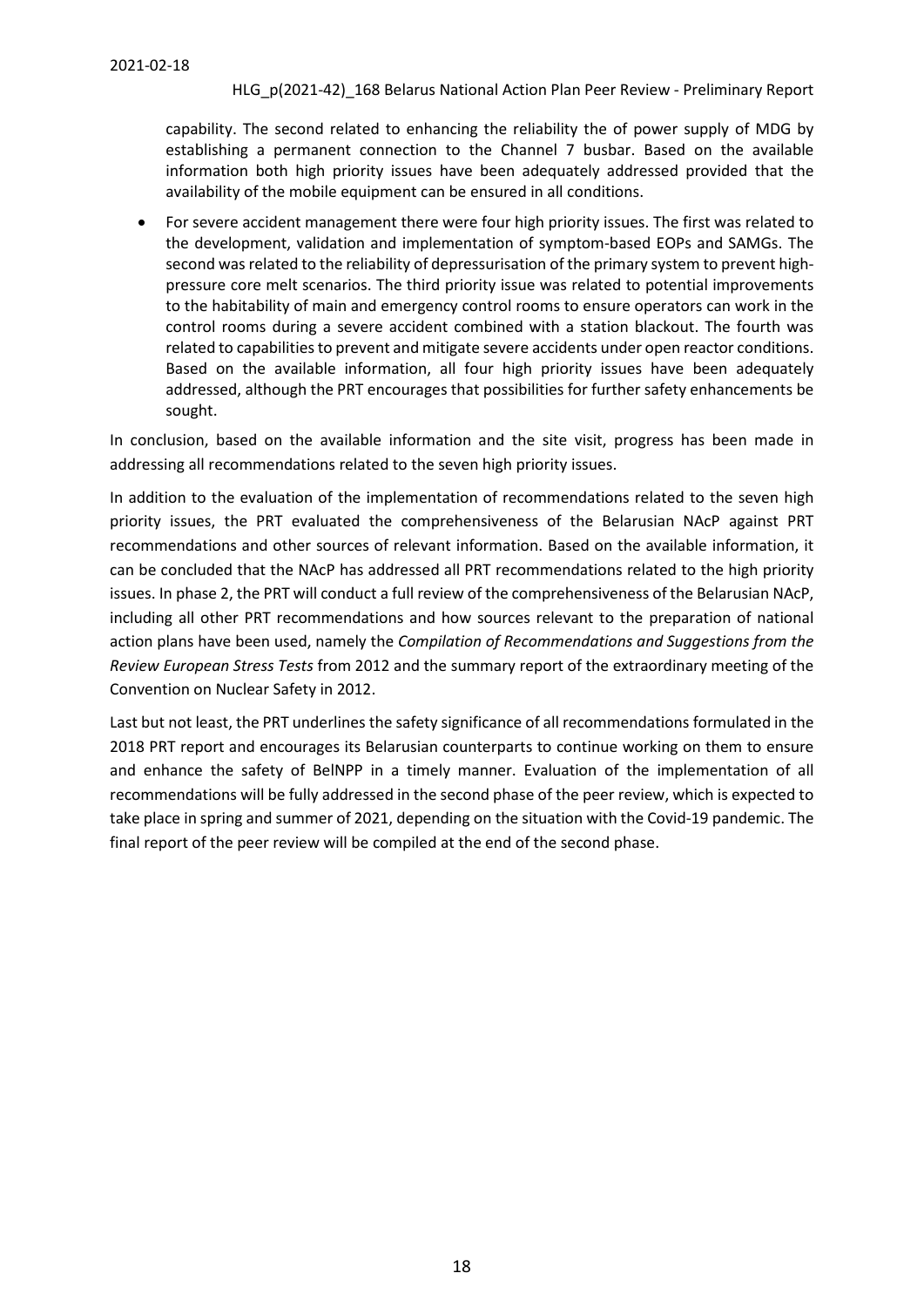capability. The second related to enhancing the reliability the of power supply of MDG by establishing a permanent connection to the Channel 7 busbar. Based on the available information both high priority issues have been adequately addressed provided that the availability of the mobile equipment can be ensured in all conditions.

- For severe accident management there were four high priority issues. The first was related to the development, validation and implementation of symptom-based EOPs and SAMGs. The second was related to the reliability of depressurisation of the primary system to prevent high-pressure core melt scenarios. The third priority issue was related to potential improvements to the habitability of main and emergency control rooms to ensure operators can work in the control rooms during a severe accident combined with a station blackout. The fourth was related to capabilities to prevent and mitigate severe accidents under open reactor conditions. Based on the available information, all four high priority issues have been adequately addressed, although the PRT encourages that possibilities for further safety enhancements be sought.

In conclusion, based on the available information and the site visit, progress has been made in addressing all recommendations related to the seven high priority issues.

In addition to the evaluation of the implementation of recommendations related to the seven high priority issues, the PRT evaluated the comprehensiveness of the Belarusian NAcP against PRT recommendations and other sources of relevant information. Based on the available information, it can be concluded that the NAcP has addressed all PRT recommendations related to the high priority issues. In phase 2, the PRT will conduct a full review of the comprehensiveness of the Belarusian NAcP, including all other PRT recommendations and how sources relevant to the preparation of national action plans have been used, namely the *Compilation of Recommendations and Suggestions from the Review European Stress Tests* from 2012 and the summary report of the extraordinary meeting of the Convention on Nuclear Safety in 2012.

Last but not least, the PRT underlines the safety significance of all recommendations formulated in the 2018 PRT report and encourages its Belarusian counterparts to continue working on them to ensure and enhance the safety of BelNPP in a timely manner. Evaluation of the implementation of all recommendations will be fully addressed in the second phase of the peer review, which is expected to take place in spring and summer of 2021, depending on the situation with the Covid-19 pandemic. The final report of the peer review will be compiled at the end of the second phase.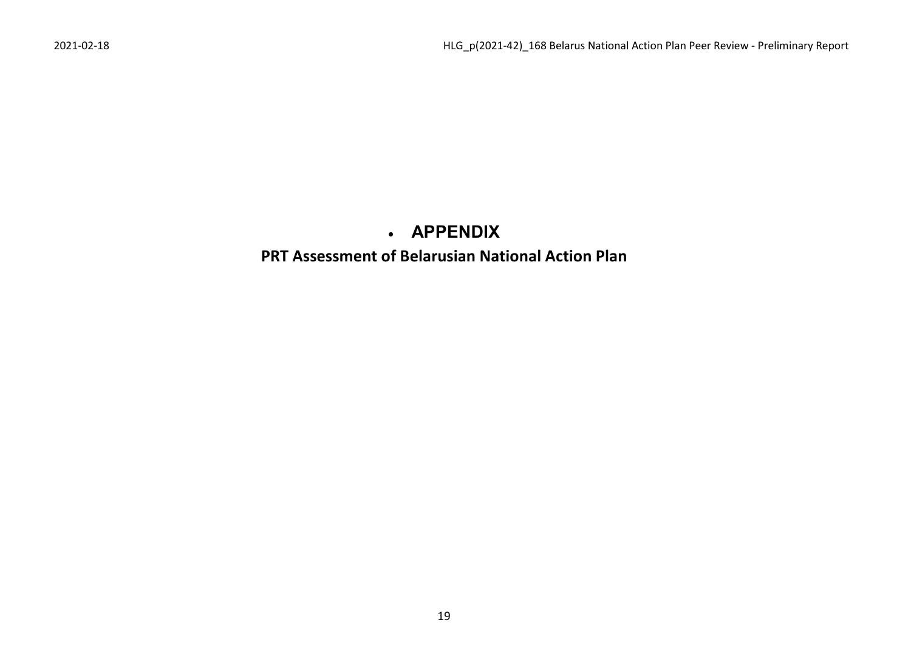- **APPENDIX**

**PRT Assessment of Belarusian National Action Plan**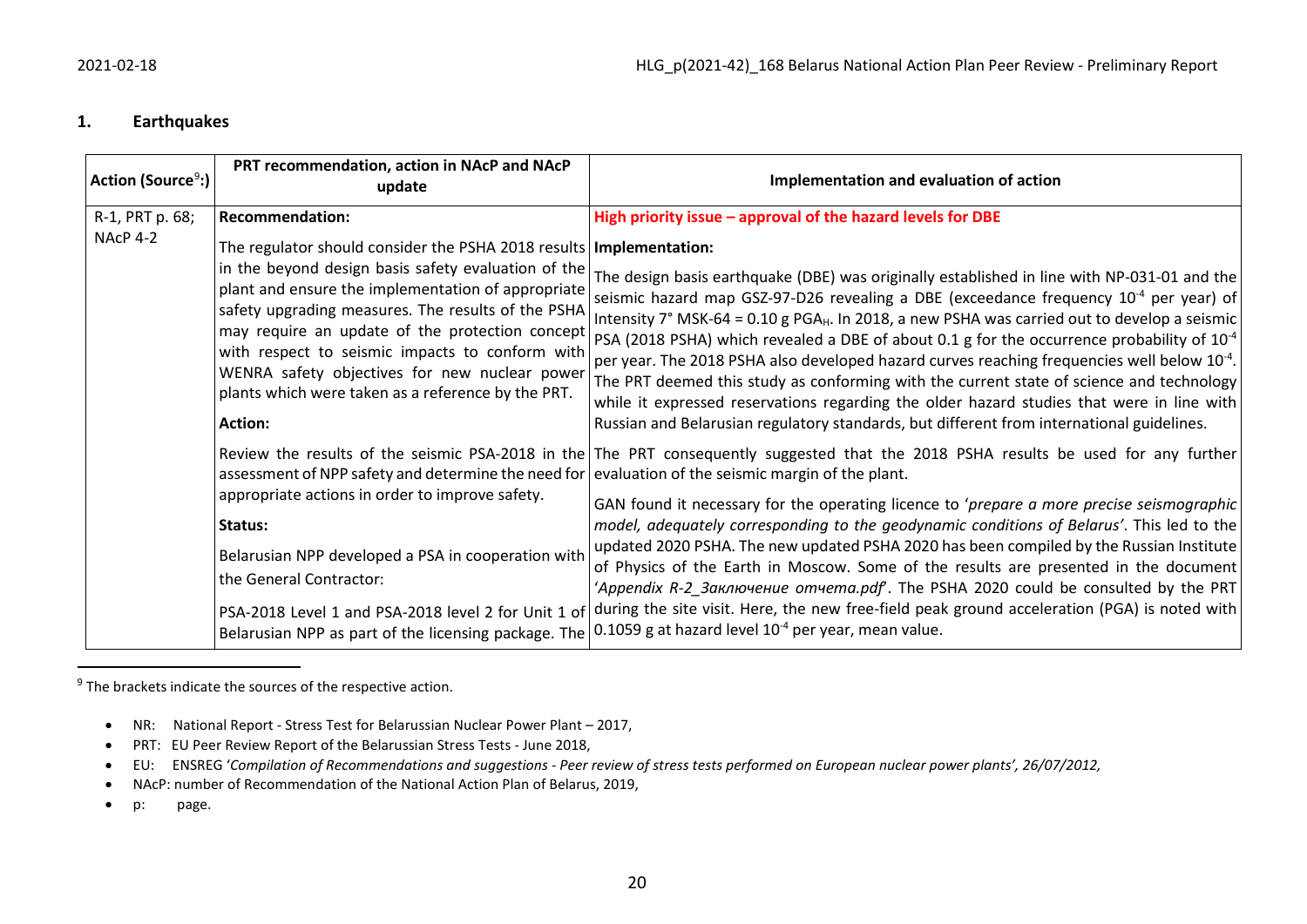## 1. Earthquakes

| Action (Source[9]:) | PRT recommendation, action in NAcP and NAcP update | Implementation and evaluation of action |
|---|---|---|
| R-1, PRT p. 68; NAcP 4-2 | **Recommendation:**<br>The regulator should consider the PSHA 2018 results in the beyond design basis safety evaluation of the plant and ensure the implementation of appropriate safety upgrading measures. The results of the PSHA may require an update of the protection concept with respect to seismic impacts to conform with WENRA safety objectives for new nuclear power plants which were taken as a reference by the PRT.<br>**Action:**<br>Review the results of the seismic PSA-2018 in the assessment of NPP safety and determine the need for appropriate actions in order to improve safety.<br>**Status:**<br>Belarusian NPP developed a PSA in cooperation with the General Contractor:<br>PSA-2018 Level 1 and PSA-2018 level 2 for Unit 1 of Belarusian NPP as part of the licensing package. The | **High priority issue – approval of the hazard levels for DBE**<br>**Implementation:**<br>The design basis earthquake (DBE) was originally established in line with NP-031-01 and the seismic hazard map GSZ-97-D26 revealing a DBE (exceedance frequency $10^{-4}$ per year) of Intensity 7° MSK-64 = 0.10 g $PGA_H$. In 2018, a new PSHA was carried out to develop a seismic PSA (2018 PSHA) which revealed a DBE of about 0.1 g for the occurrence probability of $10^{-4}$ per year. The 2018 PSHA also developed hazard curves reaching frequencies well below $10^{-4}$. The PRT deemed this study as conforming with the current state of science and technology while it expressed reservations regarding the older hazard studies that were in line with Russian and Belarusian regulatory standards, but different from international guidelines.<br>The PRT consequently suggested that the 2018 PSHA results be used for any further evaluation of the seismic margin of the plant.<br>GAN found it necessary for the operating licence to '*prepare a more precise seismographic model, adequately corresponding to the geodynamic conditions of Belarus*'. This led to the updated 2020 PSHA. The new updated PSHA 2020 has been compiled by the Russian Institute of Physics of the Earth in Moscow. Some of the results are presented in the document '*Appendix R-2_Заключение отчета.pdf*'. The PSHA 2020 could be consulted by the PRT during the site visit. Here, the new free-field peak ground acceleration (PGA) is noted with 0.1059 g at hazard level $10^{-4}$ per year, mean value. |

[9] The brackets indicate the sources of the respective action.

- NR: National Report - Stress Test for Belarussian Nuclear Power Plant – 2017,
- PRT: EU Peer Review Report of the Belarussian Stress Tests - June 2018,
- EU: ENSREG '*Compilation of Recommendations and suggestions - Peer review of stress tests performed on European nuclear power plants', 26/07/2012,*
- NAcP: number of Recommendation of the National Action Plan of Belarus, 2019,
- p: page.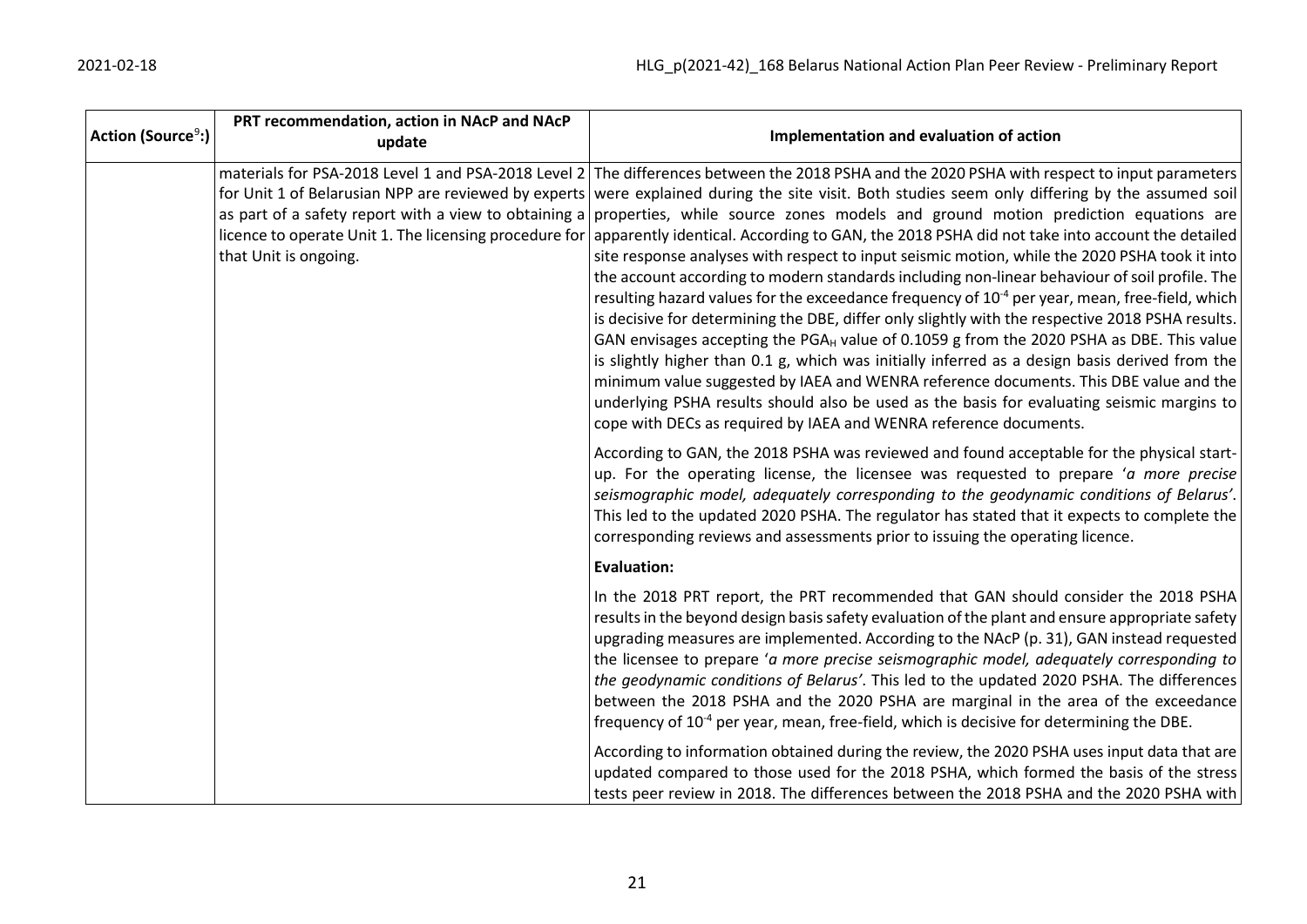| Action (Source[9]:) | PRT recommendation, action in NAcP and NAcP update | Implementation and evaluation of action |
|---|---|---|
| | materials for PSA-2018 Level 1 and PSA-2018 Level 2 for Unit 1 of Belarusian NPP are reviewed by experts as part of a safety report with a view to obtaining a licence to operate Unit 1. The licensing procedure for that Unit is ongoing. | The differences between the 2018 PSHA and the 2020 PSHA with respect to input parameters were explained during the site visit. Both studies seem only differing by the assumed soil properties, while source zones models and ground motion prediction equations are apparently identical. According to GAN, the 2018 PSHA did not take into account the detailed site response analyses with respect to input seismic motion, while the 2020 PSHA took it into the account according to modern standards including non-linear behaviour of soil profile. The resulting hazard values for the exceedance frequency of $10^{-4}$ per year, mean, free-field, which is decisive for determining the DBE, differ only slightly with the respective 2018 PSHA results. GAN envisages accepting the $PGA_H$ value of 0.1059 g from the 2020 PSHA as DBE. This value is slightly higher than 0.1 g, which was initially inferred as a design basis derived from the minimum value suggested by IAEA and WENRA reference documents. This DBE value and the underlying PSHA results should also be used as the basis for evaluating seismic margins to cope with DECs as required by IAEA and WENRA reference documents.<br><br>According to GAN, the 2018 PSHA was reviewed and found acceptable for the physical start-up. For the operating license, the licensee was requested to prepare '*a more precise seismographic model, adequately corresponding to the geodynamic conditions of Belarus'*. This led to the updated 2020 PSHA. The regulator has stated that it expects to complete the corresponding reviews and assessments prior to issuing the operating licence.<br><br>**Evaluation:**<br><br>In the 2018 PRT report, the PRT recommended that GAN should consider the 2018 PSHA results in the beyond design basis safety evaluation of the plant and ensure appropriate safety upgrading measures are implemented. According to the NAcP (p. 31), GAN instead requested the licensee to prepare '*a more precise seismographic model, adequately corresponding to the geodynamic conditions of Belarus'*. This led to the updated 2020 PSHA. The differences between the 2018 PSHA and the 2020 PSHA are marginal in the area of the exceedance frequency of $10^{-4}$ per year, mean, free-field, which is decisive for determining the DBE.<br><br>According to information obtained during the review, the 2020 PSHA uses input data that are updated compared to those used for the 2018 PSHA, which formed the basis of the stress tests peer review in 2018. The differences between the 2018 PSHA and the 2020 PSHA with |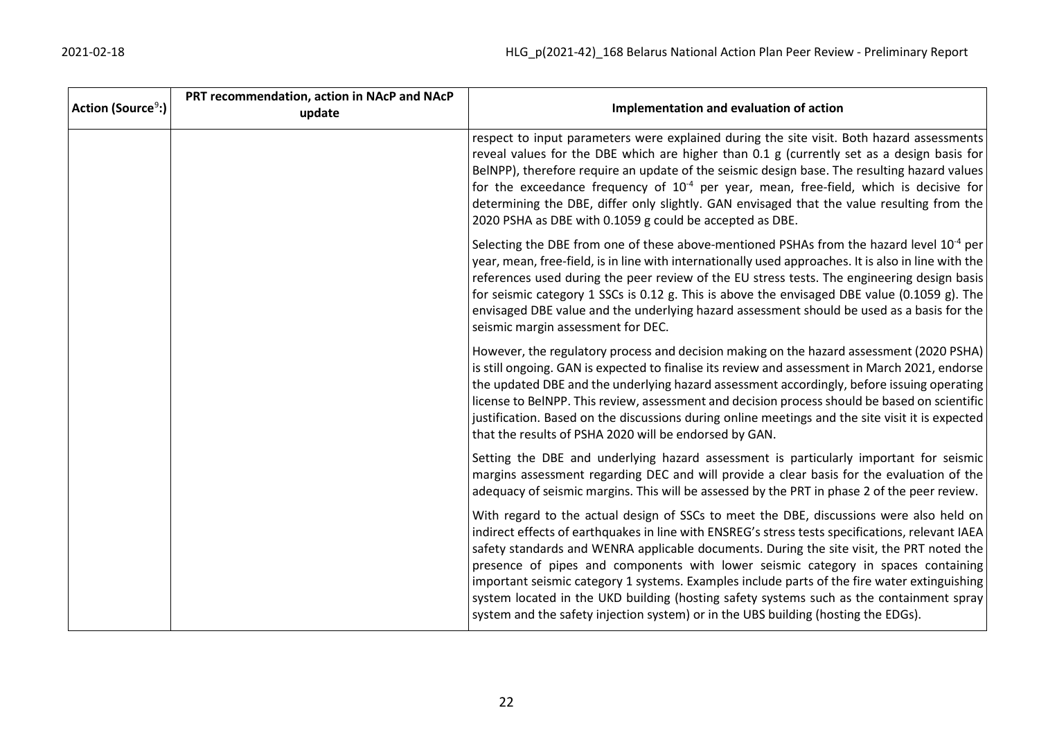| Action (Source[9]:) | PRT recommendation, action in NAcP and NAcP update | Implementation and evaluation of action |
|---|---|---|
| | | respect to input parameters were explained during the site visit. Both hazard assessments reveal values for the DBE which are higher than 0.1 g (currently set as a design basis for BelNPP), therefore require an update of the seismic design base. The resulting hazard values for the exceedance frequency of $10^{-4}$ per year, mean, free-field, which is decisive for determining the DBE, differ only slightly. GAN envisaged that the value resulting from the 2020 PSHA as DBE with 0.1059 g could be accepted as DBE.<br><br>Selecting the DBE from one of these above-mentioned PSHAs from the hazard level $10^{-4}$ per year, mean, free-field, is in line with internationally used approaches. It is also in line with the references used during the peer review of the EU stress tests. The engineering design basis for seismic category 1 SSCs is 0.12 g. This is above the envisaged DBE value (0.1059 g). The envisaged DBE value and the underlying hazard assessment should be used as a basis for the seismic margin assessment for DEC.<br><br>However, the regulatory process and decision making on the hazard assessment (2020 PSHA) is still ongoing. GAN is expected to finalise its review and assessment in March 2021, endorse the updated DBE and the underlying hazard assessment accordingly, before issuing operating license to BelNPP. This review, assessment and decision process should be based on scientific justification. Based on the discussions during online meetings and the site visit it is expected that the results of PSHA 2020 will be endorsed by GAN.<br><br>Setting the DBE and underlying hazard assessment is particularly important for seismic margins assessment regarding DEC and will provide a clear basis for the evaluation of the adequacy of seismic margins. This will be assessed by the PRT in phase 2 of the peer review.<br><br>With regard to the actual design of SSCs to meet the DBE, discussions were also held on indirect effects of earthquakes in line with ENSREG's stress tests specifications, relevant IAEA safety standards and WENRA applicable documents. During the site visit, the PRT noted the presence of pipes and components with lower seismic category in spaces containing important seismic category 1 systems. Examples include parts of the fire water extinguishing system located in the UKD building (hosting safety systems such as the containment spray system and the safety injection system) or in the UBS building (hosting the EDGs). |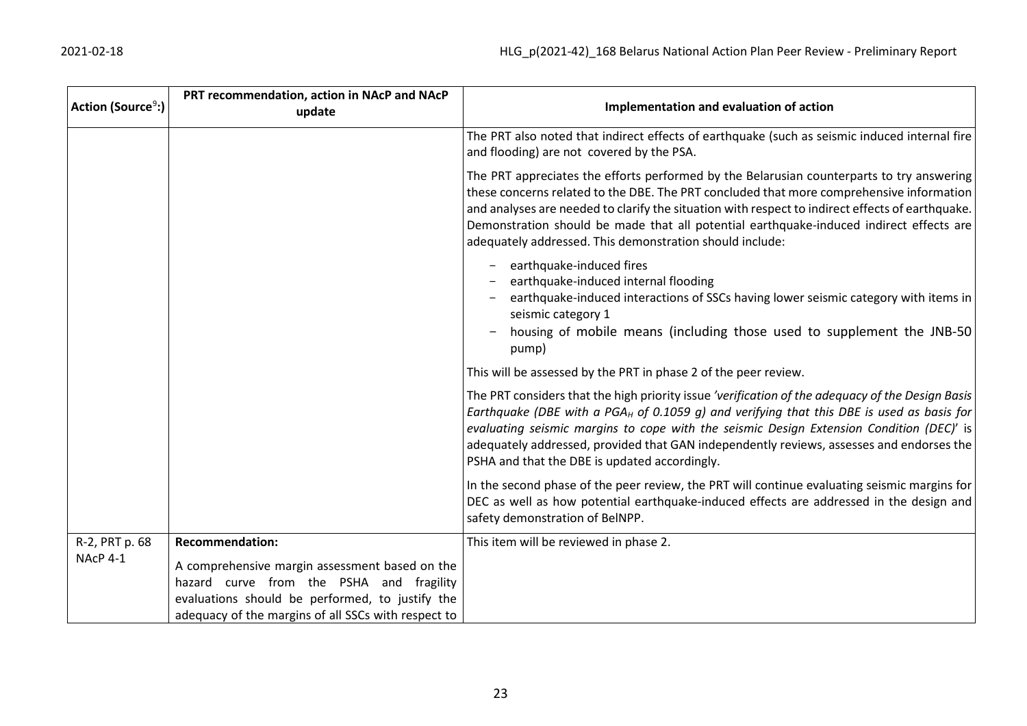| Action (Source[9]:) | PRT recommendation, action in NAcP and NAcP update | Implementation and evaluation of action |
|---|---|---|
| | | The PRT also noted that indirect effects of earthquake (such as seismic induced internal fire and flooding) are not covered by the PSA.<br><br>The PRT appreciates the efforts performed by the Belarusian counterparts to try answering these concerns related to the DBE. The PRT concluded that more comprehensive information and analyses are needed to clarify the situation with respect to indirect effects of earthquake. Demonstration should be made that all potential earthquake-induced indirect effects are adequately addressed. This demonstration should include:<br>- earthquake-induced fires<br>- earthquake-induced internal flooding<br>- earthquake-induced interactions of SSCs having lower seismic category with items in seismic category 1<br>- housing of mobile means (including those used to supplement the JNB-50 pump)<br><br>This will be assessed by the PRT in phase 2 of the peer review.<br><br>The PRT considers that the high priority issue *'verification of the adequacy of the Design Basis Earthquake (DBE with a $PGA_H$ of 0.1059 g) and verifying that this DBE is used as basis for evaluating seismic margins to cope with the seismic Design Extension Condition (DEC)'* is adequately addressed, provided that GAN independently reviews, assesses and endorses the PSHA and that the DBE is updated accordingly.<br><br>In the second phase of the peer review, the PRT will continue evaluating seismic margins for DEC as well as how potential earthquake-induced effects are addressed in the design and safety demonstration of BelNPP. |
| R-2, PRT p. 68<br>NAcP 4-1 | **Recommendation:**<br><br>A comprehensive margin assessment based on the hazard curve from the PSHA and fragility evaluations should be performed, to justify the adequacy of the margins of all SSCs with respect to | This item will be reviewed in phase 2. |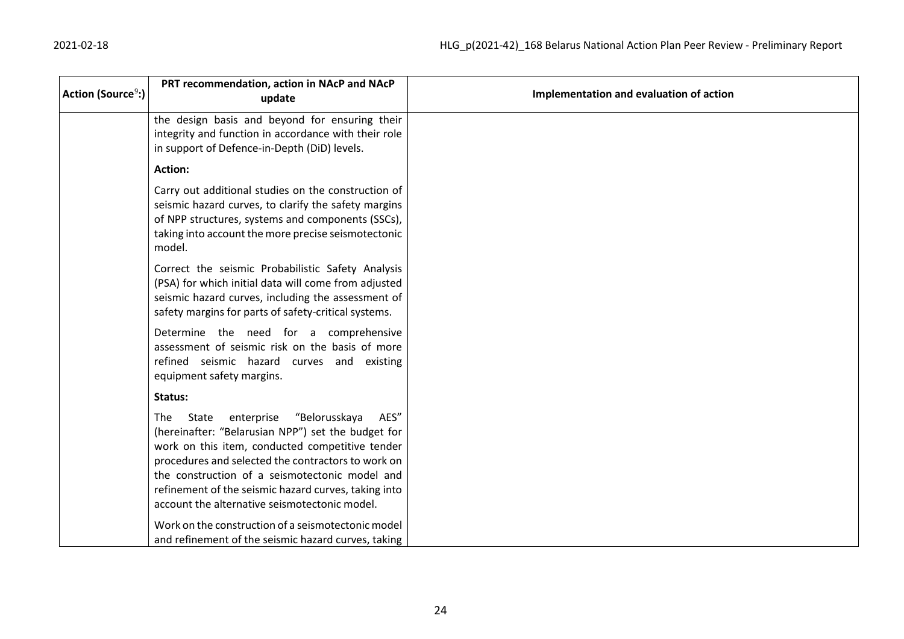| Action (Source[9]:) | PRT recommendation, action in NAcP and NAcP update | Implementation and evaluation of action |
| --- | --- | --- |
| | the design basis and beyond for ensuring their integrity and function in accordance with their role in support of Defence-in-Depth (DiD) levels.<br><br>**Action:**<br><br>Carry out additional studies on the construction of seismic hazard curves, to clarify the safety margins of NPP structures, systems and components (SSCs), taking into account the more precise seismotectonic model.<br><br>Correct the seismic Probabilistic Safety Analysis (PSA) for which initial data will come from adjusted seismic hazard curves, including the assessment of safety margins for parts of safety-critical systems.<br><br>Determine the need for a comprehensive assessment of seismic risk on the basis of more refined seismic hazard curves and existing equipment safety margins.<br><br>**Status:**<br><br>The State enterprise "Belorusskaya AES" (hereinafter: "Belarusian NPP") set the budget for work on this item, conducted competitive tender procedures and selected the contractors to work on the construction of a seismotectonic model and refinement of the seismic hazard curves, taking into account the alternative seismotectonic model.<br><br>Work on the construction of a seismotectonic model and refinement of the seismic hazard curves, taking | |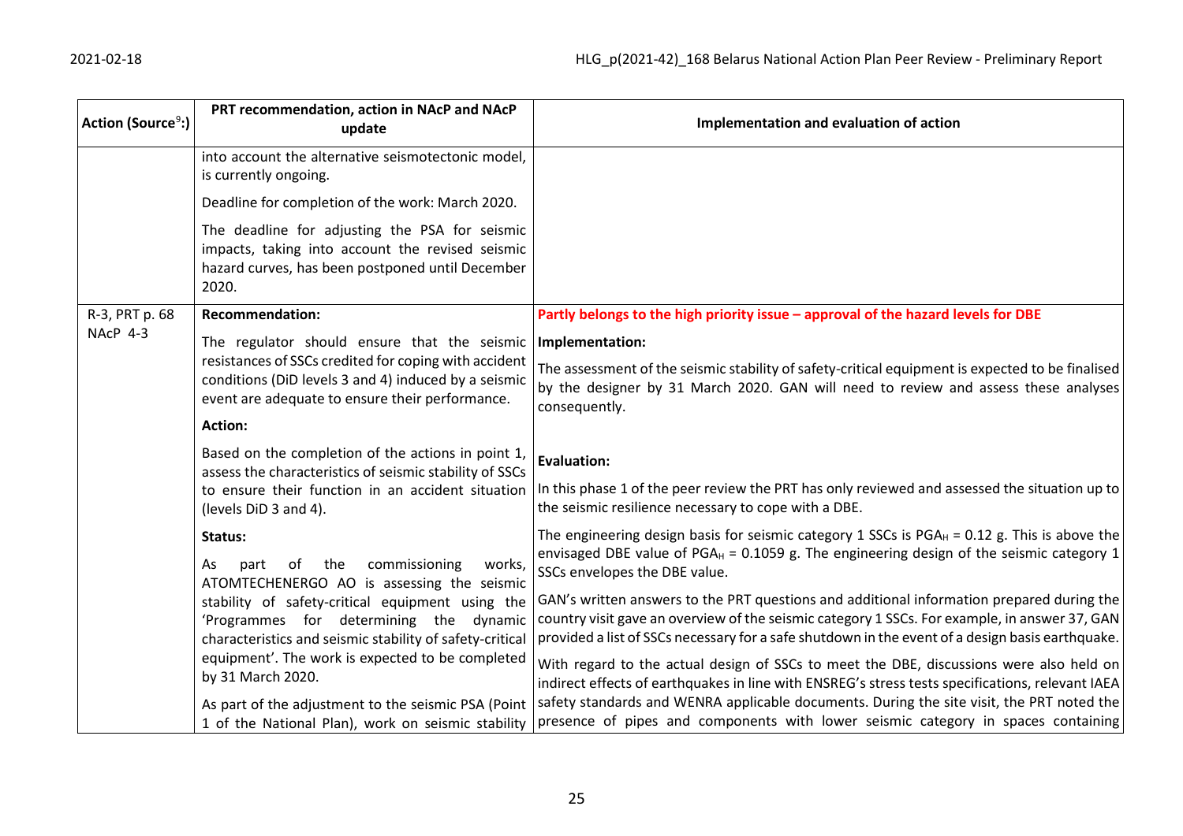| Action (Source[9]:) | PRT recommendation, action in NAcP and NAcP update | Implementation and evaluation of action |
|---|---|---|
| | into account the alternative seismotectonic model, is currently ongoing.<br><br>Deadline for completion of the work: March 2020.<br><br>The deadline for adjusting the PSA for seismic impacts, taking into account the revised seismic hazard curves, has been postponed until December 2020. | |
| R-3, PRT p. 68<br>NAcP 4-3 | **Recommendation:**<br><br>The regulator should ensure that the seismic resistances of SSCs credited for coping with accident conditions (DiD levels 3 and 4) induced by a seismic event are adequate to ensure their performance.<br><br>**Action:**<br><br>Based on the completion of the actions in point 1, assess the characteristics of seismic stability of SSCs to ensure their function in an accident situation (levels DiD 3 and 4).<br><br>**Status:**<br><br>As part of the commissioning works, ATOMTECHENERGO AO is assessing the seismic stability of safety-critical equipment using the 'Programmes for determining the dynamic characteristics and seismic stability of safety-critical equipment'. The work is expected to be completed by 31 March 2020.<br><br>As part of the adjustment to the seismic PSA (Point 1 of the National Plan), work on seismic stability | **Partly belongs to the high priority issue – approval of the hazard levels for DBE**<br><br>**Implementation:**<br><br>The assessment of the seismic stability of safety-critical equipment is expected to be finalised by the designer by 31 March 2020. GAN will need to review and assess these analyses consequently.<br><br>**Evaluation:**<br><br>In this phase 1 of the peer review the PRT has only reviewed and assessed the situation up to the seismic resilience necessary to cope with a DBE.<br><br>The engineering design basis for seismic category 1 SSCs is $PGA_H = 0.12$ g. This is above the envisaged DBE value of $PGA_H = 0.1059$ g. The engineering design of the seismic category 1 SSCs envelopes the DBE value.<br><br>GAN's written answers to the PRT questions and additional information prepared during the country visit gave an overview of the seismic category 1 SSCs. For example, in answer 37, GAN provided a list of SSCs necessary for a safe shutdown in the event of a design basis earthquake.<br><br>With regard to the actual design of SSCs to meet the DBE, discussions were also held on indirect effects of earthquakes in line with ENSREG's stress tests specifications, relevant IAEA safety standards and WENRA applicable documents. During the site visit, the PRT noted the presence of pipes and components with lower seismic category in spaces containing |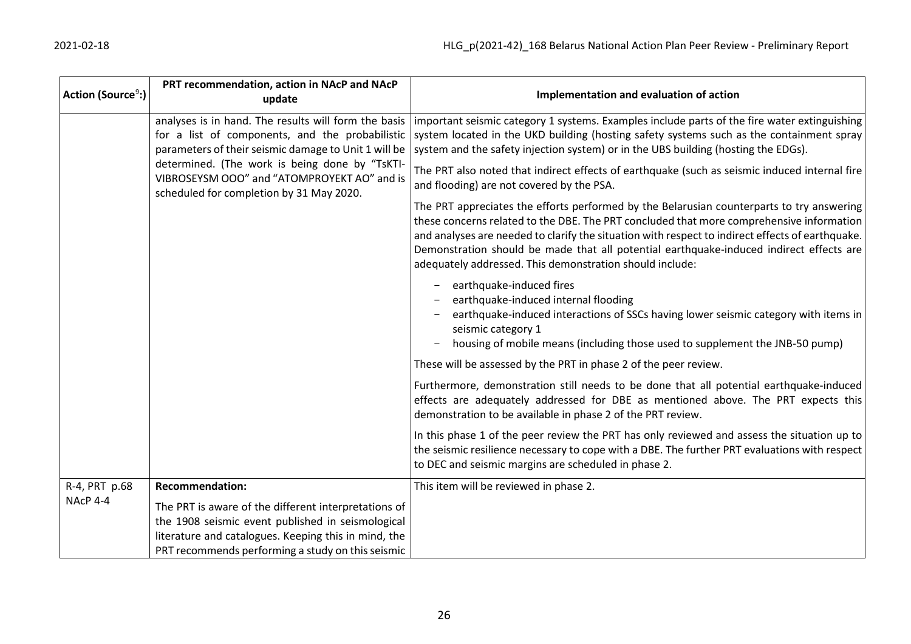| Action (Source[9]:) | PRT recommendation, action in NAcP and NAcP update | Implementation and evaluation of action |
|---|---|---|
| | analyses is in hand. The results will form the basis for a list of components, and the probabilistic parameters of their seismic damage to Unit 1 will be determined. (The work is being done by "TsKTI-VIBROSEYSM OOO" and "ATOMPROYEKT AO" and is scheduled for completion by 31 May 2020. | important seismic category 1 systems. Examples include parts of the fire water extinguishing system located in the UKD building (hosting safety systems such as the containment spray system and the safety injection system) or in the UBS building (hosting the EDGs).<br><br>The PRT also noted that indirect effects of earthquake (such as seismic induced internal fire and flooding) are not covered by the PSA.<br><br>The PRT appreciates the efforts performed by the Belarusian counterparts to try answering these concerns related to the DBE. The PRT concluded that more comprehensive information and analyses are needed to clarify the situation with respect to indirect effects of earthquake. Demonstration should be made that all potential earthquake-induced indirect effects are adequately addressed. This demonstration should include:<br><br>- earthquake-induced fires<br>- earthquake-induced internal flooding<br>- earthquake-induced interactions of SSCs having lower seismic category with items in seismic category 1<br>- housing of mobile means (including those used to supplement the JNB-50 pump)<br><br>These will be assessed by the PRT in phase 2 of the peer review.<br><br>Furthermore, demonstration still needs to be done that all potential earthquake-induced effects are adequately addressed for DBE as mentioned above. The PRT expects this demonstration to be available in phase 2 of the PRT review.<br><br>In this phase 1 of the peer review the PRT has only reviewed and assess the situation up to the seismic resilience necessary to cope with a DBE. The further PRT evaluations with respect to DEC and seismic margins are scheduled in phase 2. |
| R-4, PRT p.68<br>NAcP 4-4 | **Recommendation:**<br><br>The PRT is aware of the different interpretations of the 1908 seismic event published in seismological literature and catalogues. Keeping this in mind, the PRT recommends performing a study on this seismic | This item will be reviewed in phase 2. |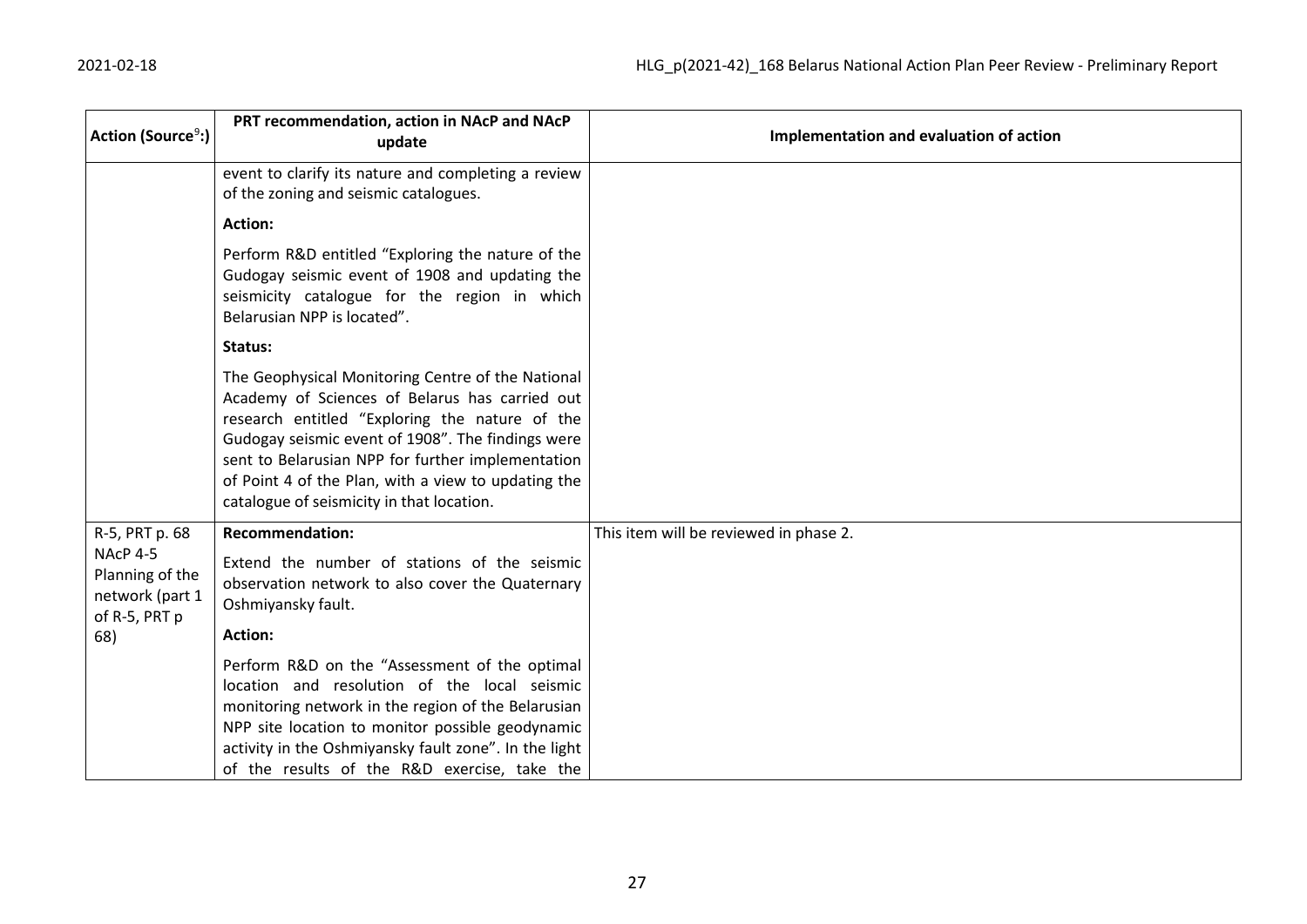| Action (Source[9]:) | PRT recommendation, action in NAcP and NAcP update | Implementation and evaluation of action |
|---|---|---|
| | event to clarify its nature and completing a review of the zoning and seismic catalogues.<br><br>**Action:**<br><br>Perform R&D entitled "Exploring the nature of the Gudogay seismic event of 1908 and updating the seismicity catalogue for the region in which Belarusian NPP is located".<br><br>**Status:**<br><br>The Geophysical Monitoring Centre of the National Academy of Sciences of Belarus has carried out research entitled "Exploring the nature of the Gudogay seismic event of 1908". The findings were sent to Belarusian NPP for further implementation of Point 4 of the Plan, with a view to updating the catalogue of seismicity in that location. | |
| R-5, PRT p. 68<br>NAcP 4-5<br>Planning of the network (part 1 of R-5, PRT p 68) | **Recommendation:**<br><br>Extend the number of stations of the seismic observation network to also cover the Quaternary Oshmiyansky fault.<br><br>**Action:**<br><br>Perform R&D on the "Assessment of the optimal location and resolution of the local seismic monitoring network in the region of the Belarusian NPP site location to monitor possible geodynamic activity in the Oshmiyansky fault zone". In the light of the results of the R&D exercise, take the | This item will be reviewed in phase 2. |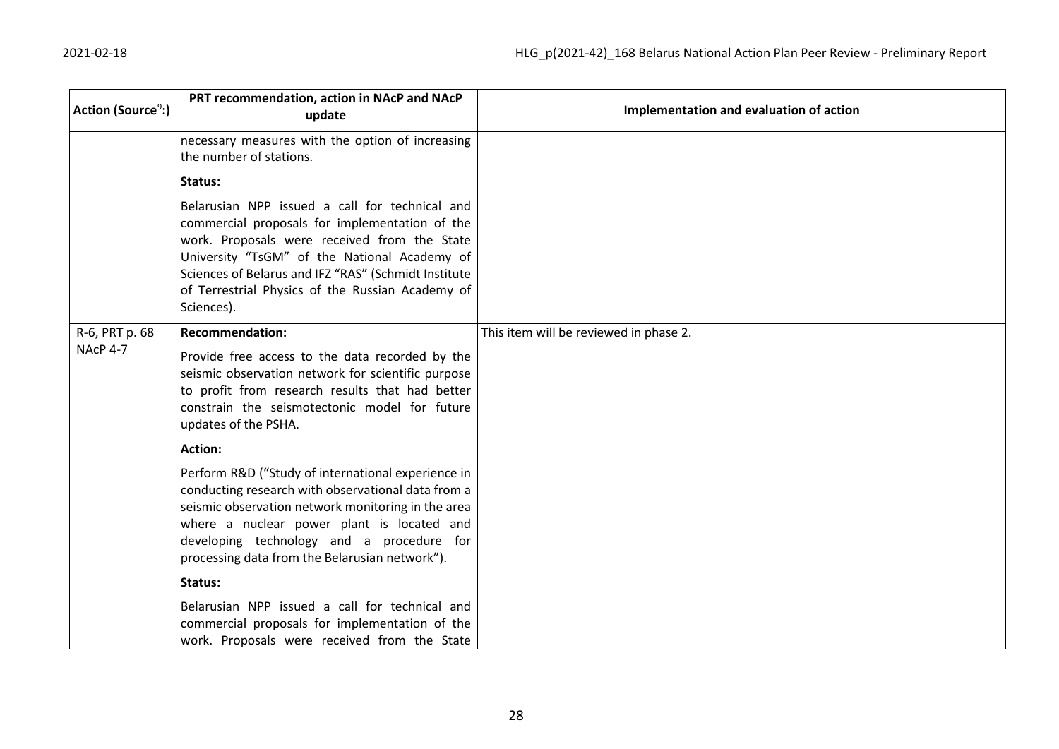| Action (Source[9]:) | PRT recommendation, action in NAcP and NAcP update | Implementation and evaluation of action |
|---|---|---|
| | necessary measures with the option of increasing the number of stations.<br><br>**Status:**<br><br>Belarusian NPP issued a call for technical and commercial proposals for implementation of the work. Proposals were received from the State University "TsGM" of the National Academy of Sciences of Belarus and IFZ "RAS" (Schmidt Institute of Terrestrial Physics of the Russian Academy of Sciences). | |
| R-6, PRT p. 68<br>NAcP 4-7 | **Recommendation:**<br><br>Provide free access to the data recorded by the seismic observation network for scientific purpose to profit from research results that had better constrain the seismotectonic model for future updates of the PSHA.<br><br>**Action:**<br><br>Perform R&D ("Study of international experience in conducting research with observational data from a seismic observation network monitoring in the area where a nuclear power plant is located and developing technology and a procedure for processing data from the Belarusian network").<br><br>**Status:**<br><br>Belarusian NPP issued a call for technical and commercial proposals for implementation of the work. Proposals were received from the State | This item will be reviewed in phase 2. |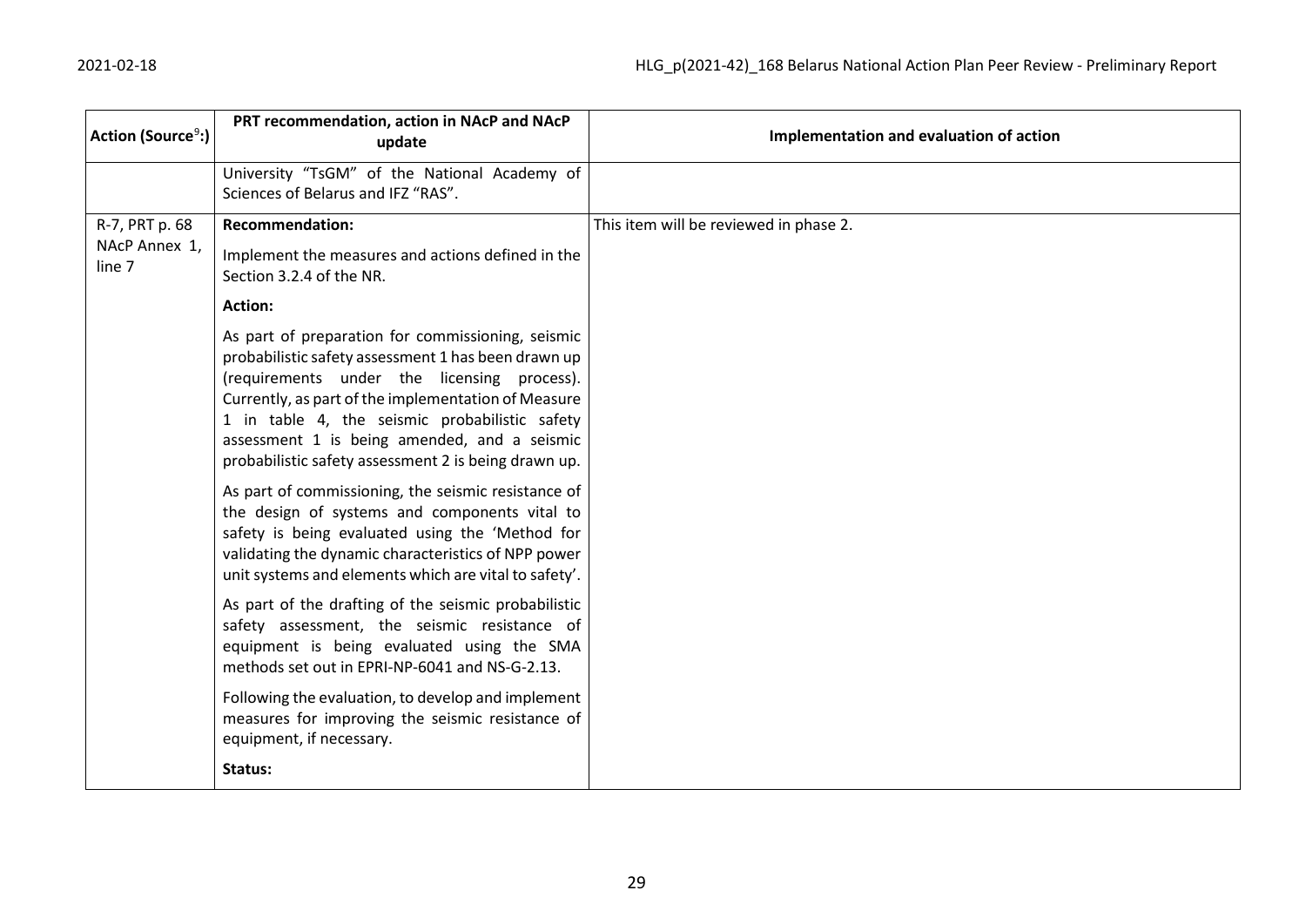| Action (Source[9]:) | PRT recommendation, action in NAcP and NAcP update | Implementation and evaluation of action |
|---|---|---|
| | University "TsGM" of the National Academy of Sciences of Belarus and IFZ "RAS". | |
| R-7, PRT p. 68<br>NAcP Annex 1, line 7 | **Recommendation:**<br><br>Implement the measures and actions defined in the Section 3.2.4 of the NR.<br><br>**Action:**<br><br>As part of preparation for commissioning, seismic probabilistic safety assessment 1 has been drawn up (requirements under the licensing process). Currently, as part of the implementation of Measure 1 in table 4, the seismic probabilistic safety assessment 1 is being amended, and a seismic probabilistic safety assessment 2 is being drawn up.<br><br>As part of commissioning, the seismic resistance of the design of systems and components vital to safety is being evaluated using the 'Method for validating the dynamic characteristics of NPP power unit systems and elements which are vital to safety'.<br><br>As part of the drafting of the seismic probabilistic safety assessment, the seismic resistance of equipment is being evaluated using the SMA methods set out in EPRI-NP-6041 and NS-G-2.13.<br><br>Following the evaluation, to develop and implement measures for improving the seismic resistance of equipment, if necessary.<br><br>**Status:** | This item will be reviewed in phase 2. |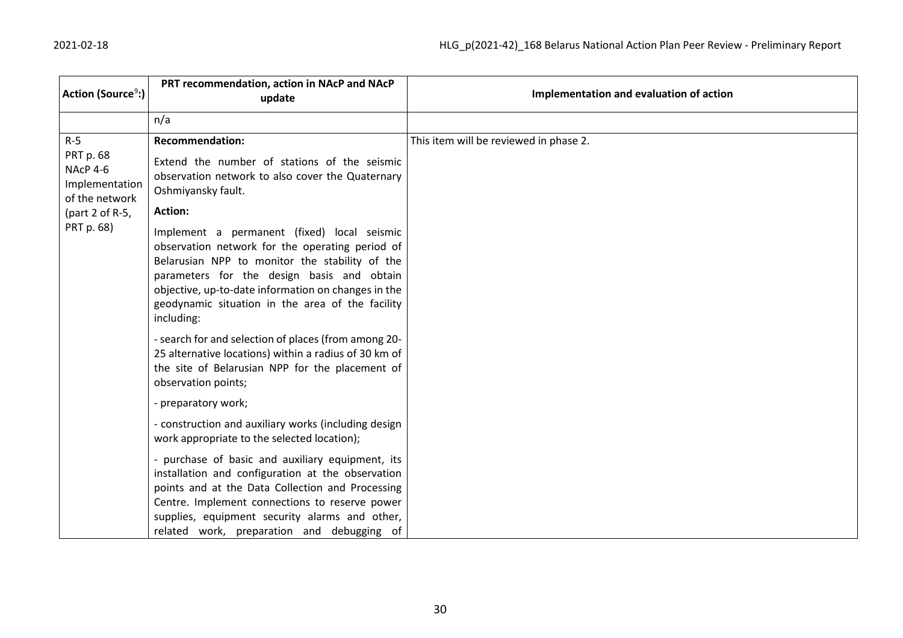| Action (Source[9]:) | PRT recommendation, action in NAcP and NAcP update | Implementation and evaluation of action |
|---|---|---|
| | n/a | |
| R-5<br>PRT p. 68<br>NAcP 4-6<br>Implementation of the network<br>(part 2 of R-5, PRT p. 68) | **Recommendation:**<br>Extend the number of stations of the seismic observation network to also cover the Quaternary Oshmiyansky fault.<br>**Action:**<br>Implement a permanent (fixed) local seismic observation network for the operating period of Belarusian NPP to monitor the stability of the parameters for the design basis and obtain objective, up-to-date information on changes in the geodynamic situation in the area of the facility including:<br>- search for and selection of places (from among 20-25 alternative locations) within a radius of 30 km of the site of Belarusian NPP for the placement of observation points;<br>- preparatory work;<br>- construction and auxiliary works (including design work appropriate to the selected location);<br>- purchase of basic and auxiliary equipment, its installation and configuration at the observation points and at the Data Collection and Processing Centre. Implement connections to reserve power supplies, equipment security alarms and other, related work, preparation and debugging of | This item will be reviewed in phase 2. |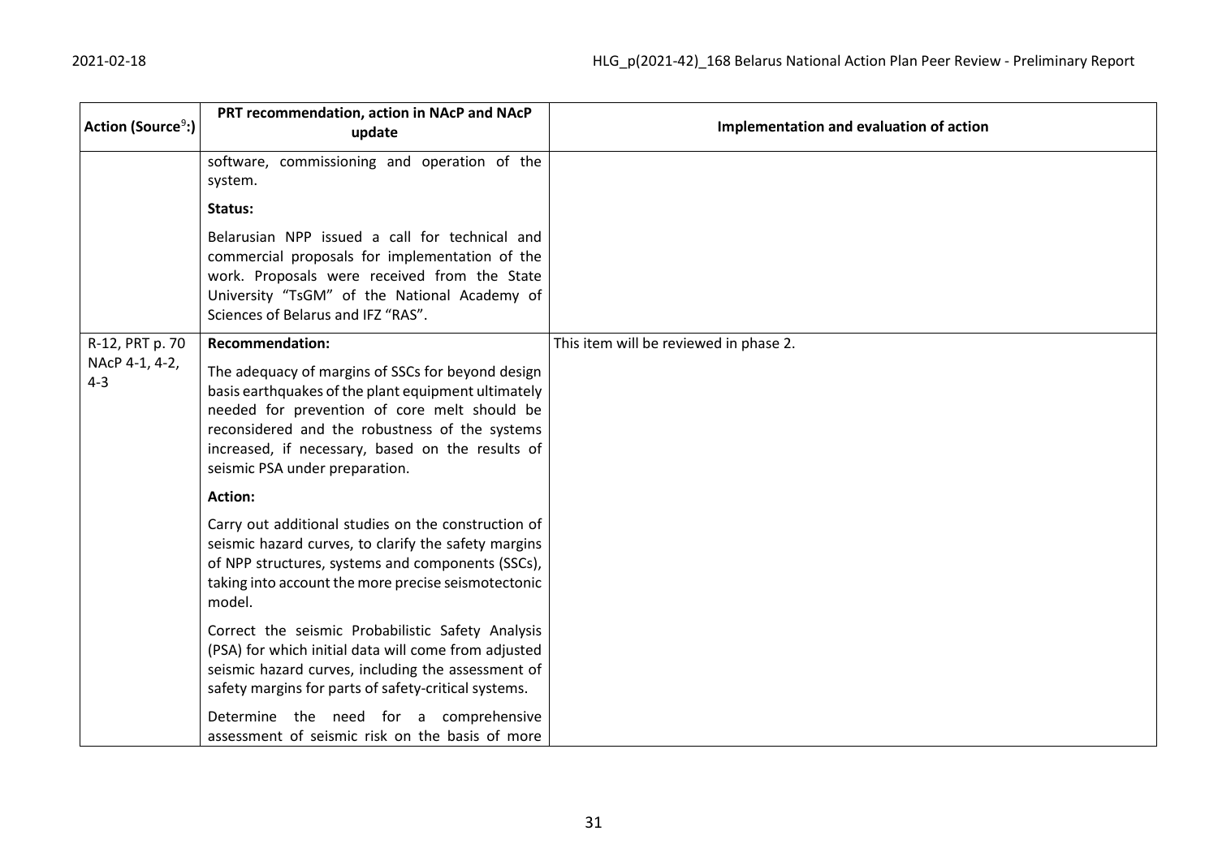| Action (Source[9]:) | PRT recommendation, action in NAcP and NAcP update | Implementation and evaluation of action |
|---|---|---|
| | software, commissioning and operation of the system.<br><br>**Status:**<br><br>Belarusian NPP issued a call for technical and commercial proposals for implementation of the work. Proposals were received from the State University "TsGM" of the National Academy of Sciences of Belarus and IFZ "RAS". | |
| R-12, PRT p. 70<br>NAcP 4-1, 4-2, 4-3 | **Recommendation:**<br><br>The adequacy of margins of SSCs for beyond design basis earthquakes of the plant equipment ultimately needed for prevention of core melt should be reconsidered and the robustness of the systems increased, if necessary, based on the results of seismic PSA under preparation.<br><br>**Action:**<br><br>Carry out additional studies on the construction of seismic hazard curves, to clarify the safety margins of NPP structures, systems and components (SSCs), taking into account the more precise seismotectonic model.<br><br>Correct the seismic Probabilistic Safety Analysis (PSA) for which initial data will come from adjusted seismic hazard curves, including the assessment of safety margins for parts of safety-critical systems.<br><br>Determine the need for a comprehensive assessment of seismic risk on the basis of more | This item will be reviewed in phase 2. |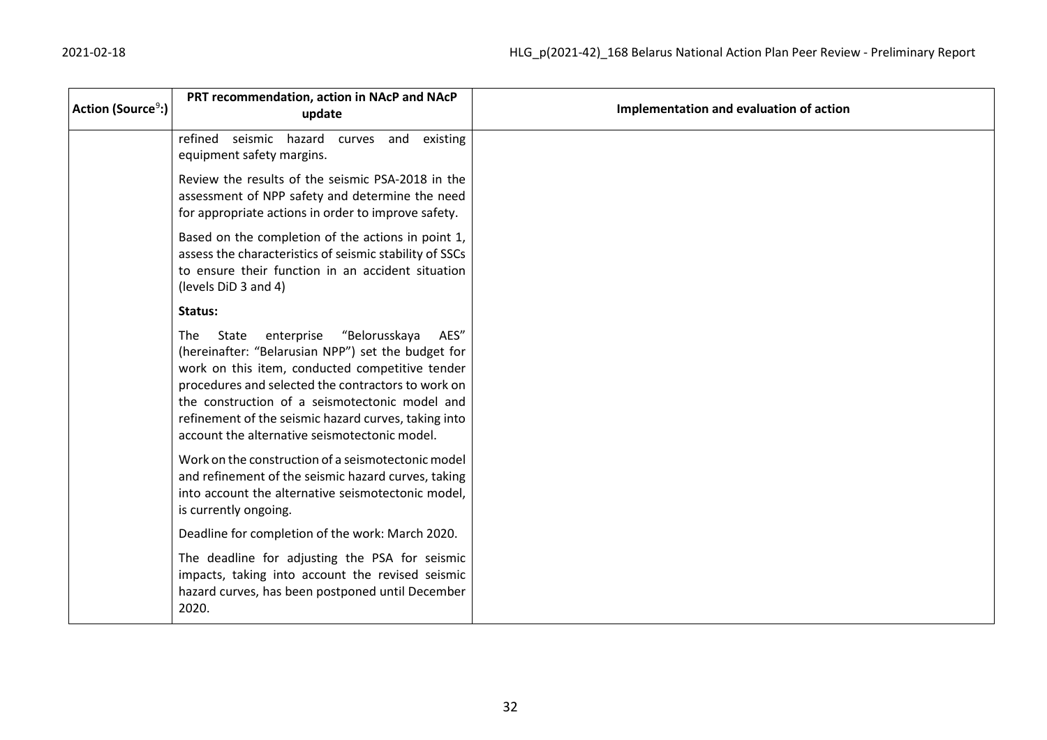| Action (Source[9]:) | PRT recommendation, action in NAcP and NAcP update | Implementation and evaluation of action |
|---|---|---|
| | refined seismic hazard curves and existing equipment safety margins.<br><br>Review the results of the seismic PSA-2018 in the assessment of NPP safety and determine the need for appropriate actions in order to improve safety.<br><br>Based on the completion of the actions in point 1, assess the characteristics of seismic stability of SSCs to ensure their function in an accident situation (levels DiD 3 and 4)<br><br>**Status:**<br><br>The State enterprise "Belorusskaya AES" (hereinafter: "Belarusian NPP") set the budget for work on this item, conducted competitive tender procedures and selected the contractors to work on the construction of a seismotectonic model and refinement of the seismic hazard curves, taking into account the alternative seismotectonic model.<br><br>Work on the construction of a seismotectonic model and refinement of the seismic hazard curves, taking into account the alternative seismotectonic model, is currently ongoing.<br><br>Deadline for completion of the work: March 2020.<br><br>The deadline for adjusting the PSA for seismic impacts, taking into account the revised seismic hazard curves, has been postponed until December 2020. | |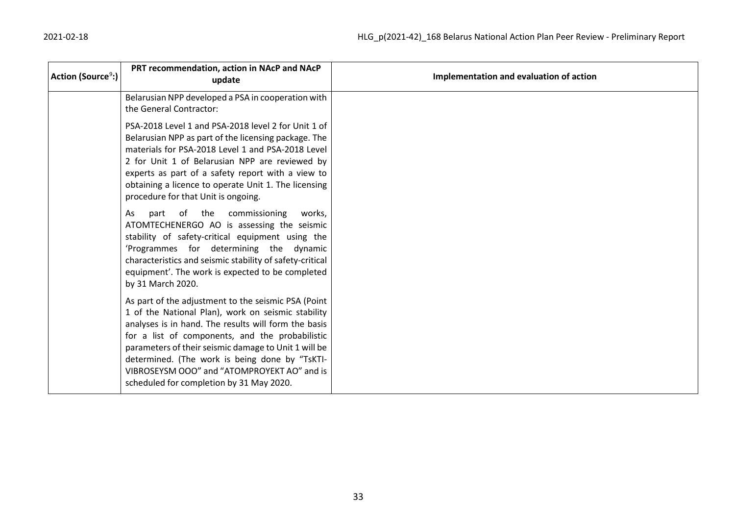| Action (Source[9]:) | PRT recommendation, action in NAcP and NAcP update | Implementation and evaluation of action |
|---|---|---|
| | Belarusian NPP developed a PSA in cooperation with the General Contractor:<br><br>PSA-2018 Level 1 and PSA-2018 level 2 for Unit 1 of Belarusian NPP as part of the licensing package. The materials for PSA-2018 Level 1 and PSA-2018 Level 2 for Unit 1 of Belarusian NPP are reviewed by experts as part of a safety report with a view to obtaining a licence to operate Unit 1. The licensing procedure for that Unit is ongoing.<br><br>As part of the commissioning works, ATOMTECHENERGO AO is assessing the seismic stability of safety-critical equipment using the 'Programmes for determining the dynamic characteristics and seismic stability of safety-critical equipment'. The work is expected to be completed by 31 March 2020.<br><br>As part of the adjustment to the seismic PSA (Point 1 of the National Plan), work on seismic stability analyses is in hand. The results will form the basis for a list of components, and the probabilistic parameters of their seismic damage to Unit 1 will be determined. (The work is being done by "TsKTI-VIBROSEYSM OOO" and "ATOMPROYEKT AO" and is scheduled for completion by 31 May 2020. | |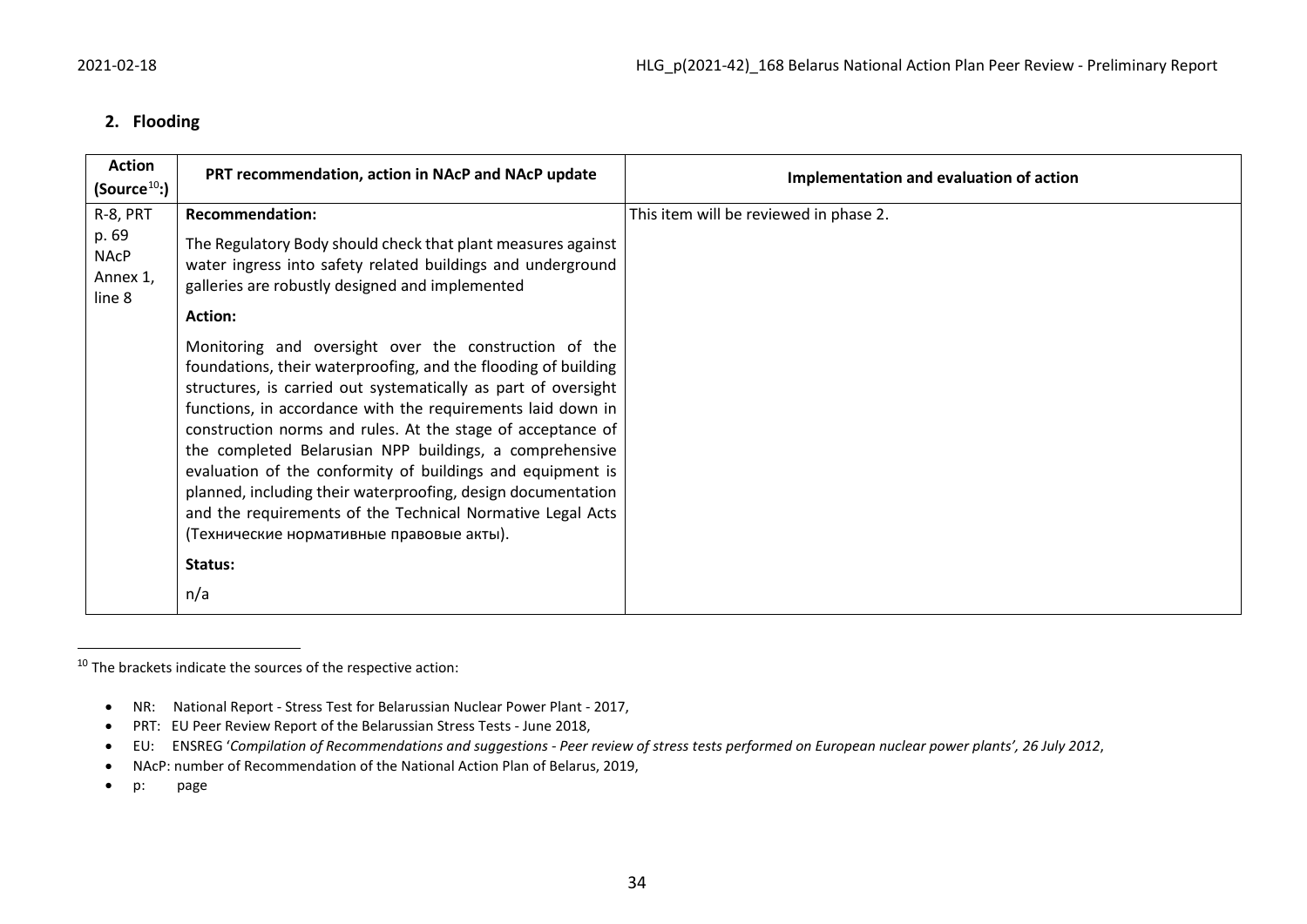## 2. Flooding

| Action (Source[10]:) | PRT recommendation, action in NAcP and NAcP update | Implementation and evaluation of action |
|---|---|---|
| R-8, PRT p. 69 NAcP Annex 1, line 8 | **Recommendation:** The Regulatory Body should check that plant measures against water ingress into safety related buildings and underground galleries are robustly designed and implemented **Action:** Monitoring and oversight over the construction of the foundations, their waterproofing, and the flooding of building structures, is carried out systematically as part of oversight functions, in accordance with the requirements laid down in construction norms and rules. At the stage of acceptance of the completed Belarusian NPP buildings, a comprehensive evaluation of the conformity of buildings and equipment is planned, including their waterproofing, design documentation and the requirements of the Technical Normative Legal Acts (Технические нормативные правовые акты). **Status:** n/a | This item will be reviewed in phase 2. |

[10] The brackets indicate the sources of the respective action:

- NR: National Report - Stress Test for Belarussian Nuclear Power Plant - 2017,
- PRT: EU Peer Review Report of the Belarussian Stress Tests - June 2018,
- EU: ENSREG '*Compilation of Recommendations and suggestions - Peer review of stress tests performed on European nuclear power plants', 26 July 2012*,
- NAcP: number of Recommendation of the National Action Plan of Belarus, 2019,
- p: page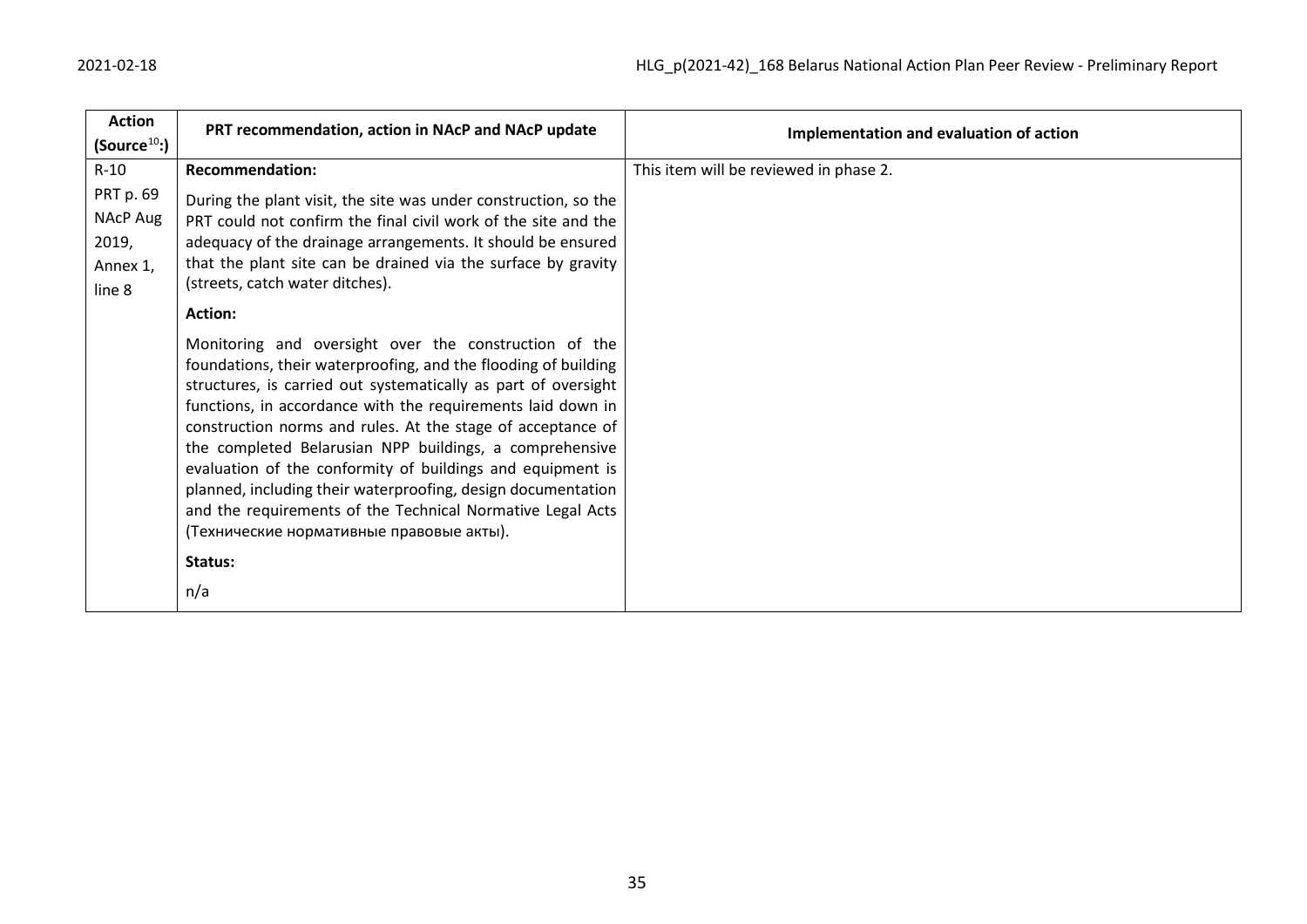| Action (Source[10]:) | PRT recommendation, action in NAcP and NAcP update | Implementation and evaluation of action |
|---|---|---|
| R-10<br>PRT p. 69<br>NAcP Aug 2019, Annex 1, line 8 | **Recommendation:**<br>During the plant visit, the site was under construction, so the PRT could not confirm the final civil work of the site and the adequacy of the drainage arrangements. It should be ensured that the plant site can be drained via the surface by gravity (streets, catch water ditches).<br>**Action:**<br>Monitoring and oversight over the construction of the foundations, their waterproofing, and the flooding of building structures, is carried out systematically as part of oversight functions, in accordance with the requirements laid down in construction norms and rules. At the stage of acceptance of the completed Belarusian NPP buildings, a comprehensive evaluation of the conformity of buildings and equipment is planned, including their waterproofing, design documentation and the requirements of the Technical Normative Legal Acts (Технические нормативные правовые акты).<br>**Status:**<br>n/a | This item will be reviewed in phase 2. |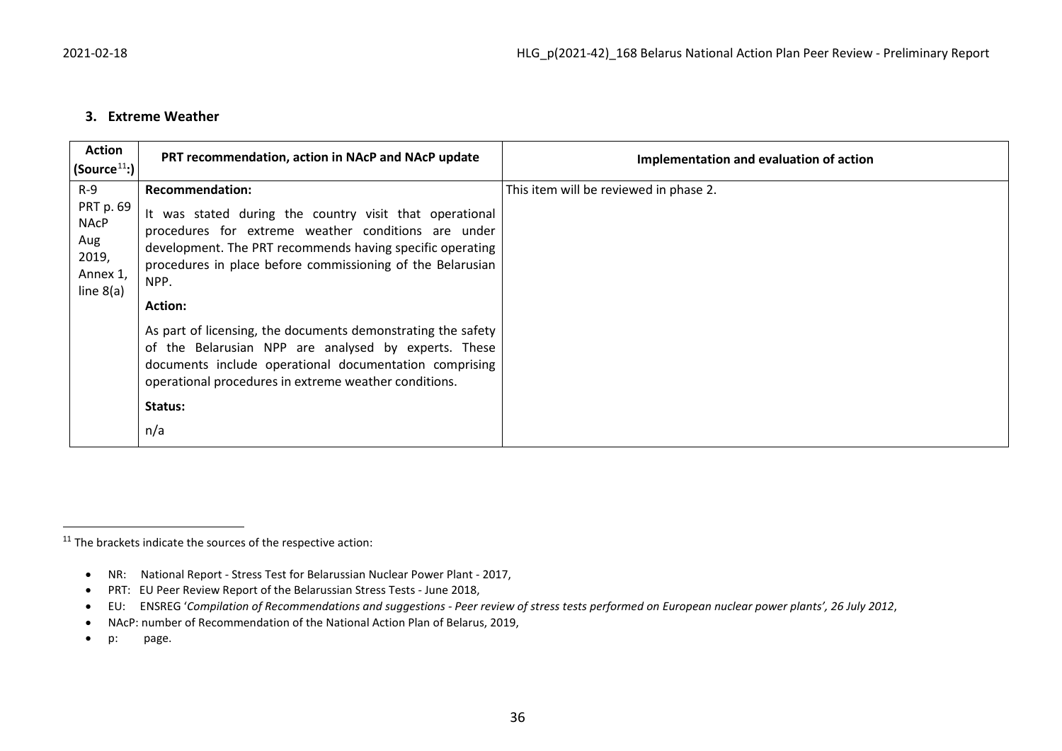## 3. Extreme Weather

| Action (Source[11]:) | PRT recommendation, action in NAcP and NAcP update | Implementation and evaluation of action |
|---|---|---|
| R-9<br>PRT p. 69<br>NAcP Aug 2019, Annex 1, line 8(a) | **Recommendation:**<br>It was stated during the country visit that operational procedures for extreme weather conditions are under development. The PRT recommends having specific operating procedures in place before commissioning of the Belarusian NPP.<br>**Action:**<br>As part of licensing, the documents demonstrating the safety of the Belarusian NPP are analysed by experts. These documents include operational documentation comprising operational procedures in extreme weather conditions.<br>**Status:**<br>n/a | This item will be reviewed in phase 2. |

[11] The brackets indicate the sources of the respective action:

- NR: National Report - Stress Test for Belarussian Nuclear Power Plant - 2017,
- PRT: EU Peer Review Report of the Belarussian Stress Tests - June 2018,
- EU: ENSREG '*Compilation of Recommendations and suggestions - Peer review of stress tests performed on European nuclear power plants', 26 July 2012*,
- NAcP: number of Recommendation of the National Action Plan of Belarus, 2019,
- p: page.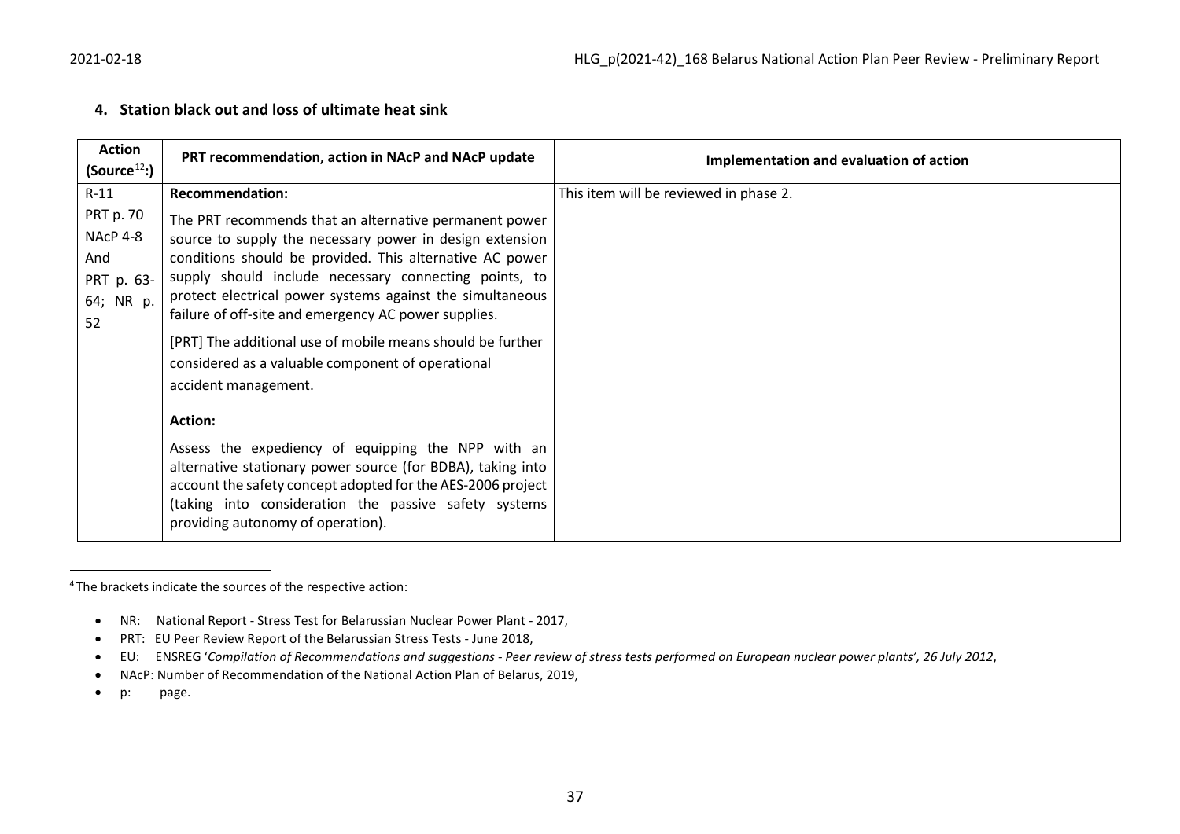## 4. Station black out and loss of ultimate heat sink

| Action (Source[12]:) | PRT recommendation, action in NAcP and NAcP update | Implementation and evaluation of action |
|---|---|---|
| R-11<br>PRT p. 70<br>NAcP 4-8<br>And<br>PRT p. 63-64; NR p. 52 | **Recommendation:**<br>The PRT recommends that an alternative permanent power source to supply the necessary power in design extension conditions should be provided. This alternative AC power supply should include necessary connecting points, to protect electrical power systems against the simultaneous failure of off-site and emergency AC power supplies.<br>[PRT] The additional use of mobile means should be further considered as a valuable component of operational accident management.<br>**Action:**<br>Assess the expediency of equipping the NPP with an alternative stationary power source (for BDBA), taking into account the safety concept adopted for the AES-2006 project (taking into consideration the passive safety systems providing autonomy of operation). | This item will be reviewed in phase 2. |

[4] The brackets indicate the sources of the respective action:

- NR: National Report - Stress Test for Belarussian Nuclear Power Plant - 2017,
- PRT: EU Peer Review Report of the Belarussian Stress Tests - June 2018,
- EU: ENSREG '*Compilation of Recommendations and suggestions - Peer review of stress tests performed on European nuclear power plants', 26 July 2012*,
- NAcP: Number of Recommendation of the National Action Plan of Belarus, 2019,
- p: page.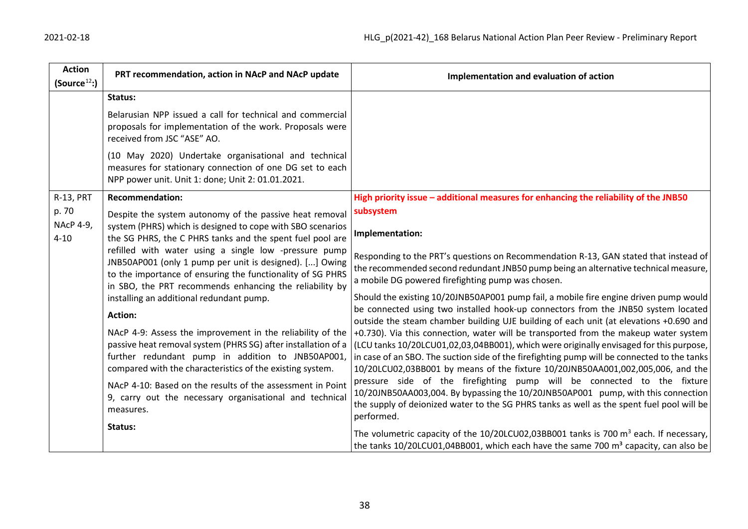| Action (Source[12]:) | PRT recommendation, action in NAcP and NAcP update | Implementation and evaluation of action |
|---|---|---|
| | **Status:**<br><br>Belarusian NPP issued a call for technical and commercial proposals for implementation of the work. Proposals were received from JSC “ASE” AO.<br><br>(10 May 2020) Undertake organisational and technical measures for stationary connection of one DG set to each NPP power unit. Unit 1: done; Unit 2: 01.01.2021. | |
| R-13, PRT p. 70<br>NAcP 4-9, 4-10 | **Recommendation:**<br><br>Despite the system autonomy of the passive heat removal system (PHRS) which is designed to cope with SBO scenarios the SG PHRS, the C PHRS tanks and the spent fuel pool are refilled with water using a single low -pressure pump JNB50AP001 (only 1 pump per unit is designed). [...] Owing to the importance of ensuring the functionality of SG PHRS in SBO, the PRT recommends enhancing the reliability by installing an additional redundant pump.<br><br>**Action:**<br><br>NAcP 4-9: Assess the improvement in the reliability of the passive heat removal system (PHRS SG) after installation of a further redundant pump in addition to JNB50AP001, compared with the characteristics of the existing system.<br><br>NAcP 4-10: Based on the results of the assessment in Point 9, carry out the necessary organisational and technical measures.<br><br>**Status:** | **High priority issue – additional measures for enhancing the reliability of the JNB50 subsystem**<br><br>**Implementation:**<br><br>Responding to the PRT’s questions on Recommendation R-13, GAN stated that instead of the recommended second redundant JNB50 pump being an alternative technical measure, a mobile DG powered firefighting pump was chosen.<br><br>Should the existing 10/20JNB50AP001 pump fail, a mobile fire engine driven pump would be connected using two installed hook-up connectors from the JNB50 system located outside the steam chamber building UJE building of each unit (at elevations +0.690 and +0.730). Via this connection, water will be transported from the makeup water system (LCU tanks 10/20LCU01,02,03,04BB001), which were originally envisaged for this purpose, in case of an SBO. The suction side of the firefighting pump will be connected to the tanks 10/20LCU02,03BB001 by means of the fixture 10/20JNB50AA001,002,005,006, and the pressure side of the firefighting pump will be connected to the fixture 10/20JNB50AA003,004. By bypassing the 10/20JNB50AP001 pump, with this connection the supply of deionized water to the SG PHRS tanks as well as the spent fuel pool will be performed.<br><br>The volumetric capacity of the 10/20LCU02,03BB001 tanks is 700 $m^3$ each. If necessary, the tanks 10/20LCU01,04BB001, which each have the same 700 $m^3$ capacity, can also be |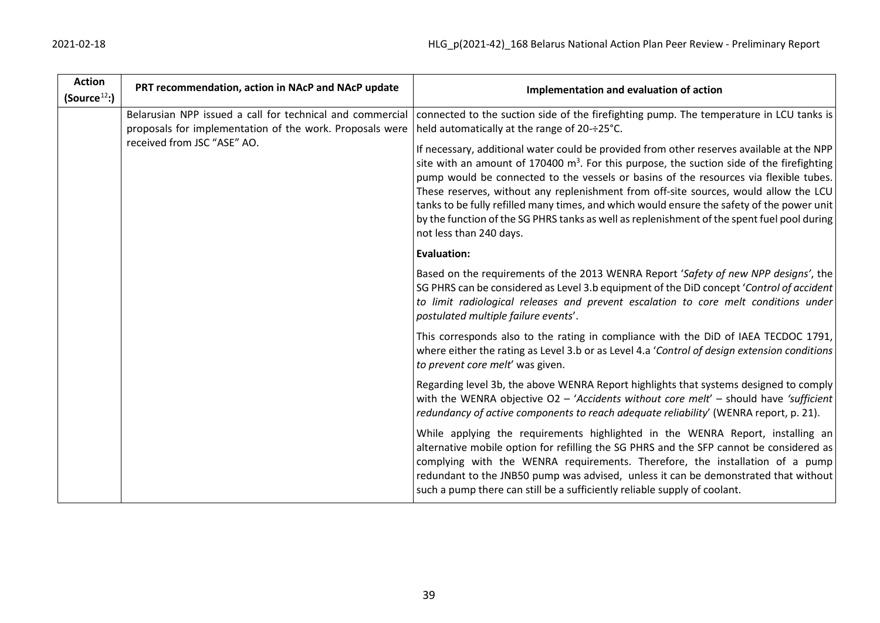| Action (Source[12]:) | PRT recommendation, action in NAcP and NAcP update | Implementation and evaluation of action |
|---|---|---|
| | Belarusian NPP issued a call for technical and commercial proposals for implementation of the work. Proposals were received from JSC "ASE" AO. | connected to the suction side of the firefighting pump. The temperature in LCU tanks is held automatically at the range of 20-÷25°C.<br><br>If necessary, additional water could be provided from other reserves available at the NPP site with an amount of 170400 $m^3$. For this purpose, the suction side of the firefighting pump would be connected to the vessels or basins of the resources via flexible tubes. These reserves, without any replenishment from off-site sources, would allow the LCU tanks to be fully refilled many times, and which would ensure the safety of the power unit by the function of the SG PHRS tanks as well as replenishment of the spent fuel pool during not less than 240 days.<br><br>**Evaluation:**<br><br>Based on the requirements of the 2013 WENRA Report '*Safety of new NPP designs*', the SG PHRS can be considered as Level 3.b equipment of the DiD concept '*Control of accident to limit radiological releases and prevent escalation to core melt conditions under postulated multiple failure events*'.<br><br>This corresponds also to the rating in compliance with the DiD of IAEA TECDOC 1791, where either the rating as Level 3.b or as Level 4.a '*Control of design extension conditions to prevent core melt*' was given.<br><br>Regarding level 3b, the above WENRA Report highlights that systems designed to comply with the WENRA objective O2 – '*Accidents without core melt*' – should have '*sufficient redundancy of active components to reach adequate reliability*' (WENRA report, p. 21).<br><br>While applying the requirements highlighted in the WENRA Report, installing an alternative mobile option for refilling the SG PHRS and the SFP cannot be considered as complying with the WENRA requirements. Therefore, the installation of a pump redundant to the JNB50 pump was advised, unless it can be demonstrated that without such a pump there can still be a sufficiently reliable supply of coolant. |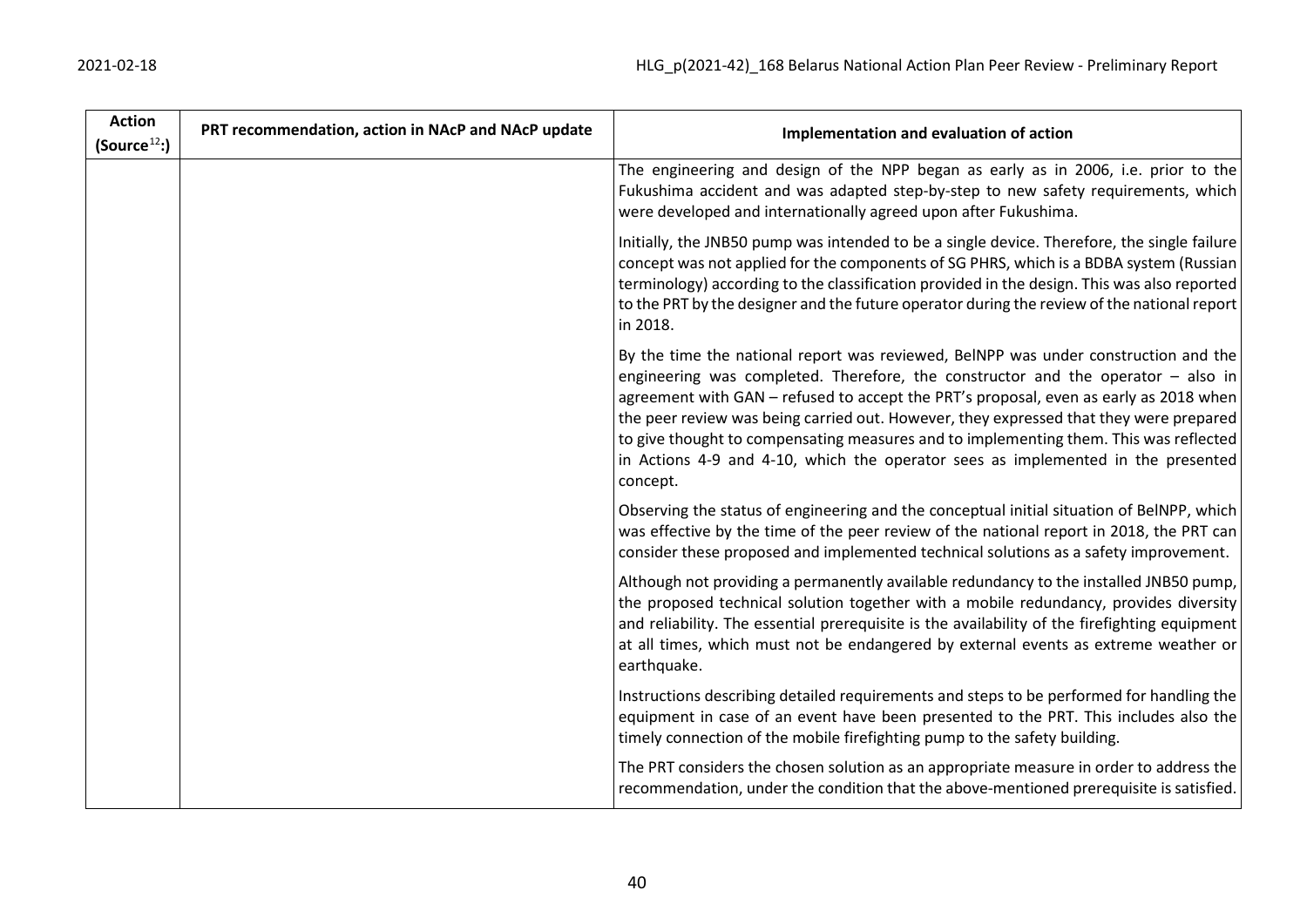| Action (Source[12]:) | PRT recommendation, action in NAcP and NAcP update | Implementation and evaluation of action |
|---|---|---|
| | | The engineering and design of the NPP began as early as in 2006, i.e. prior to the Fukushima accident and was adapted step-by-step to new safety requirements, which were developed and internationally agreed upon after Fukushima.<br><br>Initially, the JNB50 pump was intended to be a single device. Therefore, the single failure concept was not applied for the components of SG PHRS, which is a BDBA system (Russian terminology) according to the classification provided in the design. This was also reported to the PRT by the designer and the future operator during the review of the national report in 2018.<br><br>By the time the national report was reviewed, BelNPP was under construction and the engineering was completed. Therefore, the constructor and the operator – also in agreement with GAN – refused to accept the PRT's proposal, even as early as 2018 when the peer review was being carried out. However, they expressed that they were prepared to give thought to compensating measures and to implementing them. This was reflected in Actions 4-9 and 4-10, which the operator sees as implemented in the presented concept.<br><br>Observing the status of engineering and the conceptual initial situation of BelNPP, which was effective by the time of the peer review of the national report in 2018, the PRT can consider these proposed and implemented technical solutions as a safety improvement.<br><br>Although not providing a permanently available redundancy to the installed JNB50 pump, the proposed technical solution together with a mobile redundancy, provides diversity and reliability. The essential prerequisite is the availability of the firefighting equipment at all times, which must not be endangered by external events as extreme weather or earthquake.<br><br>Instructions describing detailed requirements and steps to be performed for handling the equipment in case of an event have been presented to the PRT. This includes also the timely connection of the mobile firefighting pump to the safety building.<br><br>The PRT considers the chosen solution as an appropriate measure in order to address the recommendation, under the condition that the above-mentioned prerequisite is satisfied. |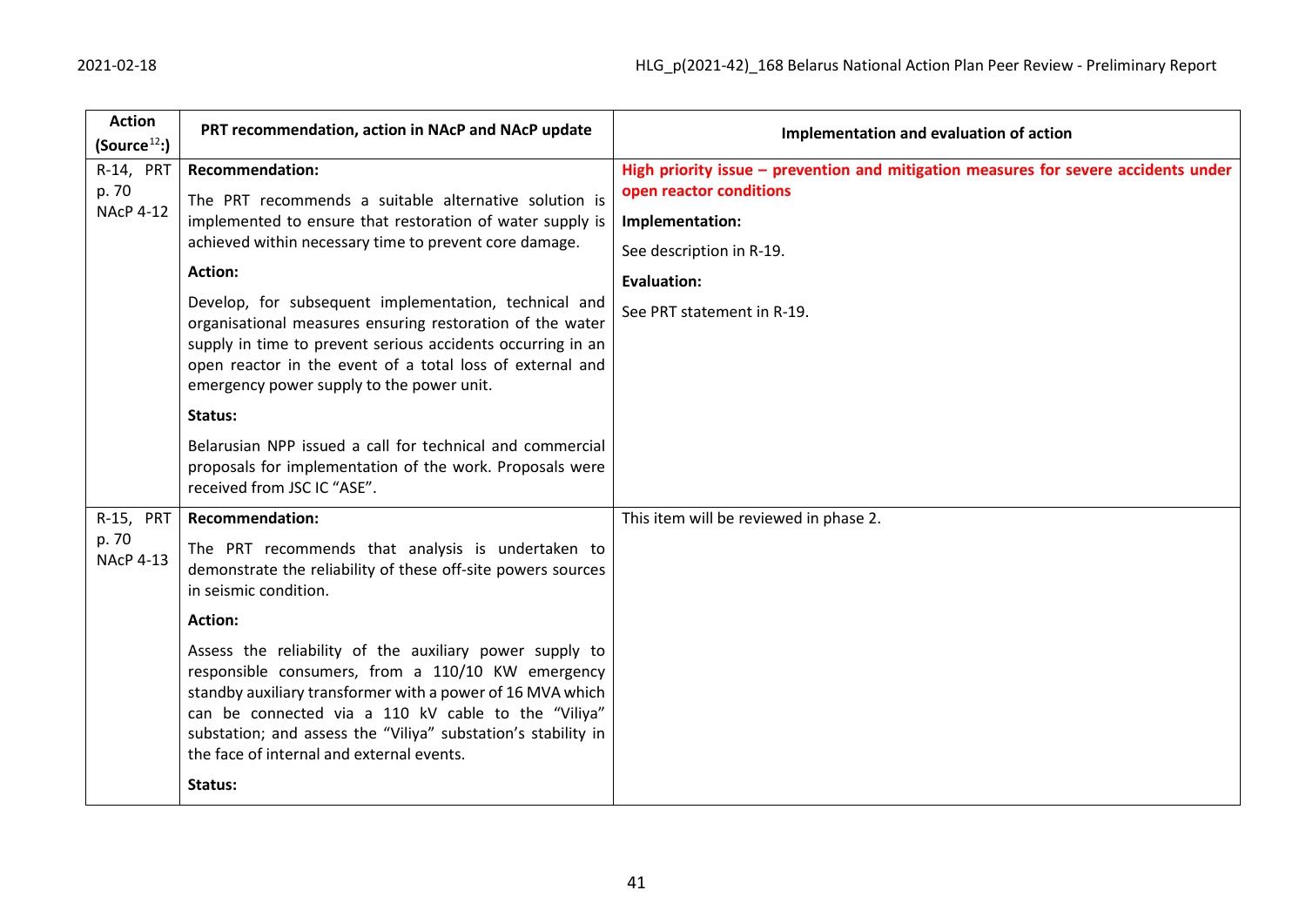| Action (Source[12]:) | PRT recommendation, action in NAcP and NAcP update | Implementation and evaluation of action |
|---|---|---|
| R-14, PRT p. 70 NAcP 4-12 | **Recommendation:**<br>The PRT recommends a suitable alternative solution is implemented to ensure that restoration of water supply is achieved within necessary time to prevent core damage.<br>**Action:**<br>Develop, for subsequent implementation, technical and organisational measures ensuring restoration of the water supply in time to prevent serious accidents occurring in an open reactor in the event of a total loss of external and emergency power supply to the power unit.<br>**Status:**<br>Belarusian NPP issued a call for technical and commercial proposals for implementation of the work. Proposals were received from JSC IC "ASE". | **High priority issue – prevention and mitigation measures for severe accidents under open reactor conditions**<br>**Implementation:**<br>See description in R-19.<br>**Evaluation:**<br>See PRT statement in R-19. |
| R-15, PRT p. 70 NAcP 4-13 | **Recommendation:**<br>The PRT recommends that analysis is undertaken to demonstrate the reliability of these off-site powers sources in seismic condition.<br>**Action:**<br>Assess the reliability of the auxiliary power supply to responsible consumers, from a 110/10 KW emergency standby auxiliary transformer with a power of 16 MVA which can be connected via a 110 kV cable to the "Viliya" substation; and assess the "Viliya" substation's stability in the face of internal and external events.<br>**Status:** | This item will be reviewed in phase 2. |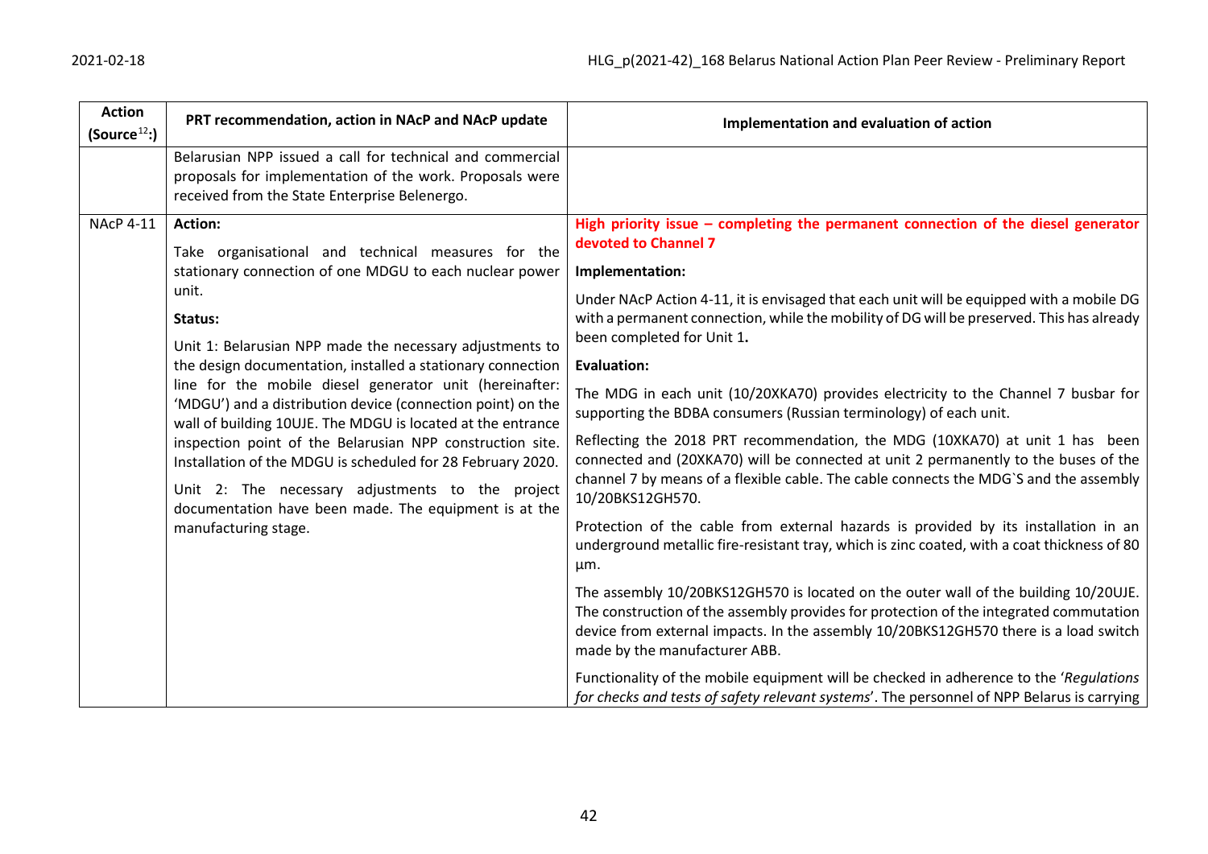| Action (Source[12]:) | PRT recommendation, action in NAcP and NAcP update | Implementation and evaluation of action |
|---|---|---|
| | Belarusian NPP issued a call for technical and commercial proposals for implementation of the work. Proposals were received from the State Enterprise Belenergo. | |
| NAcP 4-11 | **Action:**<br><br>Take organisational and technical measures for the stationary connection of one MDGU to each nuclear power unit.<br><br>**Status:**<br><br>Unit 1: Belarusian NPP made the necessary adjustments to the design documentation, installed a stationary connection line for the mobile diesel generator unit (hereinafter: 'MDGU') and a distribution device (connection point) on the wall of building 10UJE. The MDGU is located at the entrance inspection point of the Belarusian NPP construction site. Installation of the MDGU is scheduled for 28 February 2020.<br><br>Unit 2: The necessary adjustments to the project documentation have been made. The equipment is at the manufacturing stage. | **High priority issue – completing the permanent connection of the diesel generator devoted to Channel 7**<br><br>**Implementation:**<br><br>Under NAcP Action 4-11, it is envisaged that each unit will be equipped with a mobile DG with a permanent connection, while the mobility of DG will be preserved. This has already been completed for Unit 1.<br><br>**Evaluation:**<br><br>The MDG in each unit (10/20XKA70) provides electricity to the Channel 7 busbar for supporting the BDBA consumers (Russian terminology) of each unit.<br><br>Reflecting the 2018 PRT recommendation, the MDG (10XKA70) at unit 1 has been connected and (20XKA70) will be connected at unit 2 permanently to the buses of the channel 7 by means of a flexible cable. The cable connects the MDG`S and the assembly 10/20BKS12GH570.<br><br>Protection of the cable from external hazards is provided by its installation in an underground metallic fire-resistant tray, which is zinc coated, with a coat thickness of 80 µm.<br><br>The assembly 10/20BKS12GH570 is located on the outer wall of the building 10/20UJE. The construction of the assembly provides for protection of the integrated commutation device from external impacts. In the assembly 10/20BKS12GH570 there is a load switch made by the manufacturer ABB.<br><br>Functionality of the mobile equipment will be checked in adherence to the '*Regulations for checks and tests of safety relevant systems*'. The personnel of NPP Belarus is carrying |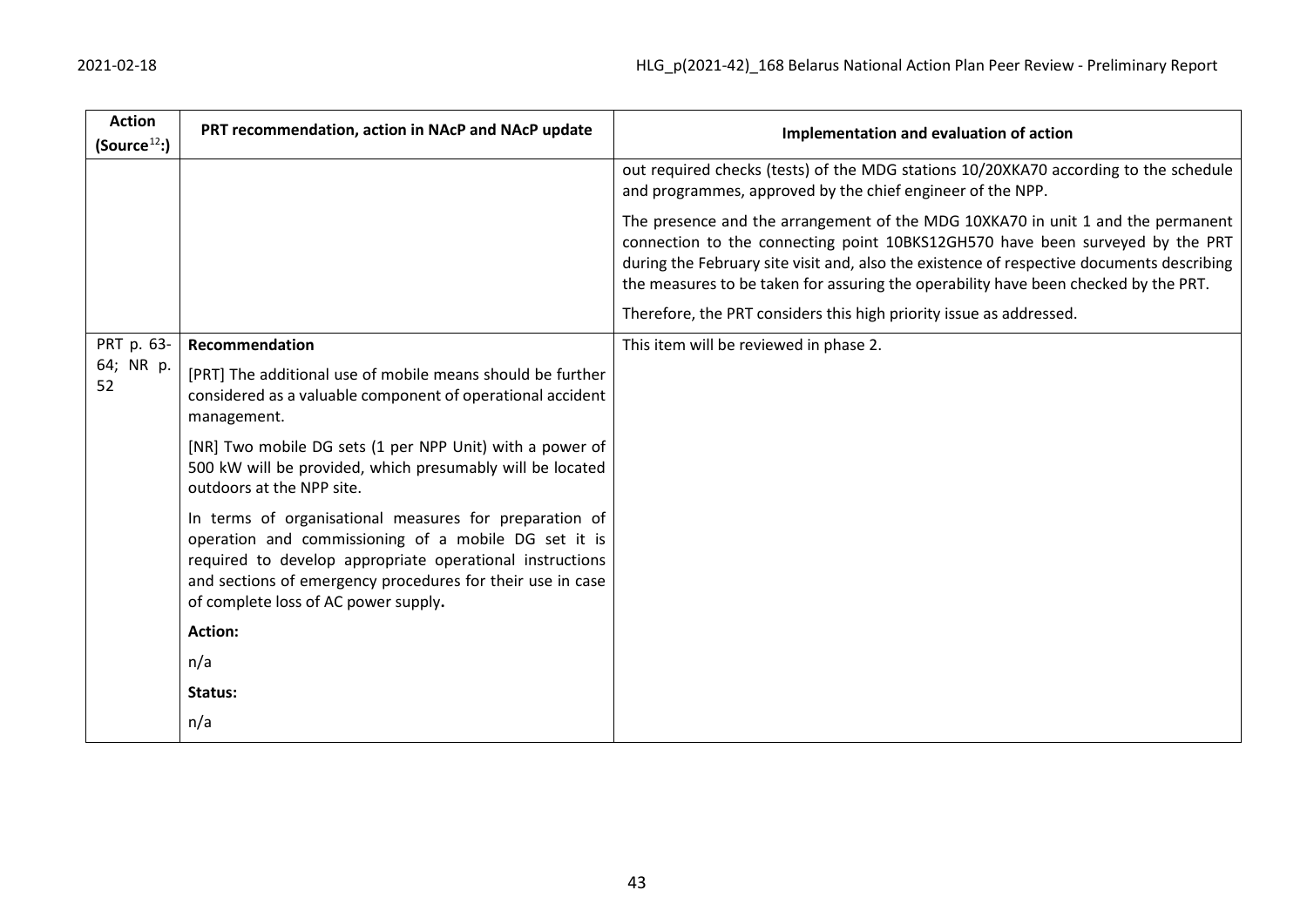| Action (Source[12]:) | PRT recommendation, action in NAcP and NAcP update | Implementation and evaluation of action |
|---|---|---|
| | | out required checks (tests) of the MDG stations 10/20XKA70 according to the schedule and programmes, approved by the chief engineer of the NPP.<br><br>The presence and the arrangement of the MDG 10XKA70 in unit 1 and the permanent connection to the connecting point 10BKS12GH570 have been surveyed by the PRT during the February site visit and, also the existence of respective documents describing the measures to be taken for assuring the operability have been checked by the PRT.<br><br>Therefore, the PRT considers this high priority issue as addressed. |
| PRT p. 63-64; NR p. 52 | **Recommendation**<br><br>[PRT] The additional use of mobile means should be further considered as a valuable component of operational accident management.<br><br>[NR] Two mobile DG sets (1 per NPP Unit) with a power of 500 kW will be provided, which presumably will be located outdoors at the NPP site.<br><br>In terms of organisational measures for preparation of operation and commissioning of a mobile DG set it is required to develop appropriate operational instructions and sections of emergency procedures for their use in case of complete loss of AC power supply**.**<br><br>**Action:**<br><br>n/a<br><br>**Status:**<br><br>n/a | This item will be reviewed in phase 2. |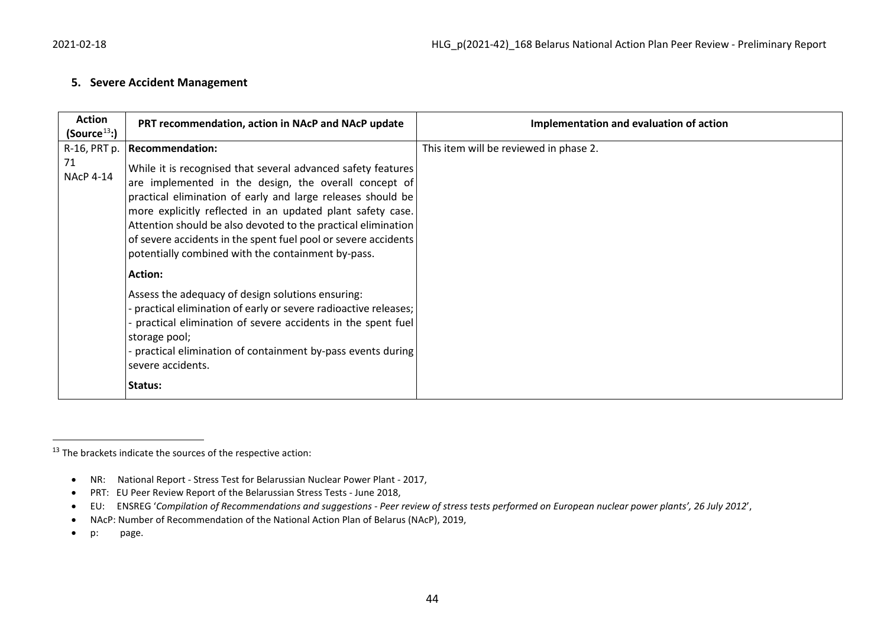## 5. Severe Accident Management

| Action (Source[13]:) | PRT recommendation, action in NAcP and NAcP update | Implementation and evaluation of action |
|---|---|---|
| R-16, PRT p. 71<br>NAcP 4-14 | **Recommendation:**<br><br>While it is recognised that several advanced safety features are implemented in the design, the overall concept of practical elimination of early and large releases should be more explicitly reflected in an updated plant safety case. Attention should be also devoted to the practical elimination of severe accidents in the spent fuel pool or severe accidents potentially combined with the containment by-pass.<br><br>**Action:**<br><br>Assess the adequacy of design solutions ensuring:<br>- practical elimination of early or severe radioactive releases;<br>- practical elimination of severe accidents in the spent fuel storage pool;<br>- practical elimination of containment by-pass events during severe accidents.<br><br>**Status:** | This item will be reviewed in phase 2. |

[13] The brackets indicate the sources of the respective action:

- NR: National Report - Stress Test for Belarussian Nuclear Power Plant - 2017,
- PRT: EU Peer Review Report of the Belarussian Stress Tests - June 2018,
- EU: ENSREG '*Compilation of Recommendations and suggestions - Peer review of stress tests performed on European nuclear power plants', 26 July 2012*',
- NAcP: Number of Recommendation of the National Action Plan of Belarus (NAcP), 2019,
- p: page.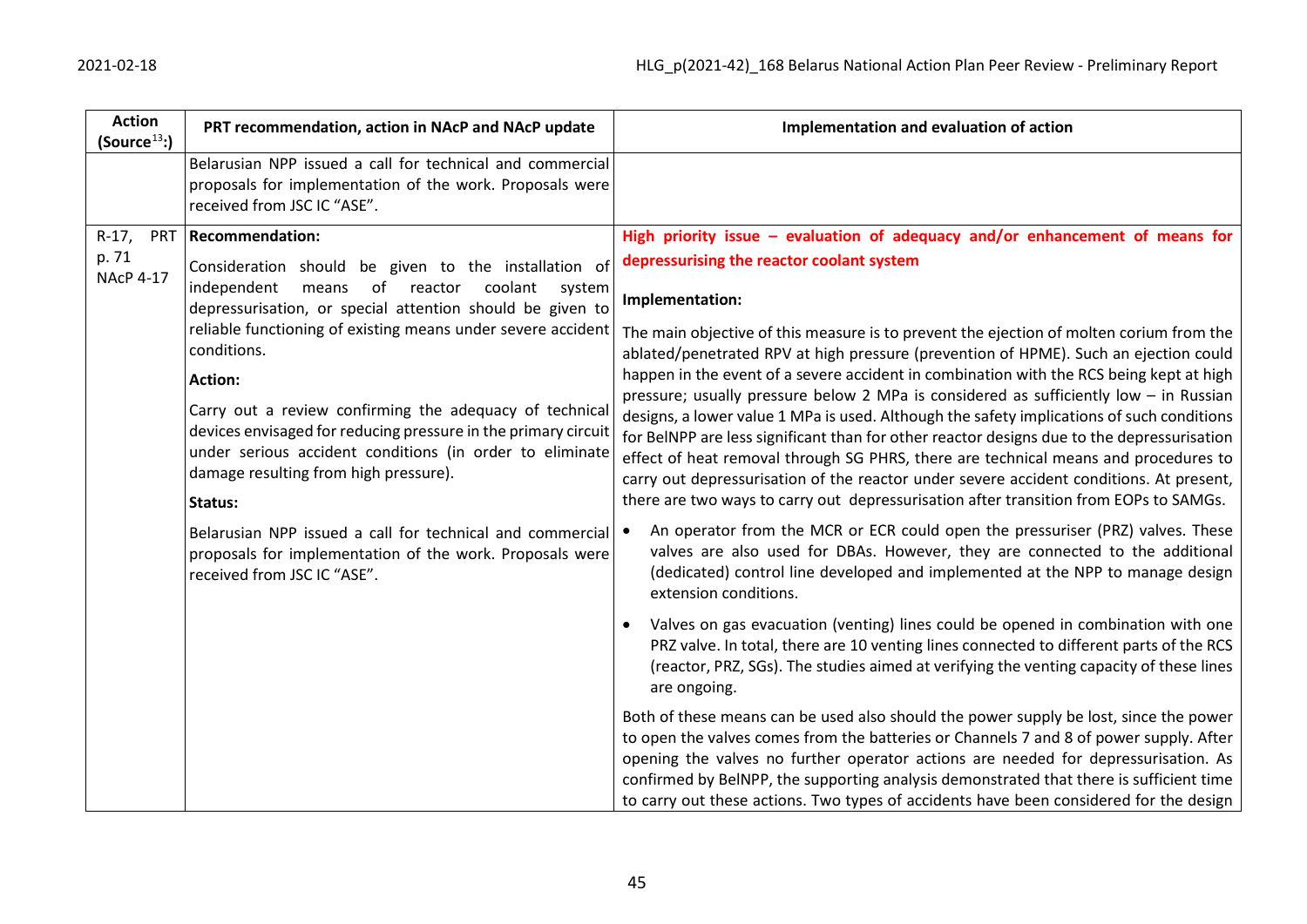| Action (Source[13]:) | PRT recommendation, action in NAcP and NAcP update | Implementation and evaluation of action |
|---|---|---|
| | Belarusian NPP issued a call for technical and commercial proposals for implementation of the work. Proposals were received from JSC IC "ASE". | |
| R-17, PRT p. 71<br>NAcP 4-17 | **Recommendation:**<br><br>Consideration should be given to the installation of independent means of reactor coolant system depressurisation, or special attention should be given to reliable functioning of existing means under severe accident conditions.<br><br>**Action:**<br><br>Carry out a review confirming the adequacy of technical devices envisaged for reducing pressure in the primary circuit under serious accident conditions (in order to eliminate damage resulting from high pressure).<br><br>**Status:**<br><br>Belarusian NPP issued a call for technical and commercial proposals for implementation of the work. Proposals were received from JSC IC "ASE". | **High priority issue – evaluation of adequacy and/or enhancement of means for depressurising the reactor coolant system**<br><br>**Implementation:**<br><br>The main objective of this measure is to prevent the ejection of molten corium from the ablated/penetrated RPV at high pressure (prevention of HPME). Such an ejection could happen in the event of a severe accident in combination with the RCS being kept at high pressure; usually pressure below 2 MPa is considered as sufficiently low – in Russian designs, a lower value 1 MPa is used. Although the safety implications of such conditions for BelNPP are less significant than for other reactor designs due to the depressurisation effect of heat removal through SG PHRS, there are technical means and procedures to carry out depressurisation of the reactor under severe accident conditions. At present, there are two ways to carry out depressurisation after transition from EOPs to SAMGs.<br><br>• An operator from the MCR or ECR could open the pressuriser (PRZ) valves. These valves are also used for DBAs. However, they are connected to the additional (dedicated) control line developed and implemented at the NPP to manage design extension conditions.<br><br>• Valves on gas evacuation (venting) lines could be opened in combination with one PRZ valve. In total, there are 10 venting lines connected to different parts of the RCS (reactor, PRZ, SGs). The studies aimed at verifying the venting capacity of these lines are ongoing.<br><br>Both of these means can be used also should the power supply be lost, since the power to open the valves comes from the batteries or Channels 7 and 8 of power supply. After opening the valves no further operator actions are needed for depressurisation. As confirmed by BelNPP, the supporting analysis demonstrated that there is sufficient time to carry out these actions. Two types of accidents have been considered for the design |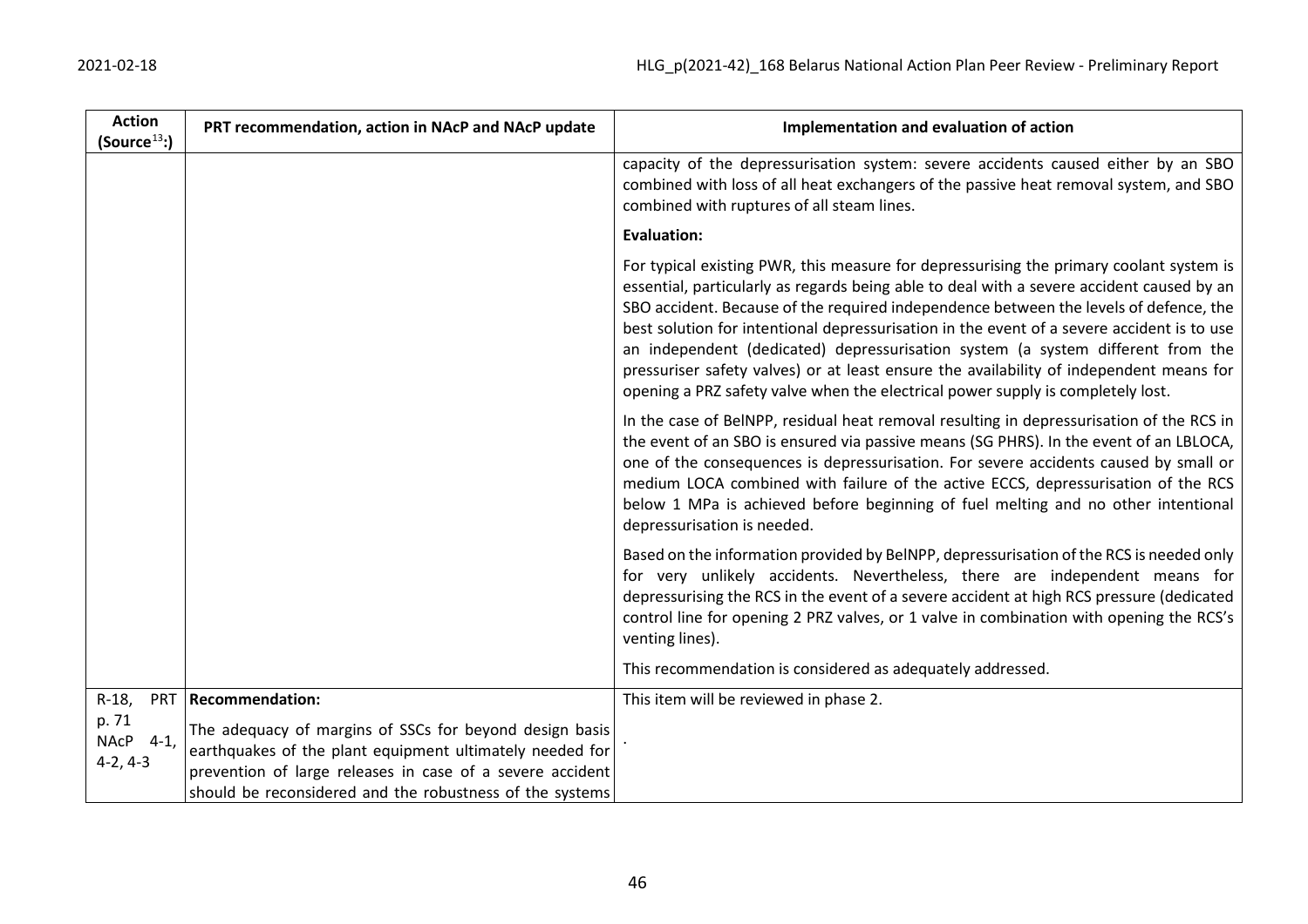| Action (Source[13]:) | PRT recommendation, action in NAcP and NAcP update | Implementation and evaluation of action |
|---|---|---|
| | | capacity of the depressurisation system: severe accidents caused either by an SBO combined with loss of all heat exchangers of the passive heat removal system, and SBO combined with ruptures of all steam lines.<br><br>**Evaluation:**<br><br>For typical existing PWR, this measure for depressurising the primary coolant system is essential, particularly as regards being able to deal with a severe accident caused by an SBO accident. Because of the required independence between the levels of defence, the best solution for intentional depressurisation in the event of a severe accident is to use an independent (dedicated) depressurisation system (a system different from the pressuriser safety valves) or at least ensure the availability of independent means for opening a PRZ safety valve when the electrical power supply is completely lost.<br><br>In the case of BelNPP, residual heat removal resulting in depressurisation of the RCS in the event of an SBO is ensured via passive means (SG PHRS). In the event of an LBLOCA, one of the consequences is depressurisation. For severe accidents caused by small or medium LOCA combined with failure of the active ECCS, depressurisation of the RCS below 1 MPa is achieved before beginning of fuel melting and no other intentional depressurisation is needed.<br><br>Based on the information provided by BelNPP, depressurisation of the RCS is needed only for very unlikely accidents. Nevertheless, there are independent means for depressurising the RCS in the event of a severe accident at high RCS pressure (dedicated control line for opening 2 PRZ valves, or 1 valve in combination with opening the RCS's venting lines).<br><br>This recommendation is considered as adequately addressed. |
| R-18, PRT p. 71<br>NAcP 4-1, 4-2, 4-3 | **Recommendation:**<br><br>The adequacy of margins of SSCs for beyond design basis earthquakes of the plant equipment ultimately needed for prevention of large releases in case of a severe accident should be reconsidered and the robustness of the systems | This item will be reviewed in phase 2.<br><br>. |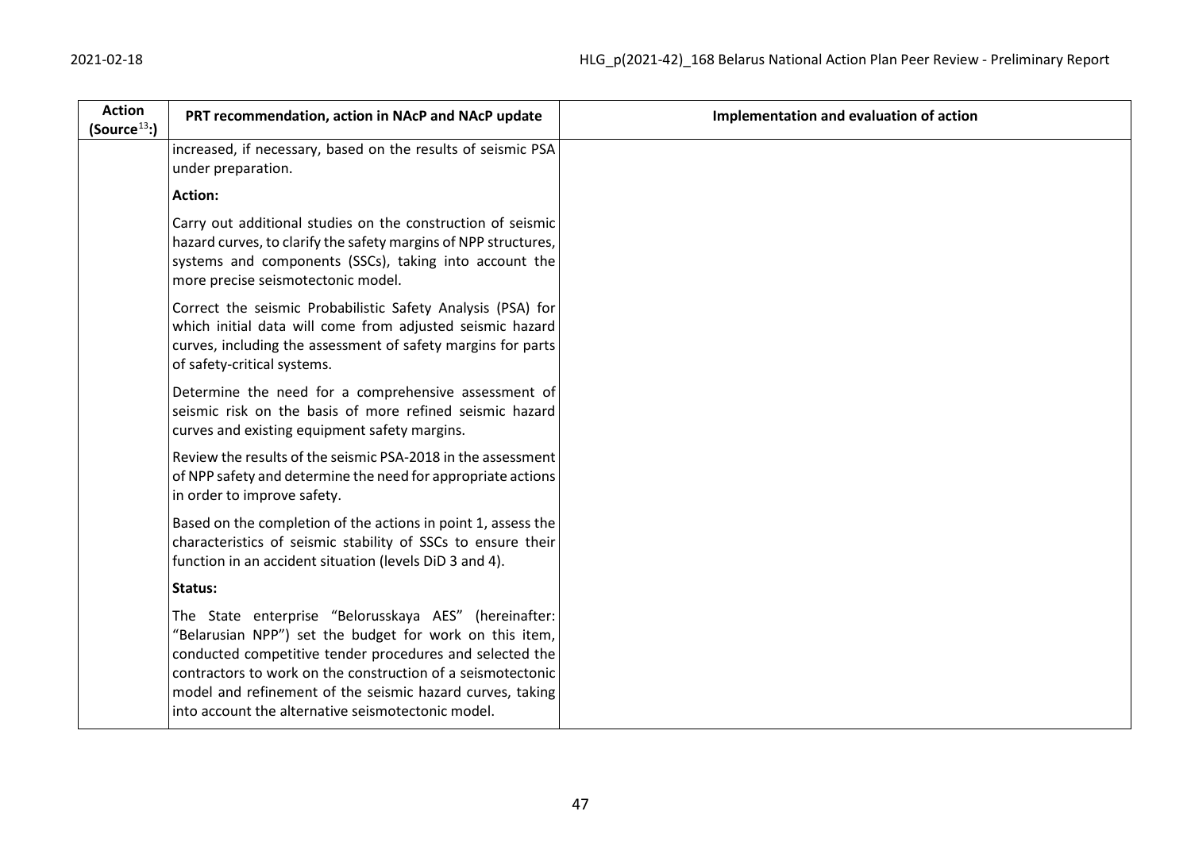| Action (Source[13]:) | PRT recommendation, action in NAcP and NAcP update | Implementation and evaluation of action |
|---|---|---|
| | increased, if necessary, based on the results of seismic PSA under preparation.<br><br>**Action:**<br><br>Carry out additional studies on the construction of seismic hazard curves, to clarify the safety margins of NPP structures, systems and components (SSCs), taking into account the more precise seismotectonic model.<br><br>Correct the seismic Probabilistic Safety Analysis (PSA) for which initial data will come from adjusted seismic hazard curves, including the assessment of safety margins for parts of safety-critical systems.<br><br>Determine the need for a comprehensive assessment of seismic risk on the basis of more refined seismic hazard curves and existing equipment safety margins.<br><br>Review the results of the seismic PSA-2018 in the assessment of NPP safety and determine the need for appropriate actions in order to improve safety.<br><br>Based on the completion of the actions in point 1, assess the characteristics of seismic stability of SSCs to ensure their function in an accident situation (levels DiD 3 and 4).<br><br>**Status:**<br><br>The State enterprise "Belorusskaya AES" (hereinafter: "Belarusian NPP") set the budget for work on this item, conducted competitive tender procedures and selected the contractors to work on the construction of a seismotectonic model and refinement of the seismic hazard curves, taking into account the alternative seismotectonic model. | |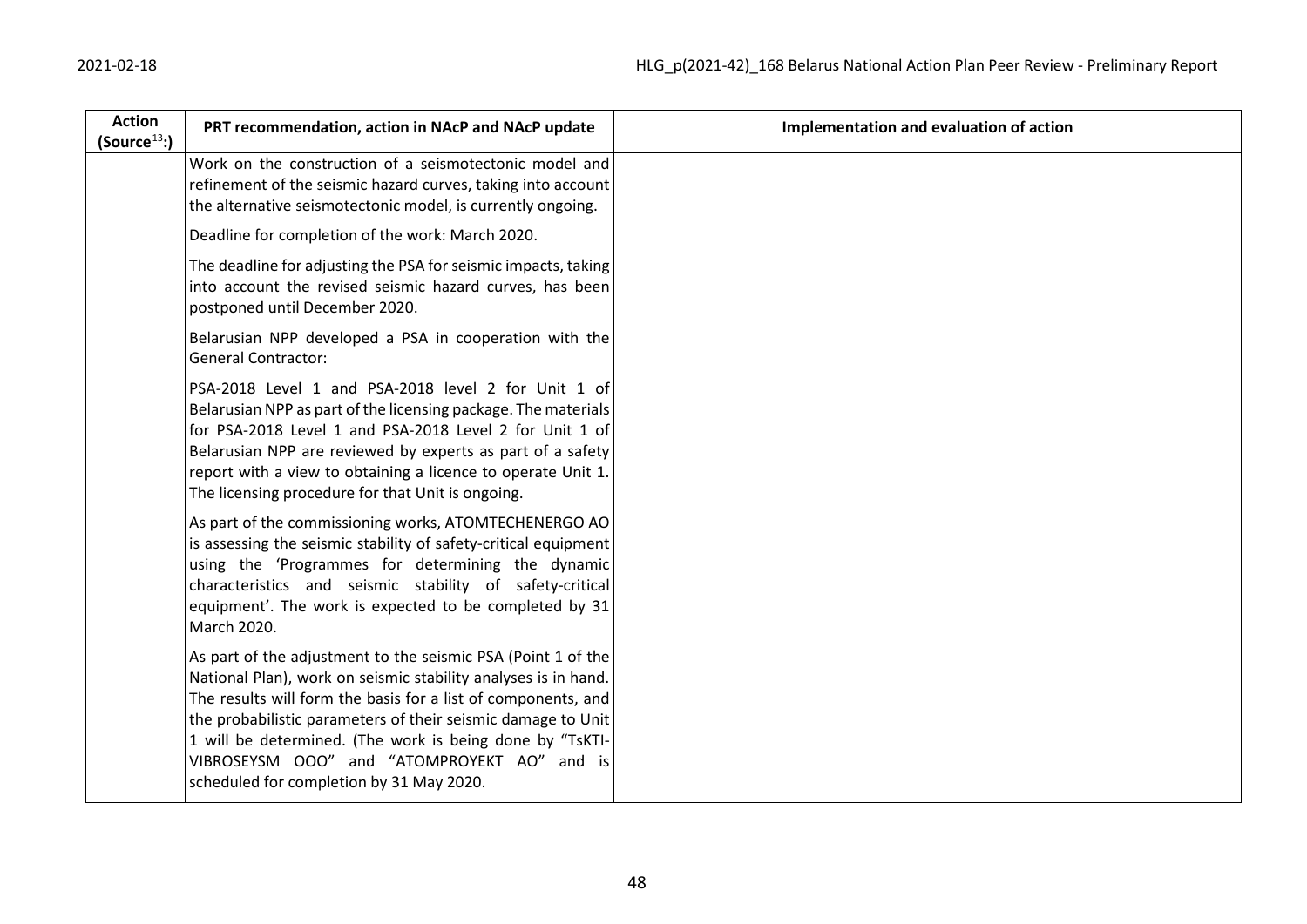| Action (Source[13]:) | PRT recommendation, action in NAcP and NAcP update | Implementation and evaluation of action |
|---|---|---|
| | Work on the construction of a seismotectonic model and refinement of the seismic hazard curves, taking into account the alternative seismotectonic model, is currently ongoing.<br><br>Deadline for completion of the work: March 2020.<br><br>The deadline for adjusting the PSA for seismic impacts, taking into account the revised seismic hazard curves, has been postponed until December 2020.<br><br>Belarusian NPP developed a PSA in cooperation with the General Contractor:<br><br>PSA-2018 Level 1 and PSA-2018 level 2 for Unit 1 of Belarusian NPP as part of the licensing package. The materials for PSA-2018 Level 1 and PSA-2018 Level 2 for Unit 1 of Belarusian NPP are reviewed by experts as part of a safety report with a view to obtaining a licence to operate Unit 1. The licensing procedure for that Unit is ongoing.<br><br>As part of the commissioning works, ATOMTECHENERGO AO is assessing the seismic stability of safety-critical equipment using the 'Programmes for determining the dynamic characteristics and seismic stability of safety-critical equipment'. The work is expected to be completed by 31 March 2020.<br><br>As part of the adjustment to the seismic PSA (Point 1 of the National Plan), work on seismic stability analyses is in hand. The results will form the basis for a list of components, and the probabilistic parameters of their seismic damage to Unit 1 will be determined. (The work is being done by "TsKTI-VIBROSEYSM OOO" and "ATOMPROYEKT AO" and is scheduled for completion by 31 May 2020. | |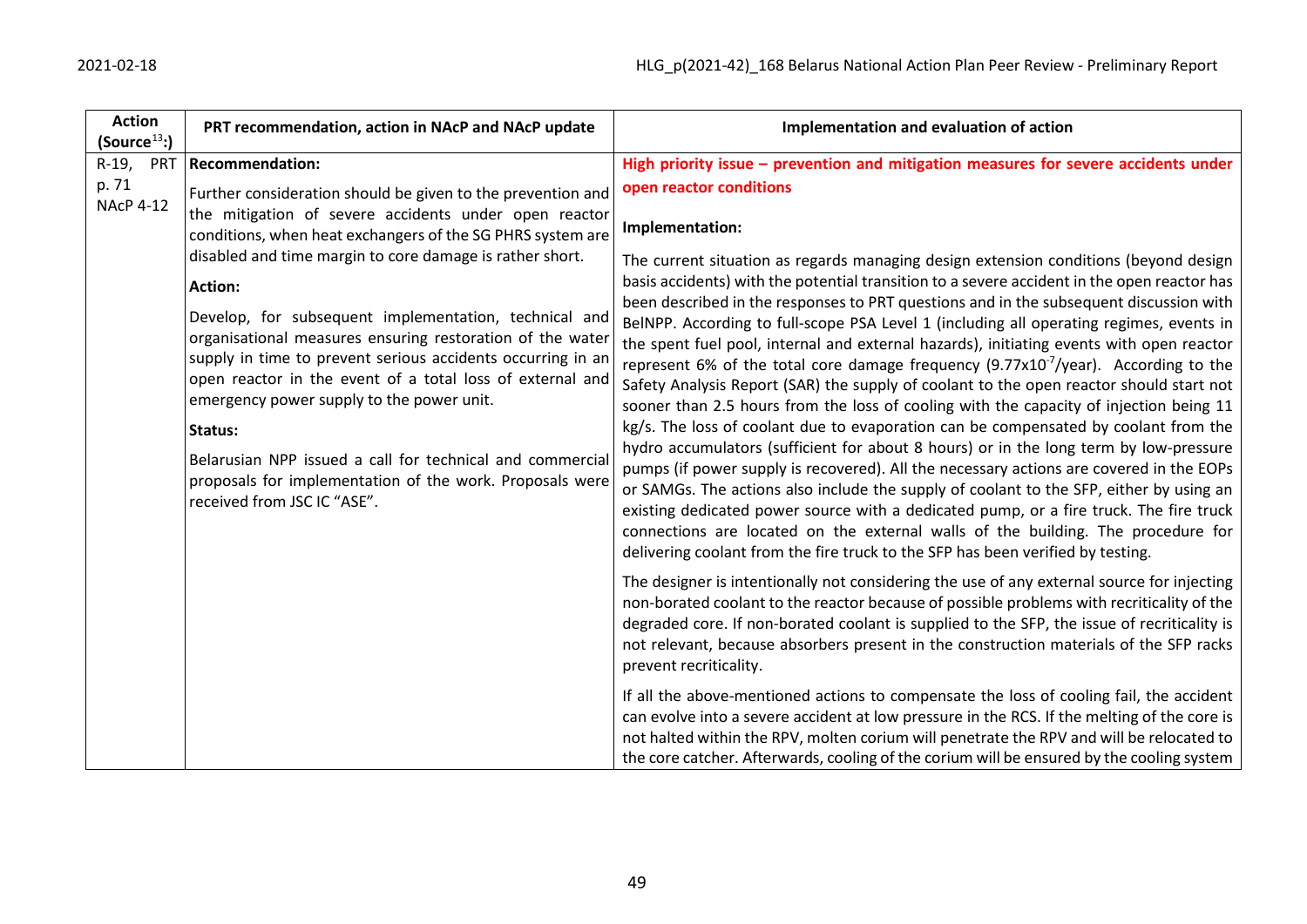| Action (Source[13]:) | PRT recommendation, action in NAcP and NAcP update | Implementation and evaluation of action |
|---|---|---|
| R-19, PRT p. 71 NAcP 4-12 | **Recommendation:**<br><br>Further consideration should be given to the prevention and the mitigation of severe accidents under open reactor conditions, when heat exchangers of the SG PHRS system are disabled and time margin to core damage is rather short.<br><br>**Action:**<br><br>Develop, for subsequent implementation, technical and organisational measures ensuring restoration of the water supply in time to prevent serious accidents occurring in an open reactor in the event of a total loss of external and emergency power supply to the power unit.<br><br>**Status:**<br><br>Belarusian NPP issued a call for technical and commercial proposals for implementation of the work. Proposals were received from JSC IC "ASE". | **High priority issue – prevention and mitigation measures for severe accidents under open reactor conditions**<br><br>**Implementation:**<br><br>The current situation as regards managing design extension conditions (beyond design basis accidents) with the potential transition to a severe accident in the open reactor has been described in the responses to PRT questions and in the subsequent discussion with BelNPP. According to full-scope PSA Level 1 (including all operating regimes, events in the spent fuel pool, internal and external hazards), initiating events with open reactor represent 6% of the total core damage frequency ($9.77x10^{-7}$/year). According to the Safety Analysis Report (SAR) the supply of coolant to the open reactor should start not sooner than 2.5 hours from the loss of cooling with the capacity of injection being 11 kg/s. The loss of coolant due to evaporation can be compensated by coolant from the hydro accumulators (sufficient for about 8 hours) or in the long term by low-pressure pumps (if power supply is recovered). All the necessary actions are covered in the EOPs or SAMGs. The actions also include the supply of coolant to the SFP, either by using an existing dedicated power source with a dedicated pump, or a fire truck. The fire truck connections are located on the external walls of the building. The procedure for delivering coolant from the fire truck to the SFP has been verified by testing.<br><br>The designer is intentionally not considering the use of any external source for injecting non-borated coolant to the reactor because of possible problems with recriticality of the degraded core. If non-borated coolant is supplied to the SFP, the issue of recriticality is not relevant, because absorbers present in the construction materials of the SFP racks prevent recriticality.<br><br>If all the above-mentioned actions to compensate the loss of cooling fail, the accident can evolve into a severe accident at low pressure in the RCS. If the melting of the core is not halted within the RPV, molten corium will penetrate the RPV and will be relocated to the core catcher. Afterwards, cooling of the corium will be ensured by the cooling system |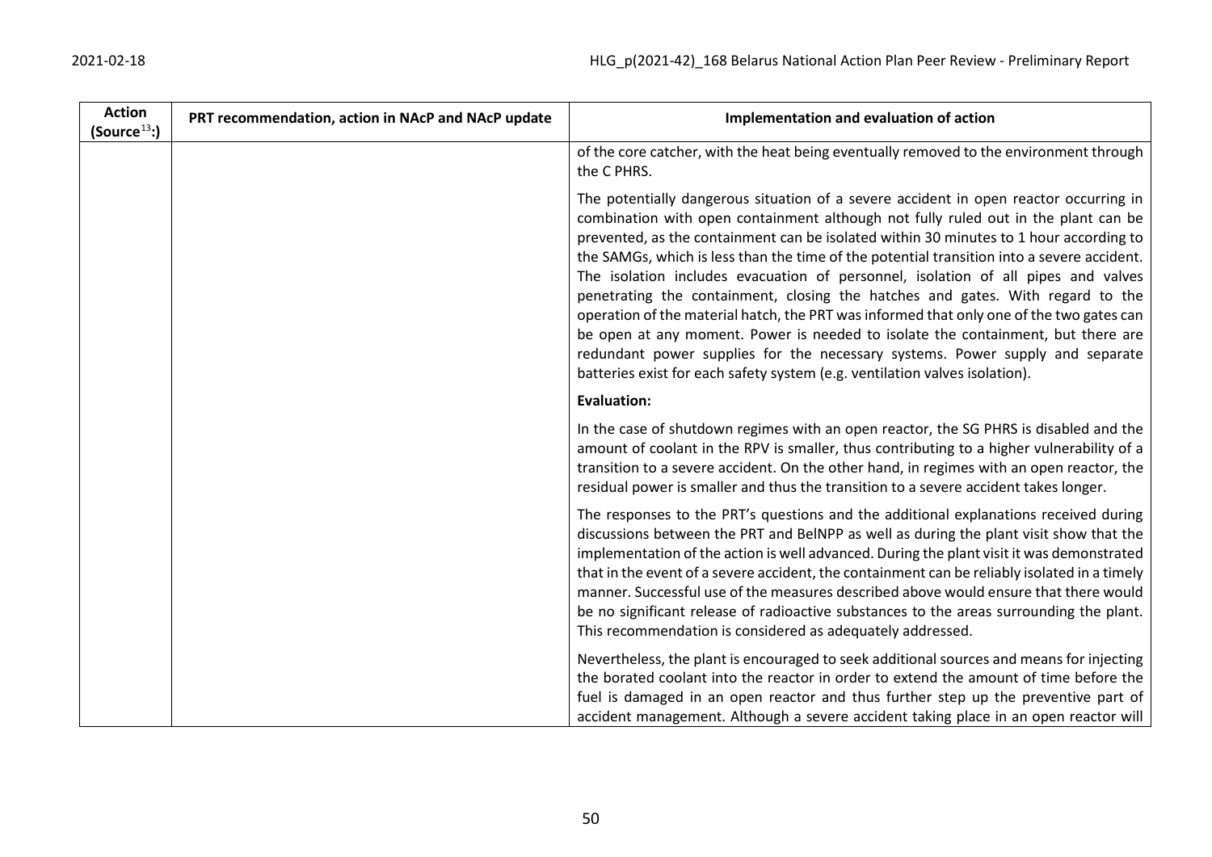| Action (Source[13]:) | PRT recommendation, action in NAcP and NAcP update | Implementation and evaluation of action |
|---|---|---|
| | | of the core catcher, with the heat being eventually removed to the environment through the C PHRS.<br><br>The potentially dangerous situation of a severe accident in open reactor occurring in combination with open containment although not fully ruled out in the plant can be prevented, as the containment can be isolated within 30 minutes to 1 hour according to the SAMGs, which is less than the time of the potential transition into a severe accident. The isolation includes evacuation of personnel, isolation of all pipes and valves penetrating the containment, closing the hatches and gates. With regard to the operation of the material hatch, the PRT was informed that only one of the two gates can be open at any moment. Power is needed to isolate the containment, but there are redundant power supplies for the necessary systems. Power supply and separate batteries exist for each safety system (e.g. ventilation valves isolation).<br><br>**Evaluation:**<br><br>In the case of shutdown regimes with an open reactor, the SG PHRS is disabled and the amount of coolant in the RPV is smaller, thus contributing to a higher vulnerability of a transition to a severe accident. On the other hand, in regimes with an open reactor, the residual power is smaller and thus the transition to a severe accident takes longer.<br><br>The responses to the PRT's questions and the additional explanations received during discussions between the PRT and BelNPP as well as during the plant visit show that the implementation of the action is well advanced. During the plant visit it was demonstrated that in the event of a severe accident, the containment can be reliably isolated in a timely manner. Successful use of the measures described above would ensure that there would be no significant release of radioactive substances to the areas surrounding the plant. This recommendation is considered as adequately addressed.<br><br>Nevertheless, the plant is encouraged to seek additional sources and means for injecting the borated coolant into the reactor in order to extend the amount of time before the fuel is damaged in an open reactor and thus further step up the preventive part of accident management. Although a severe accident taking place in an open reactor will |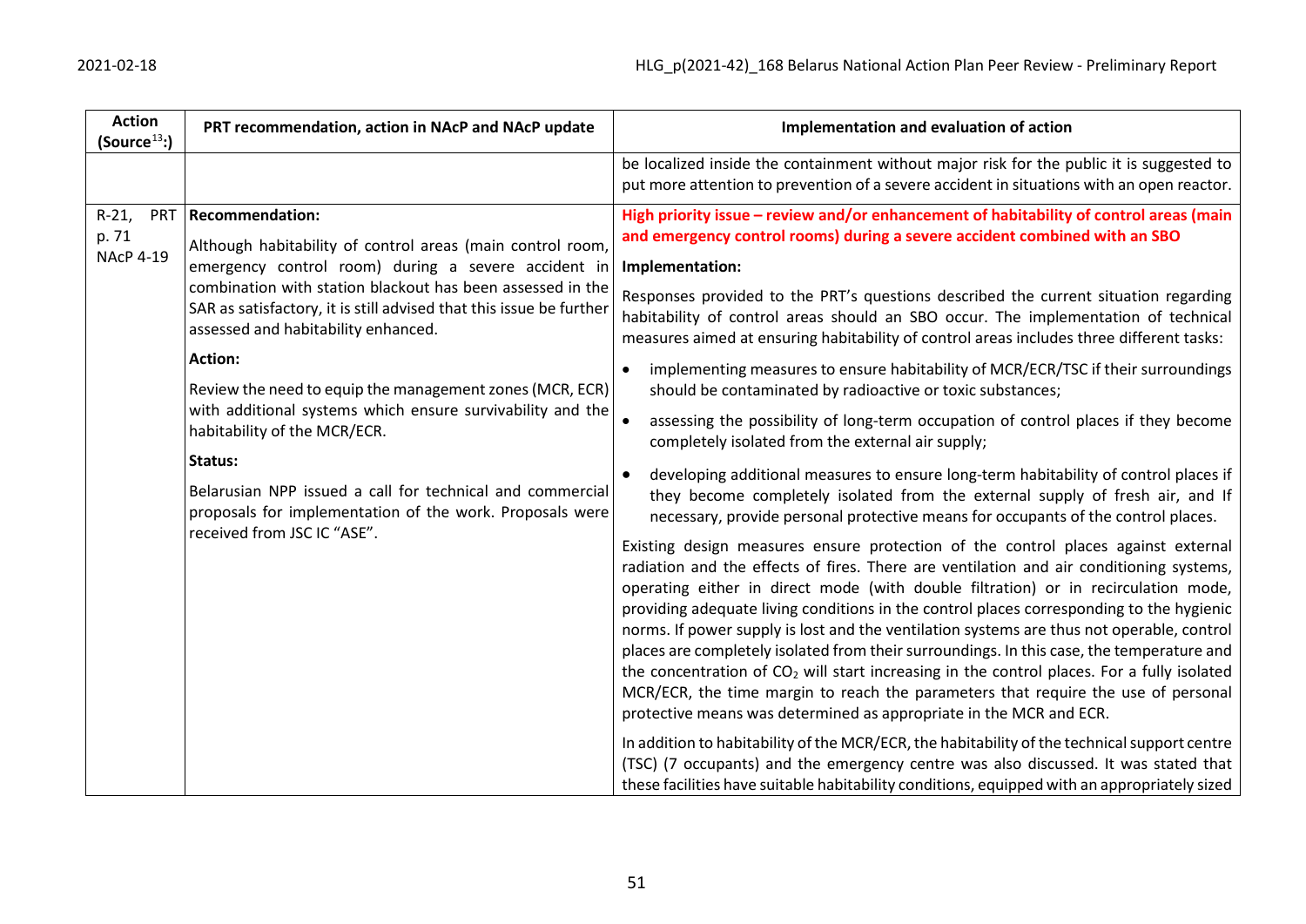| Action (Source[13]:) | PRT recommendation, action in NAcP and NAcP update | Implementation and evaluation of action |
|---|---|---|
| | | be localized inside the containment without major risk for the public it is suggested to put more attention to prevention of a severe accident in situations with an open reactor. |
| R-21, PRT p. 71 NAcP 4-19 | **Recommendation:** Although habitability of control areas (main control room, emergency control room) during a severe accident in combination with station blackout has been assessed in the SAR as satisfactory, it is still advised that this issue be further assessed and habitability enhanced. **Action:** Review the need to equip the management zones (MCR, ECR) with additional systems which ensure survivability and the habitability of the MCR/ECR. **Status:** Belarusian NPP issued a call for technical and commercial proposals for implementation of the work. Proposals were received from JSC IC "ASE". | **High priority issue – review and/or enhancement of habitability of control areas (main and emergency control rooms) during a severe accident combined with an SBO** **Implementation:** Responses provided to the PRT's questions described the current situation regarding habitability of control areas should an SBO occur. The implementation of technical measures aimed at ensuring habitability of control areas includes three different tasks: • implementing measures to ensure habitability of MCR/ECR/TSC if their surroundings should be contaminated by radioactive or toxic substances; • assessing the possibility of long-term occupation of control places if they become completely isolated from the external air supply; • developing additional measures to ensure long-term habitability of control places if they become completely isolated from the external supply of fresh air, and If necessary, provide personal protective means for occupants of the control places. Existing design measures ensure protection of the control places against external radiation and the effects of fires. There are ventilation and air conditioning systems, operating either in direct mode (with double filtration) or in recirculation mode, providing adequate living conditions in the control places corresponding to the hygienic norms. If power supply is lost and the ventilation systems are thus not operable, control places are completely isolated from their surroundings. In this case, the temperature and the concentration of $CO_2$ will start increasing in the control places. For a fully isolated MCR/ECR, the time margin to reach the parameters that require the use of personal protective means was determined as appropriate in the MCR and ECR. In addition to habitability of the MCR/ECR, the habitability of the technical support centre (TSC) (7 occupants) and the emergency centre was also discussed. It was stated that these facilities have suitable habitability conditions, equipped with an appropriately sized |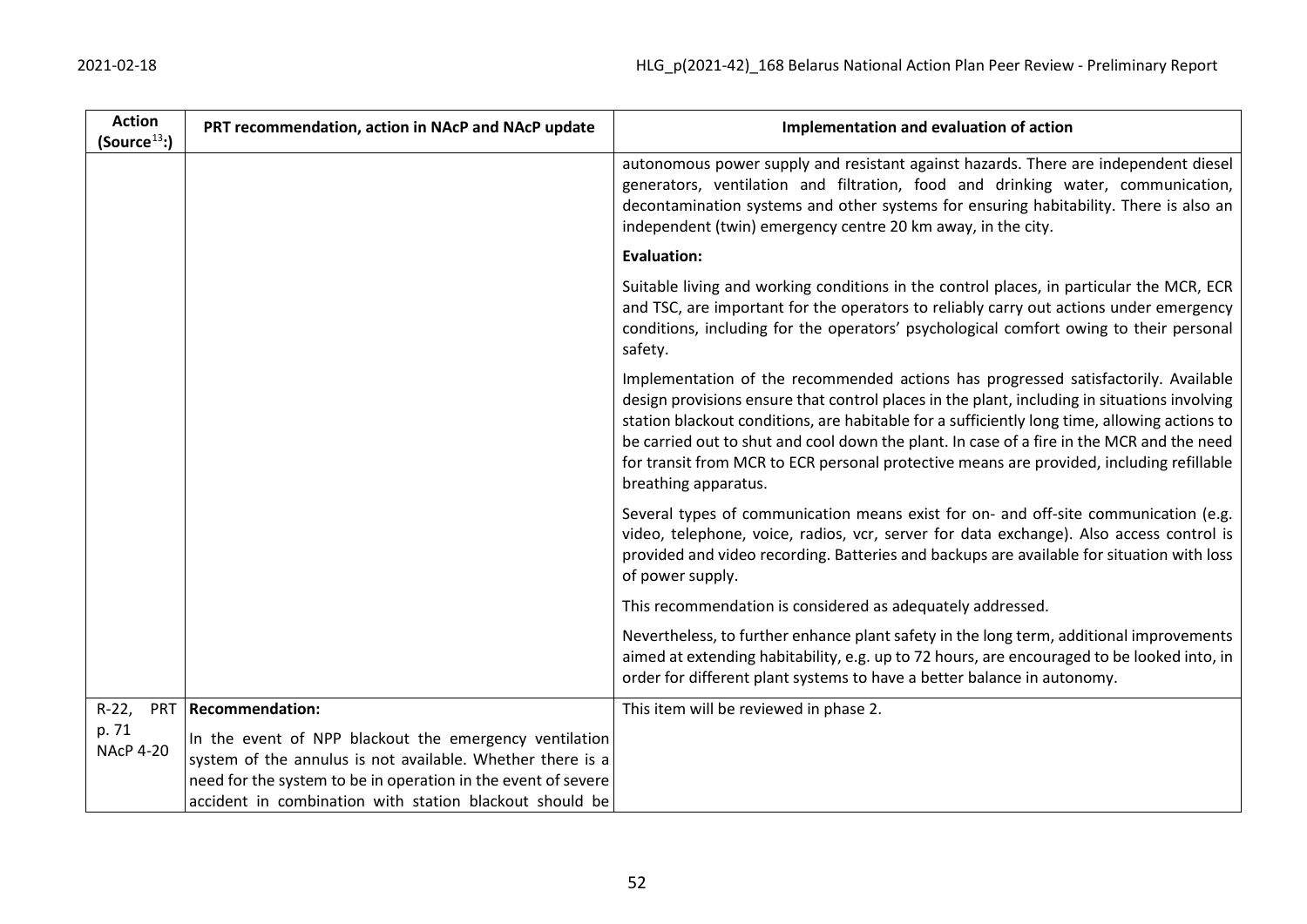| Action (Source[13]:) | PRT recommendation, action in NAcP and NAcP update | Implementation and evaluation of action |
|---|---|---|
| | | autonomous power supply and resistant against hazards. There are independent diesel generators, ventilation and filtration, food and drinking water, communication, decontamination systems and other systems for ensuring habitability. There is also an independent (twin) emergency centre 20 km away, in the city.<br><br>**Evaluation:**<br><br>Suitable living and working conditions in the control places, in particular the MCR, ECR and TSC, are important for the operators to reliably carry out actions under emergency conditions, including for the operators' psychological comfort owing to their personal safety.<br><br>Implementation of the recommended actions has progressed satisfactorily. Available design provisions ensure that control places in the plant, including in situations involving station blackout conditions, are habitable for a sufficiently long time, allowing actions to be carried out to shut and cool down the plant. In case of a fire in the MCR and the need for transit from MCR to ECR personal protective means are provided, including refillable breathing apparatus.<br><br>Several types of communication means exist for on- and off-site communication (e.g. video, telephone, voice, radios, vcr, server for data exchange). Also access control is provided and video recording. Batteries and backups are available for situation with loss of power supply.<br><br>This recommendation is considered as adequately addressed.<br><br>Nevertheless, to further enhance plant safety in the long term, additional improvements aimed at extending habitability, e.g. up to 72 hours, are encouraged to be looked into, in order for different plant systems to have a better balance in autonomy. |
| R-22, PRT p. 71<br>NAcP 4-20 | **Recommendation:**<br><br>In the event of NPP blackout the emergency ventilation system of the annulus is not available. Whether there is a need for the system to be in operation in the event of severe accident in combination with station blackout should be | This item will be reviewed in phase 2. |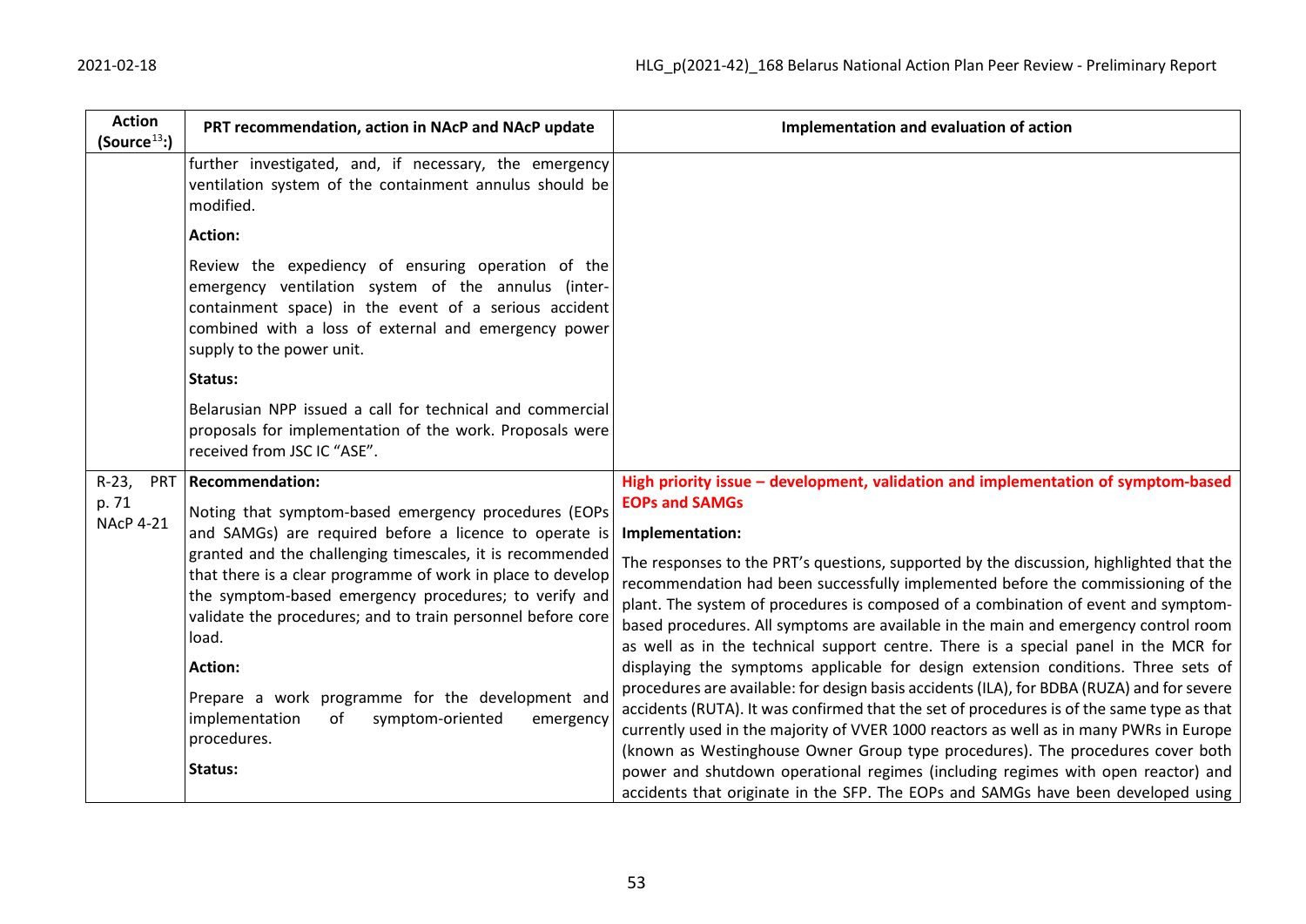| Action (Source[13]:) | PRT recommendation, action in NAcP and NAcP update | Implementation and evaluation of action |
|---|---|---|
| | further investigated, and, if necessary, the emergency ventilation system of the containment annulus should be modified.<br><br>**Action:**<br><br>Review the expediency of ensuring operation of the emergency ventilation system of the annulus (inter-containment space) in the event of a serious accident combined with a loss of external and emergency power supply to the power unit.<br><br>**Status:**<br><br>Belarusian NPP issued a call for technical and commercial proposals for implementation of the work. Proposals were received from JSC IC "ASE". | |
| R-23, PRT p. 71<br>NAcP 4-21 | **Recommendation:**<br><br>Noting that symptom-based emergency procedures (EOPs and SAMGs) are required before a licence to operate is granted and the challenging timescales, it is recommended that there is a clear programme of work in place to develop the symptom-based emergency procedures; to verify and validate the procedures; and to train personnel before core load.<br><br>**Action:**<br><br>Prepare a work programme for the development and implementation of symptom-oriented emergency procedures.<br><br>**Status:** | **High priority issue – development, validation and implementation of symptom-based EOPs and SAMGs**<br><br>**Implementation:**<br><br>The responses to the PRT's questions, supported by the discussion, highlighted that the recommendation had been successfully implemented before the commissioning of the plant. The system of procedures is composed of a combination of event and symptom-based procedures. All symptoms are available in the main and emergency control room as well as in the technical support centre. There is a special panel in the MCR for displaying the symptoms applicable for design extension conditions. Three sets of procedures are available: for design basis accidents (ILA), for BDBA (RUZA) and for severe accidents (RUTA). It was confirmed that the set of procedures is of the same type as that currently used in the majority of VVER 1000 reactors as well as in many PWRs in Europe (known as Westinghouse Owner Group type procedures). The procedures cover both power and shutdown operational regimes (including regimes with open reactor) and accidents that originate in the SFP. The EOPs and SAMGs have been developed using |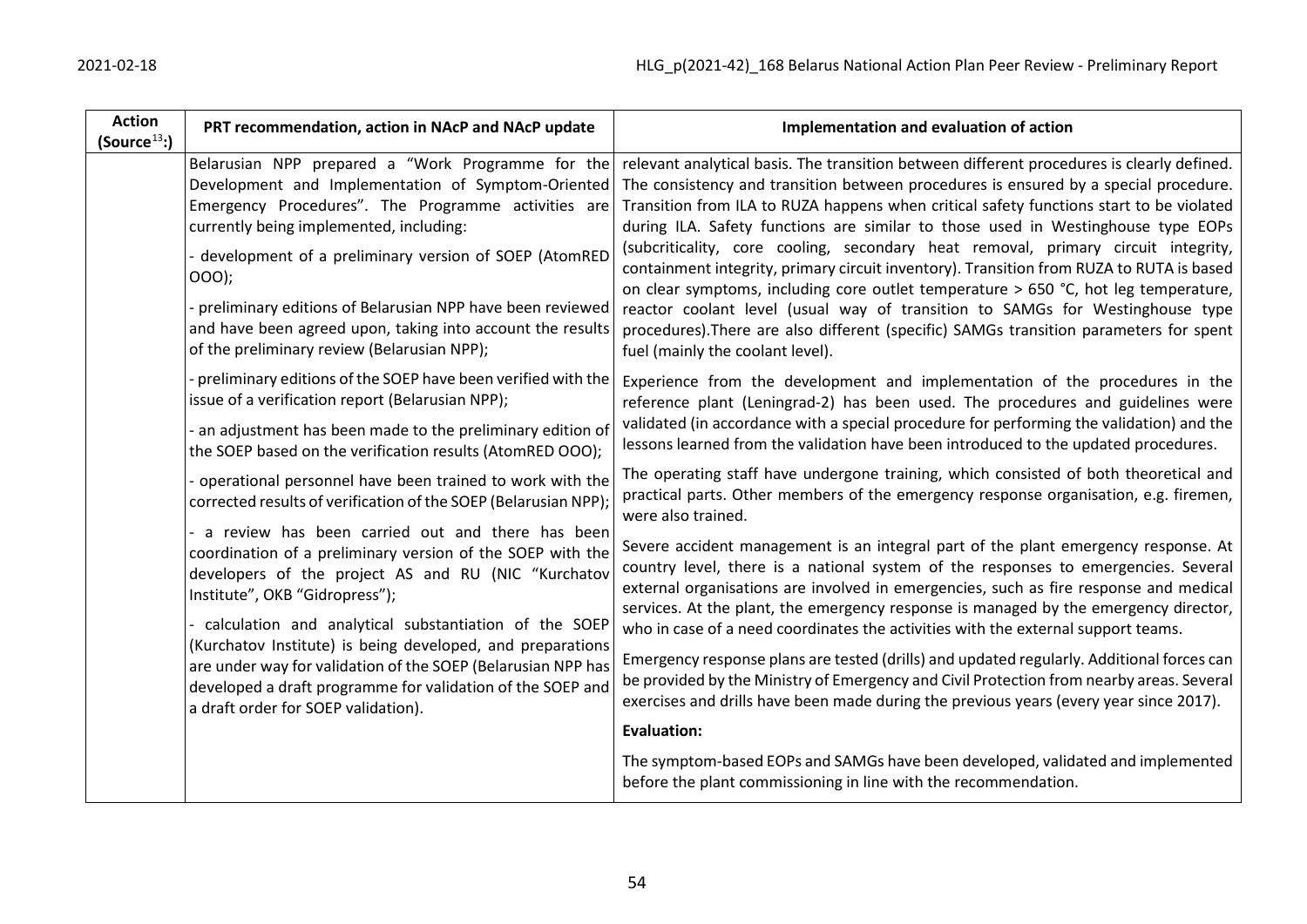| Action (Source[13]:) | PRT recommendation, action in NAcP and NAcP update | Implementation and evaluation of action |
|---|---|---|
| | Belarusian NPP prepared a "Work Programme for the Development and Implementation of Symptom-Oriented Emergency Procedures". The Programme activities are currently being implemented, including:<br><br>- development of a preliminary version of SOEP (AtomRED OOO);<br><br>- preliminary editions of Belarusian NPP have been reviewed and have been agreed upon, taking into account the results of the preliminary review (Belarusian NPP);<br><br>- preliminary editions of the SOEP have been verified with the issue of a verification report (Belarusian NPP);<br><br>- an adjustment has been made to the preliminary edition of the SOEP based on the verification results (AtomRED OOO);<br><br>- operational personnel have been trained to work with the corrected results of verification of the SOEP (Belarusian NPP);<br><br>- a review has been carried out and there has been coordination of a preliminary version of the SOEP with the developers of the project AS and RU (NIC "Kurchatov Institute", OKB "Gidropress");<br><br>- calculation and analytical substantiation of the SOEP (Kurchatov Institute) is being developed, and preparations are under way for validation of the SOEP (Belarusian NPP has developed a draft programme for validation of the SOEP and a draft order for SOEP validation). | relevant analytical basis. The transition between different procedures is clearly defined. The consistency and transition between procedures is ensured by a special procedure. Transition from ILA to RUZA happens when critical safety functions start to be violated during ILA. Safety functions are similar to those used in Westinghouse type EOPs (subcriticality, core cooling, secondary heat removal, primary circuit integrity, containment integrity, primary circuit inventory). Transition from RUZA to RUTA is based on clear symptoms, including core outlet temperature > 650 °C, hot leg temperature, reactor coolant level (usual way of transition to SAMGs for Westinghouse type procedures).There are also different (specific) SAMGs transition parameters for spent fuel (mainly the coolant level).<br><br>Experience from the development and implementation of the procedures in the reference plant (Leningrad-2) has been used. The procedures and guidelines were validated (in accordance with a special procedure for performing the validation) and the lessons learned from the validation have been introduced to the updated procedures.<br><br>The operating staff have undergone training, which consisted of both theoretical and practical parts. Other members of the emergency response organisation, e.g. firemen, were also trained.<br><br>Severe accident management is an integral part of the plant emergency response. At country level, there is a national system of the responses to emergencies. Several external organisations are involved in emergencies, such as fire response and medical services. At the plant, the emergency response is managed by the emergency director, who in case of a need coordinates the activities with the external support teams.<br><br>Emergency response plans are tested (drills) and updated regularly. Additional forces can be provided by the Ministry of Emergency and Civil Protection from nearby areas. Several exercises and drills have been made during the previous years (every year since 2017).<br><br>**Evaluation:**<br><br>The symptom-based EOPs and SAMGs have been developed, validated and implemented before the plant commissioning in line with the recommendation. |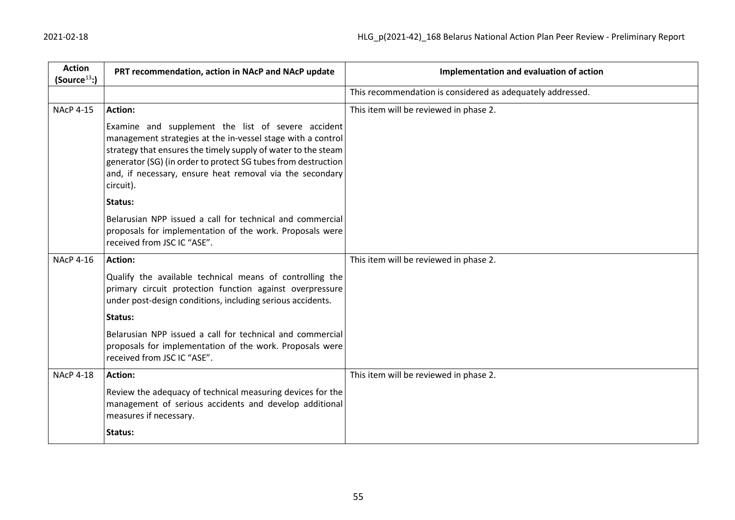| Action (Source[13]:) | PRT recommendation, action in NAcP and NAcP update | Implementation and evaluation of action |
|---|---|---|
| | | This recommendation is considered as adequately addressed. |
| NAcP 4-15 | **Action:**<br><br>Examine and supplement the list of severe accident management strategies at the in-vessel stage with a control strategy that ensures the timely supply of water to the steam generator (SG) (in order to protect SG tubes from destruction and, if necessary, ensure heat removal via the secondary circuit).<br><br>**Status:**<br><br>Belarusian NPP issued a call for technical and commercial proposals for implementation of the work. Proposals were received from JSC IC "ASE". | This item will be reviewed in phase 2. |
| NAcP 4-16 | **Action:**<br><br>Qualify the available technical means of controlling the primary circuit protection function against overpressure under post-design conditions, including serious accidents.<br><br>**Status:**<br><br>Belarusian NPP issued a call for technical and commercial proposals for implementation of the work. Proposals were received from JSC IC "ASE". | This item will be reviewed in phase 2. |
| NAcP 4-18 | **Action:**<br><br>Review the adequacy of technical measuring devices for the management of serious accidents and develop additional measures if necessary.<br><br>**Status:** | This item will be reviewed in phase 2. |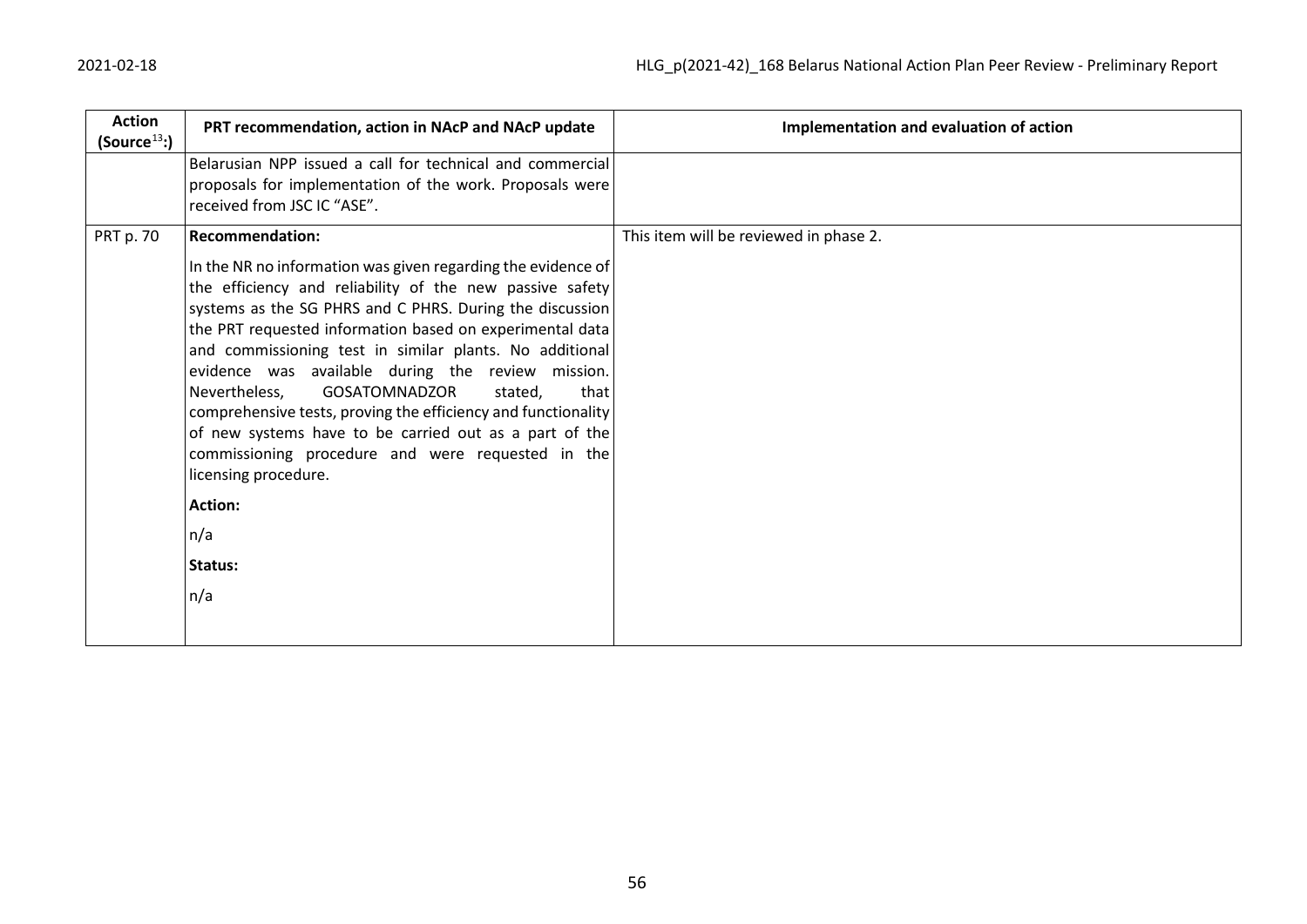| Action (Source[13]:) | PRT recommendation, action in NAcP and NAcP update | Implementation and evaluation of action |
|---|---|---|
| | Belarusian NPP issued a call for technical and commercial proposals for implementation of the work. Proposals were received from JSC IC "ASE". | |
| PRT p. 70 | **Recommendation:**<br><br>In the NR no information was given regarding the evidence of the efficiency and reliability of the new passive safety systems as the SG PHRS and C PHRS. During the discussion the PRT requested information based on experimental data and commissioning test in similar plants. No additional evidence was available during the review mission. Nevertheless, GOSATOMNADZOR stated, that comprehensive tests, proving the efficiency and functionality of new systems have to be carried out as a part of the commissioning procedure and were requested in the licensing procedure.<br><br>**Action:**<br><br>n/a<br><br>**Status:**<br><br>n/a | This item will be reviewed in phase 2. |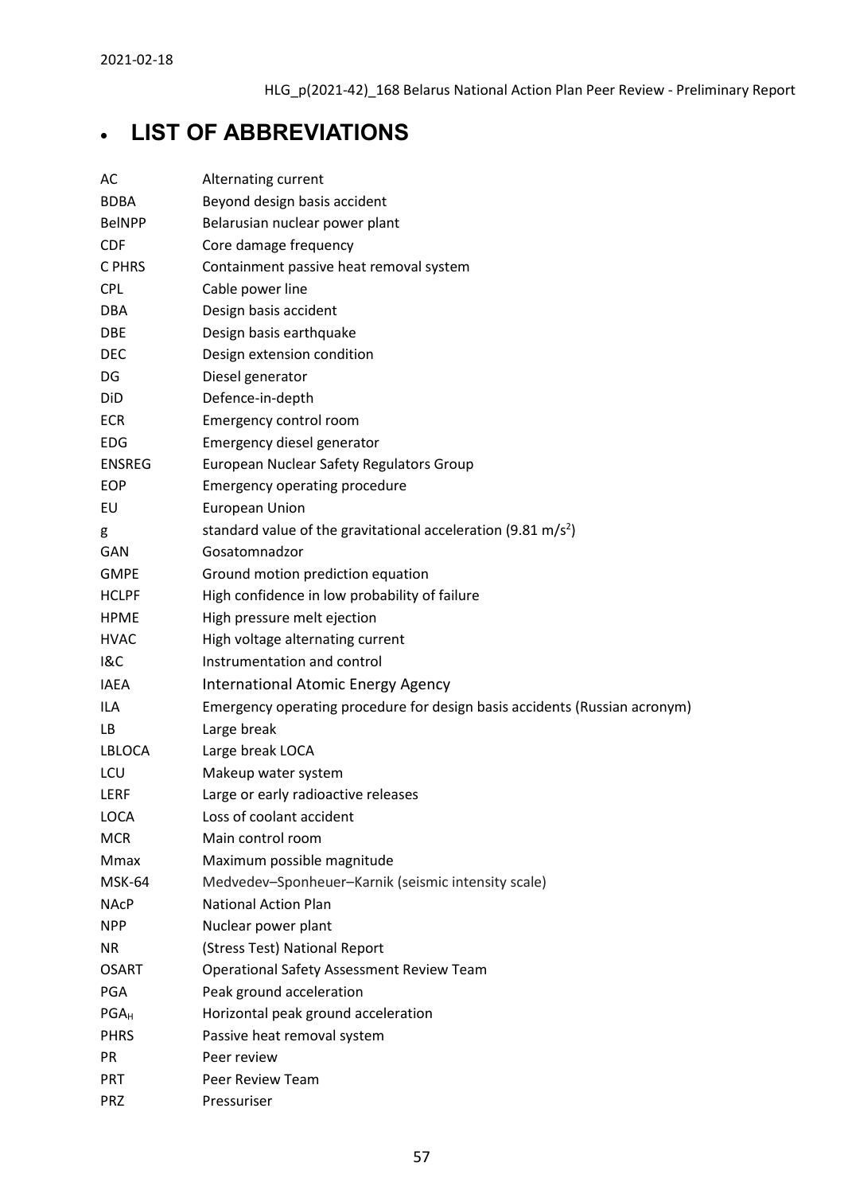# LIST OF ABBREVIATIONS

| | |
|---|---|
| AC | Alternating current |
| BDBA | Beyond design basis accident |
| BelNPP | Belarusian nuclear power plant |
| CDF | Core damage frequency |
| C PHRS | Containment passive heat removal system |
| CPL | Cable power line |
| DBA | Design basis accident |
| DBE | Design basis earthquake |
| DEC | Design extension condition |
| DG | Diesel generator |
| DiD | Defence-in-depth |
| ECR | Emergency control room |
| EDG | Emergency diesel generator |
| ENSREG | European Nuclear Safety Regulators Group |
| EOP | Emergency operating procedure |
| EU | European Union |
| g | standard value of the gravitational acceleration (9.81 $m/s^2$) |
| GAN | Gosatomnadzor |
| GMPE | Ground motion prediction equation |
| HCLPF | High confidence in low probability of failure |
| HPME | High pressure melt ejection |
| HVAC | High voltage alternating current |
| I&C | Instrumentation and control |
| IAEA | International Atomic Energy Agency |
| ILA | Emergency operating procedure for design basis accidents (Russian acronym) |
| LB | Large break |
| LBLOCA | Large break LOCA |
| LCU | Makeup water system |
| LERF | Large or early radioactive releases |
| LOCA | Loss of coolant accident |
| MCR | Main control room |
| Mmax | Maximum possible magnitude |
| MSK-64 | Medvedev–Sponheuer–Karnik (seismic intensity scale) |
| NAcP | National Action Plan |
| NPP | Nuclear power plant |
| NR | (Stress Test) National Report |
| OSART | Operational Safety Assessment Review Team |
| PGA | Peak ground acceleration |
| $PGA_H$ | Horizontal peak ground acceleration |
| PHRS | Passive heat removal system |
| PR | Peer review |
| PRT | Peer Review Team |
| PRZ | Pressuriser |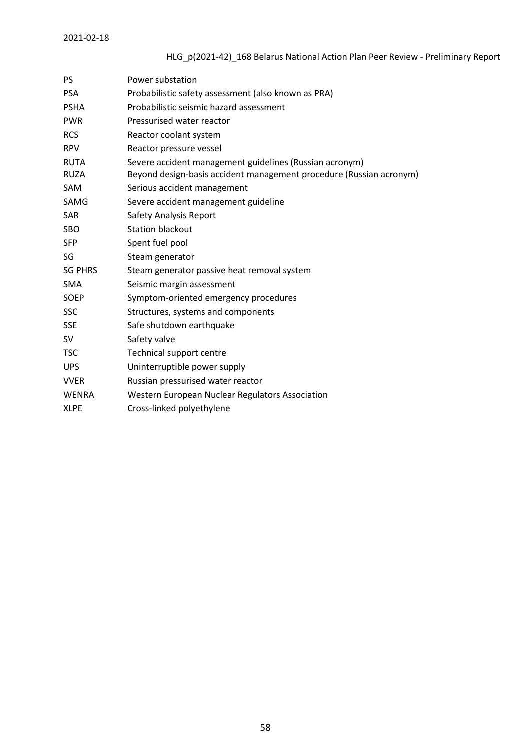| | |
|---|---|
| PS | Power substation |
| PSA | Probabilistic safety assessment (also known as PRA) |
| PSHA | Probabilistic seismic hazard assessment |
| PWR | Pressurised water reactor |
| RCS | Reactor coolant system |
| RPV | Reactor pressure vessel |
| RUTA | Severe accident management guidelines (Russian acronym) |
| RUZA | Beyond design-basis accident management procedure (Russian acronym) |
| SAM | Serious accident management |
| SAMG | Severe accident management guideline |
| SAR | Safety Analysis Report |
| SBO | Station blackout |
| SFP | Spent fuel pool |
| SG | Steam generator |
| SG PHRS | Steam generator passive heat removal system |
| SMA | Seismic margin assessment |
| SOEP | Symptom-oriented emergency procedures |
| SSC | Structures, systems and components |
| SSE | Safe shutdown earthquake |
| SV | Safety valve |
| TSC | Technical support centre |
| UPS | Uninterruptible power supply |
| VVER | Russian pressurised water reactor |
| WENRA | Western European Nuclear Regulators Association |
| XLPE | Cross-linked polyethylene |